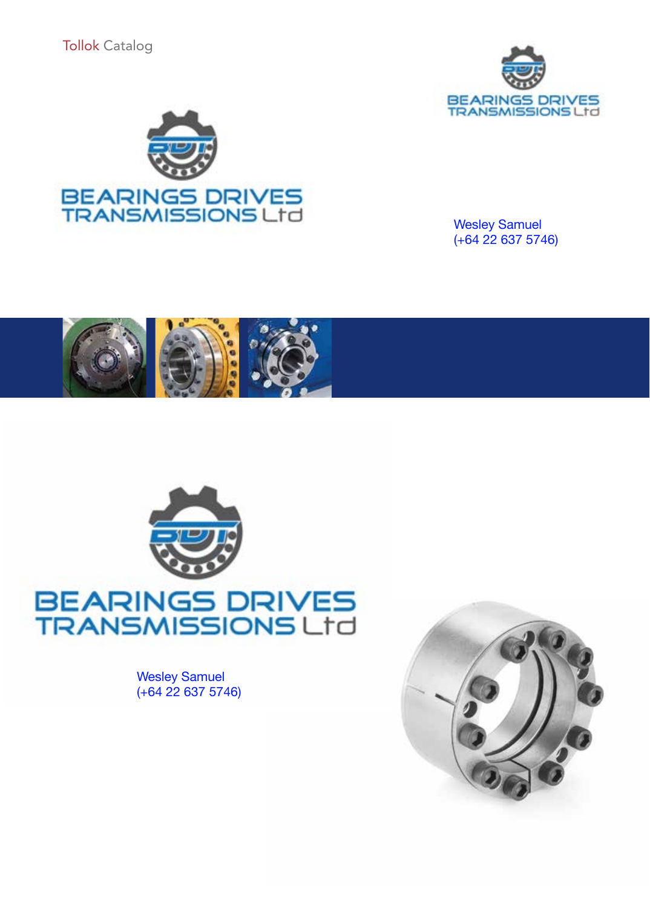Tollok Catalog

BEARINGS DRIVES TRANSMISSIONS Ltd

BEARINGS DRIVES TRANSMISSIONS Ltd

Wesley Samuel
(+64 22 637 5746)

BEARINGS DRIVES TRANSMISSIONS Ltd

Wesley Samuel
(+64 22 637 5746)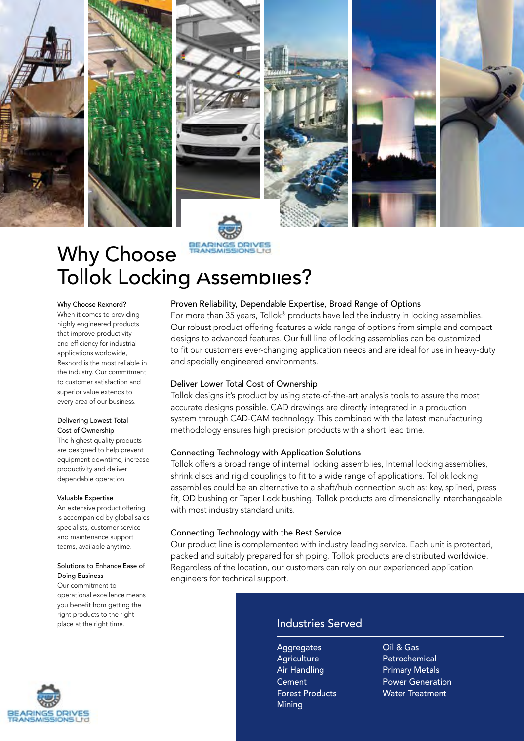# Why Choose Tollok Locking Assemblies?

#### Why Choose Rexnord?

When it comes to providing highly engineered products that improve productivity and efficiency for industrial applications worldwide, Rexnord is the most reliable in the industry. Our commitment to customer satisfaction and superior value extends to every area of our business.

#### Delivering Lowest Total Cost of Ownership

The highest quality products are designed to help prevent equipment downtime, increase productivity and deliver dependable operation.

#### Valuable Expertise

An extensive product offering is accompanied by global sales specialists, customer service and maintenance support teams, available anytime.

#### Solutions to Enhance Ease of Doing Business

Our commitment to operational excellence means you benefit from getting the right products to the right place at the right time.

### Proven Reliability, Dependable Expertise, Broad Range of Options

For more than 35 years, Tollok® products have led the industry in locking assemblies. Our robust product offering features a wide range of options from simple and compact designs to advanced features. Our full line of locking assemblies can be customized to fit our customers ever-changing application needs and are ideal for use in heavy-duty and specially engineered environments.

### Deliver Lower Total Cost of Ownership

Tollok designs it's product by using state-of-the-art analysis tools to assure the most accurate designs possible. CAD drawings are directly integrated in a production system through CAD-CAM technology. This combined with the latest manufacturing methodology ensures high precision products with a short lead time.

### Connecting Technology with Application Solutions

Tollok offers a broad range of internal locking assemblies, Internal locking assemblies, shrink discs and rigid couplings to fit to a wide range of applications. Tollok locking assemblies could be an alternative to a shaft/hub connection such as: key, splined, press fit, QD bushing or Taper Lock bushing. Tollok products are dimensionally interchangeable with most industry standard units.

### Connecting Technology with the Best Service

Our product line is complemented with industry leading service. Each unit is protected, packed and suitably prepared for shipping. Tollok products are distributed worldwide. Regardless of the location, our customers can rely on our experienced application engineers for technical support.

## Industries Served

- Aggregates
- Agriculture
- Air Handling
- Cement
- Forest Products
- Mining
- Oil & Gas
- Petrochemical
- Primary Metals
- Power Generation
- Water Treatment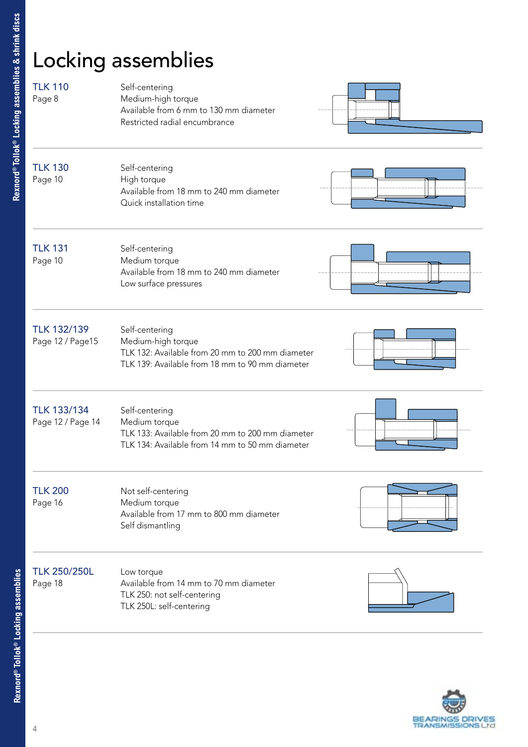# Locking assemblies

| Product | Features |
|---|---|
| TLK 110<br>Page 8 | Self-centering<br>Medium-high torque<br>Available from 6 mm to 130 mm diameter<br>Restricted radial encumbrance |
| TLK 130<br>Page 10 | Self-centering<br>High torque<br>Available from 18 mm to 240 mm diameter<br>Quick installation time |
| TLK 131<br>Page 10 | Self-centering<br>Medium torque<br>Available from 18 mm to 240 mm diameter<br>Low surface pressures |
| TLK 132/139<br>Page 12 / Page15 | Self-centering<br>Medium-high torque<br>TLK 132: Available from 20 mm to 200 mm diameter<br>TLK 139: Available from 18 mm to 90 mm diameter |
| TLK 133/134<br>Page 12 / Page 14 | Self-centering<br>Medium torque<br>TLK 133: Available from 20 mm to 200 mm diameter<br>TLK 134: Available from 14 mm to 50 mm diameter |
| TLK 200<br>Page 16 | Not self-centering<br>Medium torque<br>Available from 17 mm to 800 mm diameter<br>Self dismantling |
| TLK 250/250L<br>Page 18 | Low torque<br>Available from 14 mm to 70 mm diameter<br>TLK 250: not self-centering<br>TLK 250L: self-centering |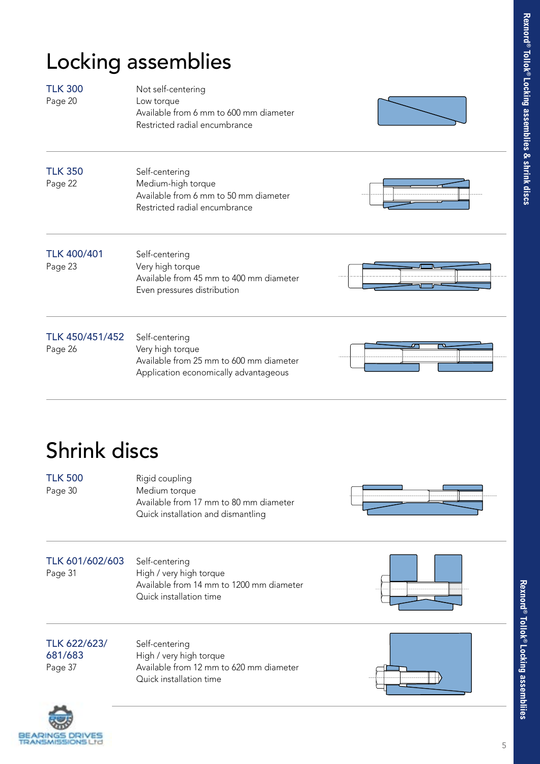# Locking assemblies

**TLK 300**
Page 20

Not self-centering
Low torque
Available from 6 mm to 600 mm diameter
Restricted radial encumbrance

---

**TLK 350**
Page 22

Self-centering
Medium-high torque
Available from 6 mm to 50 mm diameter
Restricted radial encumbrance

---

**TLK 400/401**
Page 23

Self-centering
Very high torque
Available from 45 mm to 400 mm diameter
Even pressures distribution

---

**TLK 450/451/452**
Page 26

Self-centering
Very high torque
Available from 25 mm to 600 mm diameter
Application economically advantageous

---

# Shrink discs

**TLK 500**
Page 30

Rigid coupling
Medium torque
Available from 17 mm to 80 mm diameter
Quick installation and dismantling

---

**TLK 601/602/603**
Page 31

Self-centering
High / very high torque
Available from 14 mm to 1200 mm diameter
Quick installation time

---

**TLK 622/623/681/683**
Page 37

Self-centering
High / very high torque
Available from 12 mm to 620 mm diameter
Quick installation time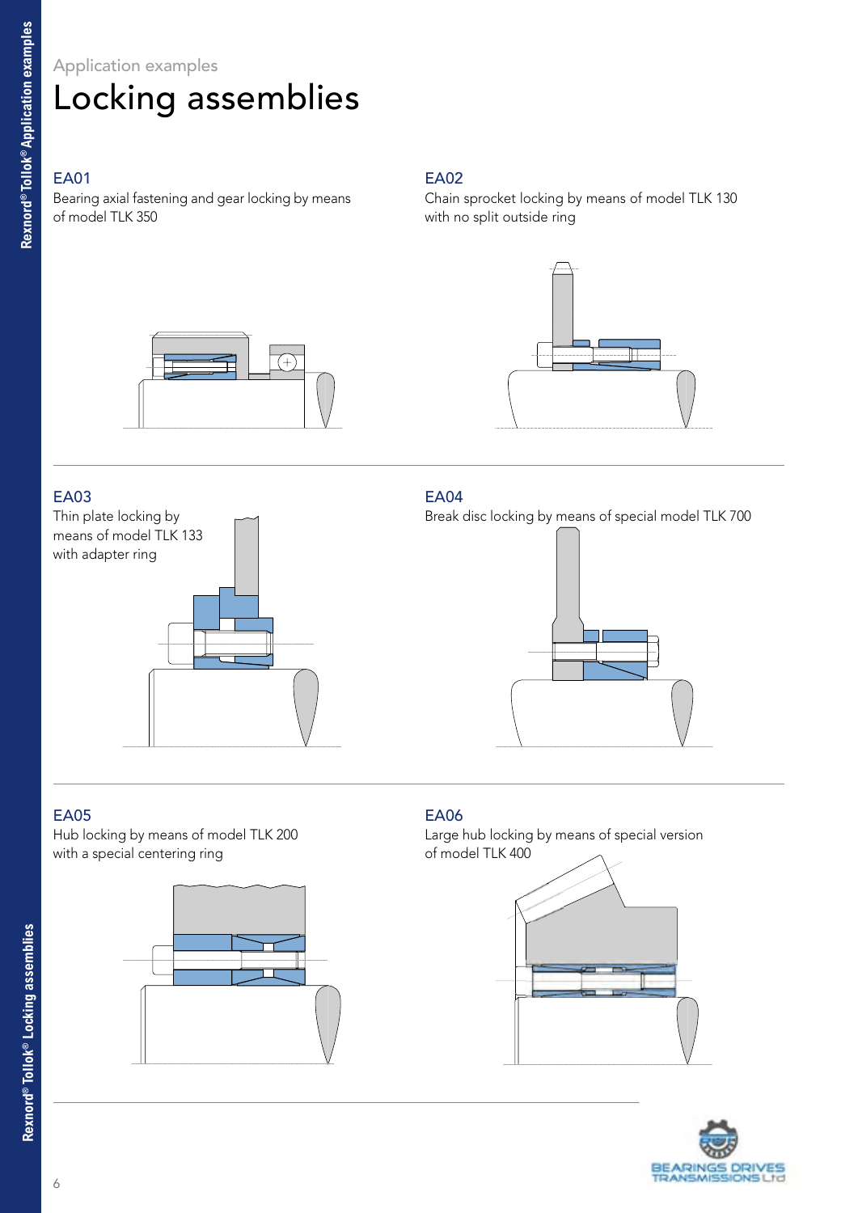Application examples

# Locking assemblies

### EA01

Bearing axial fastening and gear locking by means of model TLK 350

### EA02

Chain sprocket locking by means of model TLK 130 with no split outside ring

### EA03

Thin plate locking by means of model TLK 133 with adapter ring

### EA04

Break disc locking by means of special model TLK 700

### EA05

Hub locking by means of model TLK 200 with a special centering ring

### EA06

Large hub locking by means of special version of model TLK 400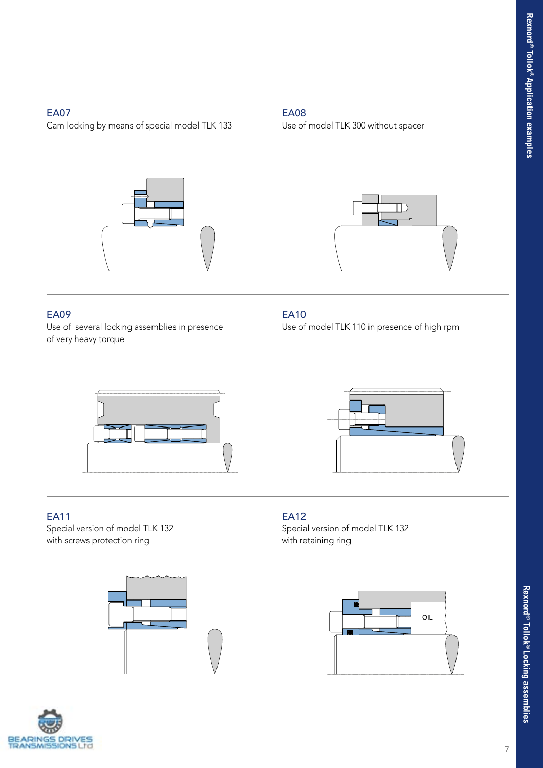## EA07

Cam locking by means of special model TLK 133

## EA08

Use of model TLK 300 without spacer

## EA09

Use of several locking assemblies in presence of very heavy torque

## EA10

Use of model TLK 110 in presence of high rpm

## EA11

Special version of model TLK 132 with screws protection ring

## EA12

Special version of model TLK 132 with retaining ring

OIL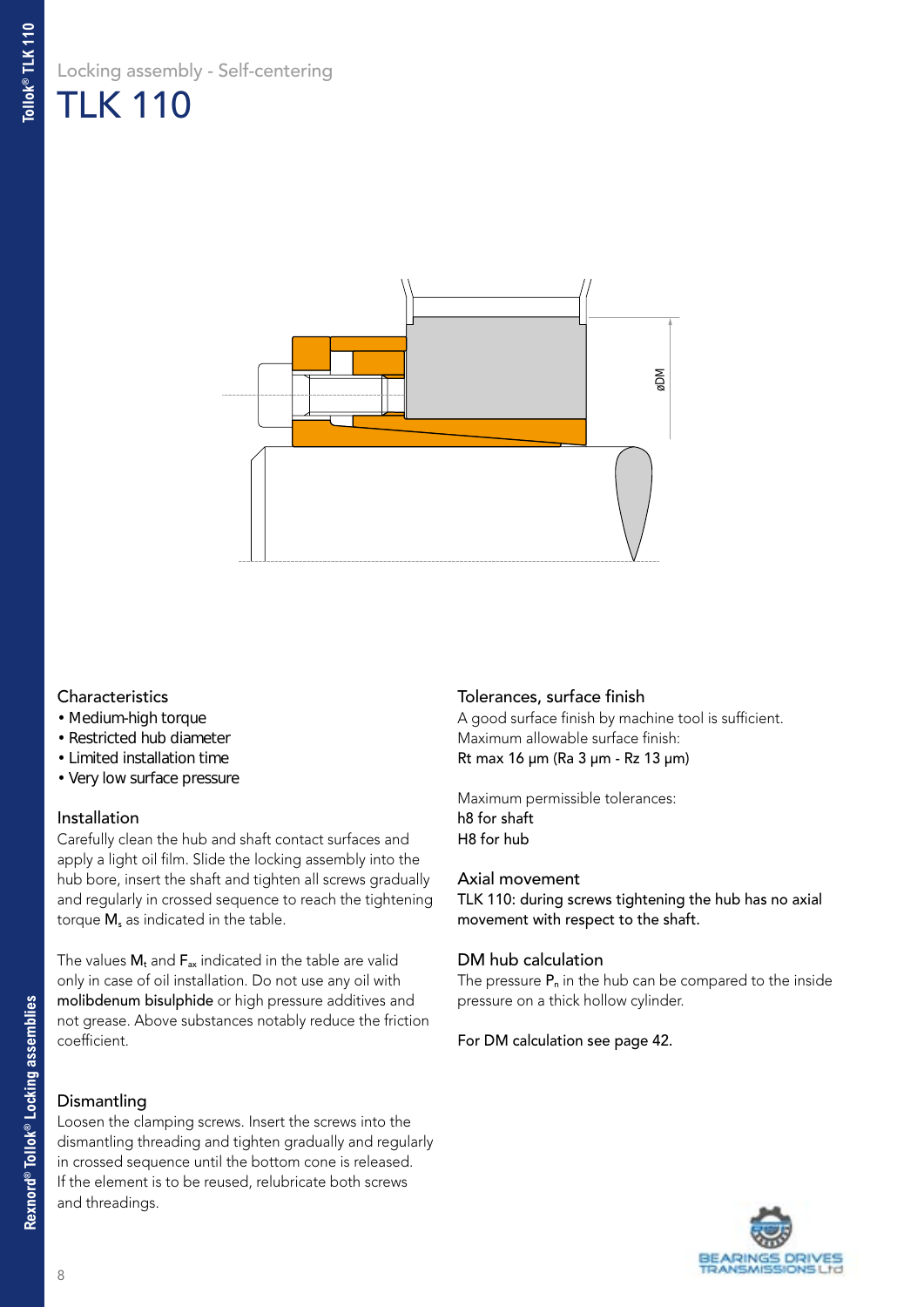Locking assembly - Self-centering

# TLK 110

øDM

### Characteristics

- Medium-high torque
- Restricted hub diameter
- Limited installation time
- Very low surface pressure

### Installation

Carefully clean the hub and shaft contact surfaces and apply a light oil film. Slide the locking assembly into the hub bore, insert the shaft and tighten all screws gradually and regularly in crossed sequence to reach the tightening torque $M_s$ as indicated in the table.

The values $M_t$ and $F_{ax}$ indicated in the table are valid only in case of oil installation. Do not use any oil with molibdenum bisulphide or high pressure additives and not grease. Above substances notably reduce the friction coefficient.

### Dismantling

Loosen the clamping screws. Insert the screws into the dismantling threading and tighten gradually and regularly in crossed sequence until the bottom cone is released. If the element is to be reused, relubricate both screws and threadings.

### Tolerances, surface finish

A good surface finish by machine tool is sufficient.
Maximum allowable surface finish:
Rt max 16 µm (Ra 3 µm - Rz 13 µm)

Maximum permissible tolerances:
h8 for shaft
H8 for hub

### Axial movement

TLK 110: during screws tightening the hub has no axial movement with respect to the shaft.

### DM hub calculation

The pressure $P_n$ in the hub can be compared to the inside pressure on a thick hollow cylinder.

For DM calculation see page 42.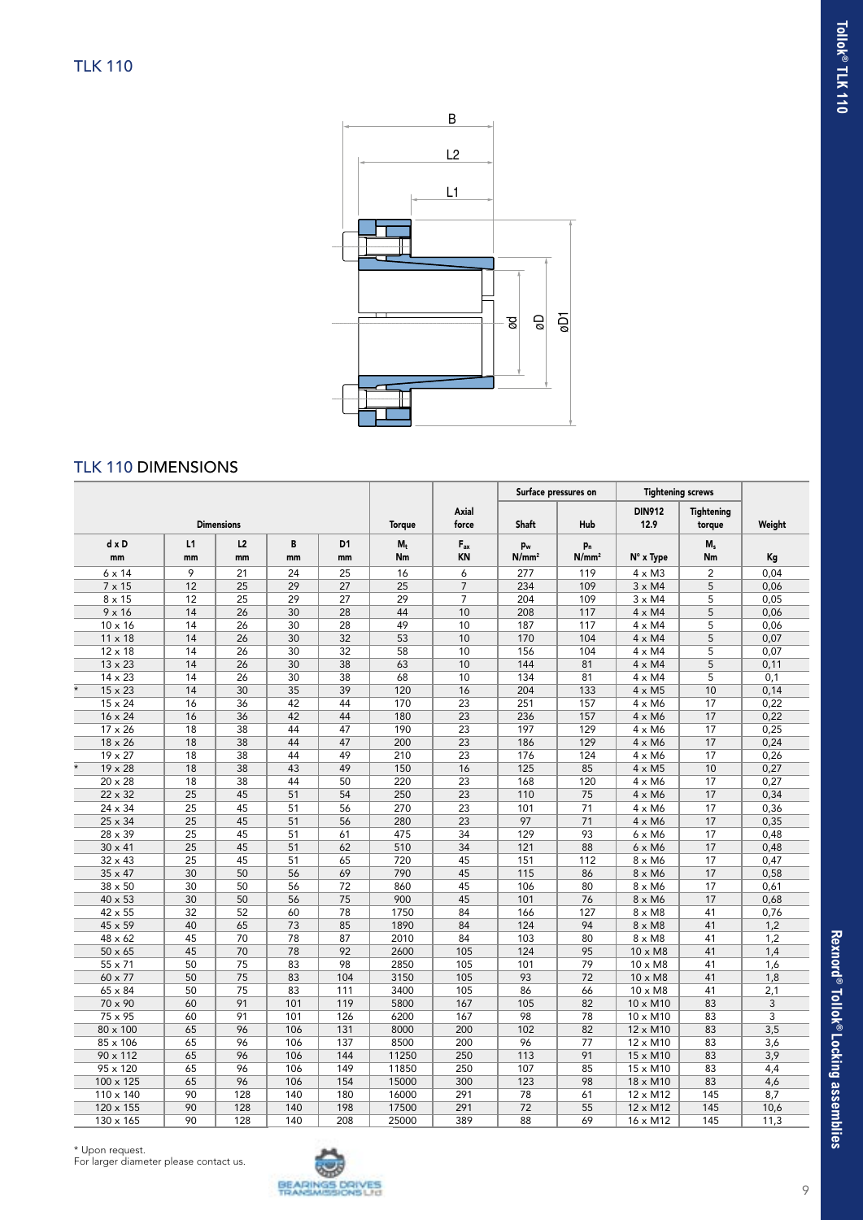# TLK 110

## TLK 110 DIMENSIONS

| Dimensions | | | | | Torque | Axial force | Surface pressures on | | Tightening screws | | Weight |
|---|---|---|---|---|---|---|---|---|---|---|---|
| | | | | | | | Shaft | Hub | DIN912 12.9 | Tightening torque | |
| d x D mm | L1 mm | L2 mm | B mm | D1 mm | $M_t$ Nm | $F_{ax}$ KN | $p_w$ N/mm² | $p_n$ N/mm² | N° x Type | $M_s$ Nm | Kg |
| 6 x 14 | 9 | 21 | 24 | 25 | 16 | 6 | 277 | 119 | 4 x M3 | 2 | 0,04 |
| 7 x 15 | 12 | 25 | 29 | 27 | 25 | 7 | 234 | 109 | 3 x M4 | 5 | 0,06 |
| 8 x 15 | 12 | 25 | 29 | 27 | 29 | 7 | 204 | 109 | 3 x M4 | 5 | 0,05 |
| 9 x 16 | 14 | 26 | 30 | 28 | 44 | 10 | 208 | 117 | 4 x M4 | 5 | 0,06 |
| 10 x 16 | 14 | 26 | 30 | 28 | 49 | 10 | 187 | 117 | 4 x M4 | 5 | 0,06 |
| 11 x 18 | 14 | 26 | 30 | 32 | 53 | 10 | 170 | 104 | 4 x M4 | 5 | 0,07 |
| 12 x 18 | 14 | 26 | 30 | 32 | 58 | 10 | 156 | 104 | 4 x M4 | 5 | 0,07 |
| 13 x 23 | 14 | 26 | 30 | 38 | 63 | 10 | 144 | 81 | 4 x M4 | 5 | 0,11 |
| 14 x 23 | 14 | 26 | 30 | 38 | 68 | 10 | 134 | 81 | 4 x M4 | 5 | 0,1 |
| * 15 x 23 | 14 | 30 | 35 | 39 | 120 | 16 | 204 | 133 | 4 x M5 | 10 | 0,14 |
| 15 x 24 | 16 | 36 | 42 | 44 | 170 | 23 | 251 | 157 | 4 x M6 | 17 | 0,22 |
| 16 x 24 | 16 | 36 | 42 | 44 | 180 | 23 | 236 | 157 | 4 x M6 | 17 | 0,22 |
| 17 x 26 | 18 | 38 | 44 | 47 | 190 | 23 | 197 | 129 | 4 x M6 | 17 | 0,25 |
| 18 x 26 | 18 | 38 | 44 | 47 | 200 | 23 | 186 | 129 | 4 x M6 | 17 | 0,24 |
| 19 x 27 | 18 | 38 | 44 | 49 | 210 | 23 | 176 | 124 | 4 x M6 | 17 | 0,26 |
| * 19 x 28 | 18 | 38 | 43 | 49 | 150 | 16 | 125 | 85 | 4 x M5 | 10 | 0,27 |
| 20 x 28 | 18 | 38 | 44 | 50 | 220 | 23 | 168 | 120 | 4 x M6 | 17 | 0,27 |
| 22 x 32 | 25 | 45 | 51 | 54 | 250 | 23 | 110 | 75 | 4 x M6 | 17 | 0,34 |
| 24 x 34 | 25 | 45 | 51 | 56 | 270 | 23 | 101 | 71 | 4 x M6 | 17 | 0,36 |
| 25 x 34 | 25 | 45 | 51 | 56 | 280 | 23 | 97 | 71 | 4 x M6 | 17 | 0,35 |
| 28 x 39 | 25 | 45 | 51 | 61 | 475 | 34 | 129 | 93 | 6 x M6 | 17 | 0,48 |
| 30 x 41 | 25 | 45 | 51 | 62 | 510 | 34 | 121 | 88 | 6 x M6 | 17 | 0,48 |
| 32 x 43 | 25 | 45 | 51 | 65 | 720 | 45 | 151 | 112 | 8 x M6 | 17 | 0,47 |
| 35 x 47 | 30 | 50 | 56 | 69 | 790 | 45 | 115 | 86 | 8 x M6 | 17 | 0,58 |
| 38 x 50 | 30 | 50 | 56 | 72 | 860 | 45 | 106 | 80 | 8 x M6 | 17 | 0,61 |
| 40 x 53 | 30 | 50 | 56 | 75 | 900 | 45 | 101 | 76 | 8 x M6 | 17 | 0,68 |
| 42 x 55 | 32 | 52 | 60 | 78 | 1750 | 84 | 166 | 127 | 8 x M8 | 41 | 0,76 |
| 45 x 59 | 40 | 65 | 73 | 85 | 1890 | 84 | 124 | 94 | 8 x M8 | 41 | 1,2 |
| 48 x 62 | 45 | 70 | 78 | 87 | 2010 | 84 | 103 | 80 | 8 x M8 | 41 | 1,2 |
| 50 x 65 | 45 | 70 | 78 | 92 | 2600 | 105 | 124 | 95 | 10 x M8 | 41 | 1,4 |
| 55 x 71 | 50 | 75 | 83 | 98 | 2850 | 105 | 101 | 79 | 10 x M8 | 41 | 1,6 |
| 60 x 77 | 50 | 75 | 83 | 104 | 3150 | 105 | 93 | 72 | 10 x M8 | 41 | 1,8 |
| 65 x 84 | 50 | 75 | 83 | 111 | 3400 | 105 | 86 | 66 | 10 x M8 | 41 | 2,1 |
| 70 x 90 | 60 | 91 | 101 | 119 | 5800 | 167 | 105 | 82 | 10 x M10 | 83 | 3 |
| 75 x 95 | 60 | 91 | 101 | 126 | 6200 | 167 | 98 | 78 | 10 x M10 | 83 | 3 |
| 80 x 100 | 65 | 96 | 106 | 131 | 8000 | 200 | 102 | 82 | 12 x M10 | 83 | 3,5 |
| 85 x 106 | 65 | 96 | 106 | 137 | 8500 | 200 | 96 | 77 | 12 x M10 | 83 | 3,6 |
| 90 x 112 | 65 | 96 | 106 | 144 | 11250 | 250 | 113 | 91 | 15 x M10 | 83 | 3,9 |
| 95 x 120 | 65 | 96 | 106 | 149 | 11850 | 250 | 107 | 85 | 15 x M10 | 83 | 4,4 |
| 100 x 125 | 65 | 96 | 106 | 154 | 15000 | 300 | 123 | 98 | 18 x M10 | 83 | 4,6 |
| 110 x 140 | 90 | 128 | 140 | 180 | 16000 | 291 | 78 | 61 | 12 x M12 | 145 | 8,7 |
| 120 x 155 | 90 | 128 | 140 | 198 | 17500 | 291 | 72 | 55 | 12 x M12 | 145 | 10,6 |
| 130 x 165 | 90 | 128 | 140 | 208 | 25000 | 389 | 88 | 69 | 16 x M12 | 145 | 11,3 |

\* Upon request.
For larger diameter please contact us.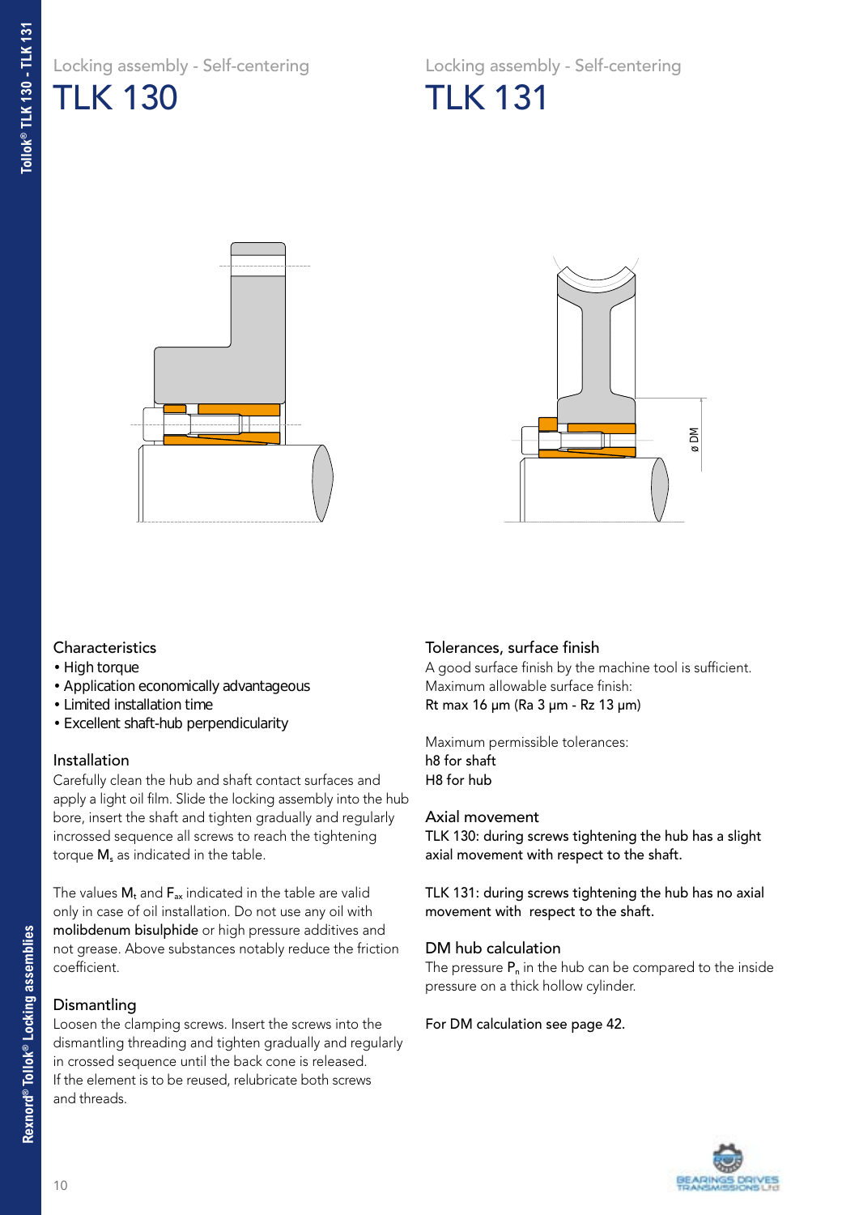Locking assembly - Self-centering

# TLK 130

Locking assembly - Self-centering

# TLK 131

ø DM

### Characteristics

- High torque
- Application economically advantageous
- Limited installation time
- Excellent shaft-hub perpendicularity

### Installation

Carefully clean the hub and shaft contact surfaces and apply a light oil film. Slide the locking assembly into the hub bore, insert the shaft and tighten gradually and regularly incrossed sequence all screws to reach the tightening torque $M_s$ as indicated in the table.

The values $M_t$ and $F_{ax}$ indicated in the table are valid only in case of oil installation. Do not use any oil with molibdenum bisulphide or high pressure additives and not grease. Above substances notably reduce the friction coefficient.

### Dismantling

Loosen the clamping screws. Insert the screws into the dismantling threading and tighten gradually and regularly in crossed sequence until the back cone is released. If the element is to be reused, relubricate both screws and threads.

### Tolerances, surface finish

A good surface finish by the machine tool is sufficient. Maximum allowable surface finish:
Rt max 16 μm (Ra 3 μm - Rz 13 μm)

Maximum permissible tolerances:
h8 for shaft
H8 for hub

### Axial movement

TLK 130: during screws tightening the hub has a slight axial movement with respect to the shaft.

TLK 131: during screws tightening the hub has no axial movement with respect to the shaft.

### DM hub calculation

The pressure $P_n$ in the hub can be compared to the inside pressure on a thick hollow cylinder.

For DM calculation see page 42.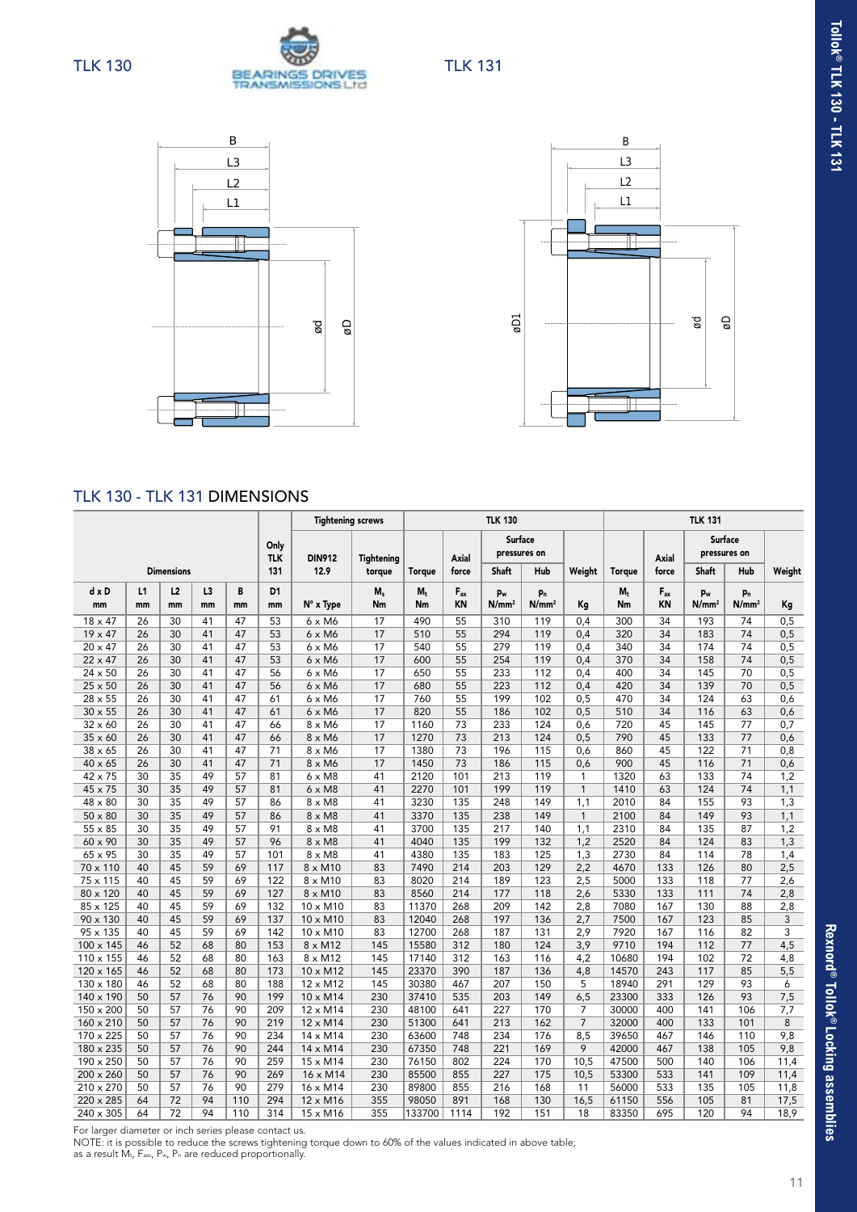TLK 130

TLK 131

## TLK 130 - TLK 131 DIMENSIONS

| Dimensions | | | | | Only TLK 131 | Tightening screws | | TLK 130 | | | | | TLK 131 | | | | |
|---|---|---|---|---|---|---|---|---|---|---|---|---|---|---|---|---|---|
| | | | | | | DIN912 12.9 | Tightening torque | Torque | Axial force | Surface pressures on | | Weight | Torque | Axial force | Surface pressures on | | Weight |
| | | | | | | | | | | Shaft | Hub | | | | Shaft | Hub | |
| d x D | L1 | L2 | L3 | B | D1 | | $M_s$ | $M_t$ | $F_{ax}$ | $p_w$ | $p_n$ | | $M_t$ | $F_{ax}$ | $p_w$ | $p_n$ | |
| mm | mm | mm | mm | mm | mm | N° x Type | Nm | Nm | KN | N/mm² | N/mm² | Kg | Nm | KN | N/mm² | N/mm² | Kg |
| 18 x 47 | 26 | 30 | 41 | 47 | 53 | 6 x M6 | 17 | 490 | 55 | 310 | 119 | 0,4 | 300 | 34 | 193 | 74 | 0,5 |
| 19 x 47 | 26 | 30 | 41 | 47 | 53 | 6 x M6 | 17 | 510 | 55 | 294 | 119 | 0,4 | 320 | 34 | 183 | 74 | 0,5 |
| 20 x 47 | 26 | 30 | 41 | 47 | 53 | 6 x M6 | 17 | 540 | 55 | 279 | 119 | 0,4 | 340 | 34 | 174 | 74 | 0,5 |
| 22 x 47 | 26 | 30 | 41 | 47 | 53 | 6 x M6 | 17 | 600 | 55 | 254 | 119 | 0,4 | 370 | 34 | 158 | 74 | 0,5 |
| 24 x 50 | 26 | 30 | 41 | 47 | 56 | 6 x M6 | 17 | 650 | 55 | 233 | 112 | 0,4 | 400 | 34 | 145 | 70 | 0,5 |
| 25 x 50 | 26 | 30 | 41 | 47 | 56 | 6 x M6 | 17 | 680 | 55 | 223 | 112 | 0,4 | 420 | 34 | 139 | 70 | 0,5 |
| 28 x 55 | 26 | 30 | 41 | 47 | 61 | 6 x M6 | 17 | 760 | 55 | 199 | 102 | 0,5 | 470 | 34 | 124 | 63 | 0,6 |
| 30 x 55 | 26 | 30 | 41 | 47 | 61 | 6 x M6 | 17 | 820 | 55 | 186 | 102 | 0,5 | 510 | 34 | 116 | 63 | 0,6 |
| 32 x 60 | 26 | 30 | 41 | 47 | 66 | 8 x M6 | 17 | 1160 | 73 | 233 | 124 | 0,6 | 720 | 45 | 145 | 77 | 0,7 |
| 35 x 60 | 26 | 30 | 41 | 47 | 66 | 8 x M6 | 17 | 1270 | 73 | 213 | 124 | 0,5 | 790 | 45 | 133 | 77 | 0,6 |
| 38 x 65 | 26 | 30 | 41 | 47 | 71 | 8 x M6 | 17 | 1380 | 73 | 196 | 115 | 0,6 | 860 | 45 | 122 | 71 | 0,8 |
| 40 x 65 | 26 | 30 | 41 | 47 | 71 | 8 x M6 | 17 | 1450 | 73 | 186 | 115 | 0,6 | 900 | 45 | 116 | 71 | 0,6 |
| 42 x 75 | 30 | 35 | 49 | 57 | 81 | 6 x M8 | 41 | 2120 | 101 | 213 | 119 | 1 | 1320 | 63 | 133 | 74 | 1,2 |
| 45 x 75 | 30 | 35 | 49 | 57 | 81 | 6 x M8 | 41 | 2270 | 101 | 199 | 119 | 1 | 1410 | 63 | 124 | 74 | 1,1 |
| 48 x 80 | 30 | 35 | 49 | 57 | 86 | 8 x M8 | 41 | 3230 | 135 | 248 | 149 | 1,1 | 2010 | 84 | 155 | 93 | 1,3 |
| 50 x 80 | 30 | 35 | 49 | 57 | 86 | 8 x M8 | 41 | 3370 | 135 | 238 | 149 | 1 | 2100 | 84 | 149 | 93 | 1,1 |
| 55 x 85 | 30 | 35 | 49 | 57 | 91 | 8 x M8 | 41 | 3700 | 135 | 217 | 140 | 1,1 | 2310 | 84 | 135 | 87 | 1,2 |
| 60 x 90 | 30 | 35 | 49 | 57 | 96 | 8 x M8 | 41 | 4040 | 135 | 199 | 132 | 1,2 | 2520 | 84 | 124 | 83 | 1,3 |
| 65 x 95 | 30 | 35 | 49 | 57 | 101 | 8 x M8 | 41 | 4380 | 135 | 183 | 125 | 1,3 | 2730 | 84 | 114 | 78 | 1,4 |
| 70 x 110 | 40 | 45 | 59 | 69 | 117 | 8 x M10 | 83 | 7490 | 214 | 203 | 129 | 2,2 | 4670 | 133 | 126 | 80 | 2,5 |
| 75 x 115 | 40 | 45 | 59 | 69 | 122 | 8 x M10 | 83 | 8020 | 214 | 189 | 123 | 2,5 | 5000 | 133 | 118 | 77 | 2,6 |
| 80 x 120 | 40 | 45 | 59 | 69 | 127 | 8 x M10 | 83 | 8560 | 214 | 177 | 118 | 2,6 | 5330 | 133 | 111 | 74 | 2,8 |
| 85 x 125 | 40 | 45 | 59 | 69 | 132 | 10 x M10 | 83 | 11370 | 268 | 209 | 142 | 2,8 | 7080 | 167 | 130 | 88 | 2,8 |
| 90 x 130 | 40 | 45 | 59 | 69 | 137 | 10 x M10 | 83 | 12040 | 268 | 197 | 136 | 2,7 | 7500 | 167 | 123 | 85 | 3 |
| 95 x 135 | 40 | 45 | 59 | 69 | 142 | 10 x M10 | 83 | 12700 | 268 | 187 | 131 | 2,9 | 7920 | 167 | 116 | 82 | 3 |
| 100 x 145 | 46 | 52 | 68 | 80 | 153 | 8 x M12 | 145 | 15580 | 312 | 180 | 124 | 3,9 | 9710 | 194 | 112 | 77 | 4,5 |
| 110 x 155 | 46 | 52 | 68 | 80 | 163 | 8 x M12 | 145 | 17140 | 312 | 163 | 116 | 4,2 | 10680 | 194 | 102 | 72 | 4,8 |
| 120 x 165 | 46 | 52 | 68 | 80 | 173 | 10 x M12 | 145 | 23370 | 390 | 187 | 136 | 4,8 | 14570 | 243 | 117 | 85 | 5,5 |
| 130 x 180 | 46 | 52 | 68 | 80 | 188 | 12 x M12 | 145 | 30380 | 467 | 207 | 150 | 5 | 18940 | 291 | 129 | 93 | 6 |
| 140 x 190 | 50 | 57 | 76 | 90 | 199 | 10 x M14 | 230 | 37410 | 535 | 203 | 149 | 6,5 | 23300 | 333 | 126 | 93 | 7,5 |
| 150 x 200 | 50 | 57 | 76 | 90 | 209 | 12 x M14 | 230 | 48100 | 641 | 227 | 170 | 7 | 30000 | 400 | 141 | 106 | 7,7 |
| 160 x 210 | 50 | 57 | 76 | 90 | 219 | 12 x M14 | 230 | 51300 | 641 | 213 | 162 | 7 | 32000 | 400 | 133 | 101 | 8 |
| 170 x 225 | 50 | 57 | 76 | 90 | 234 | 14 x M14 | 230 | 63600 | 748 | 234 | 176 | 8,5 | 39650 | 467 | 146 | 110 | 9,8 |
| 180 x 235 | 50 | 57 | 76 | 90 | 244 | 14 x M14 | 230 | 67350 | 748 | 221 | 169 | 9 | 42000 | 467 | 138 | 105 | 9,8 |
| 190 x 250 | 50 | 57 | 76 | 90 | 259 | 15 x M14 | 230 | 76150 | 802 | 224 | 170 | 10,5 | 47500 | 500 | 140 | 106 | 11,4 |
| 200 x 260 | 50 | 57 | 76 | 90 | 269 | 16 x M14 | 230 | 85500 | 855 | 227 | 175 | 10,5 | 53300 | 533 | 141 | 109 | 11,4 |
| 210 x 270 | 50 | 57 | 76 | 90 | 279 | 16 x M14 | 230 | 89800 | 855 | 216 | 168 | 11 | 56000 | 533 | 135 | 105 | 11,8 |
| 220 x 285 | 64 | 72 | 94 | 110 | 294 | 12 x M16 | 355 | 98050 | 891 | 168 | 130 | 16,5 | 61150 | 556 | 105 | 81 | 17,5 |
| 240 x 305 | 64 | 72 | 94 | 110 | 314 | 15 x M16 | 355 | 133700 | 1114 | 192 | 151 | 18 | 83350 | 695 | 120 | 94 | 18,9 |

For larger diameter or inch series please contact us.
NOTE: it is possible to reduce the screws tightening torque down to 60% of the values indicated in above table; as a result $M_t$, $F_{ax}$, $P_w$, $P_n$ are reduced proportionally.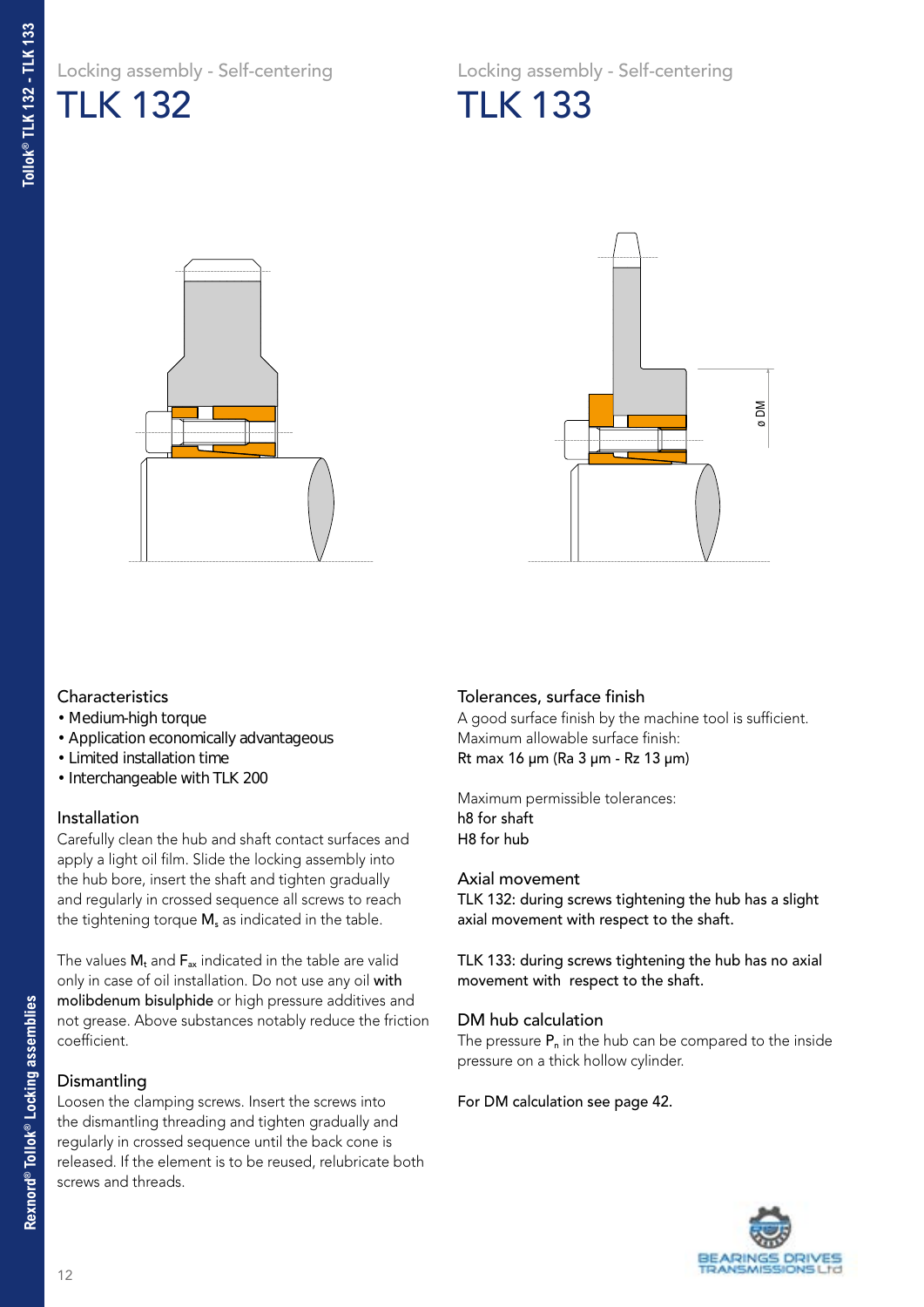Locking assembly - Self-centering

# TLK 132

Locking assembly - Self-centering

# TLK 133

ø DM

## Characteristics

- Medium-high torque
- Application economically advantageous
- Limited installation time
- Interchangeable with TLK 200

## Installation

Carefully clean the hub and shaft contact surfaces and apply a light oil film. Slide the locking assembly into the hub bore, insert the shaft and tighten gradually and regularly in crossed sequence all screws to reach the tightening torque $M_s$ as indicated in the table.

The values $M_t$ and $F_{ax}$ indicated in the table are valid only in case of oil installation. Do not use any oil with molibdenum bisulphide or high pressure additives and not grease. Above substances notably reduce the friction coefficient.

## Dismantling

Loosen the clamping screws. Insert the screws into the dismantling threading and tighten gradually and regularly in crossed sequence until the back cone is released. If the element is to be reused, relubricate both screws and threads.

## Tolerances, surface finish

A good surface finish by the machine tool is sufficient.
Maximum allowable surface finish:
Rt max 16 µm (Ra 3 µm - Rz 13 µm)

Maximum permissible tolerances:
h8 for shaft
H8 for hub

## Axial movement

TLK 132: during screws tightening the hub has a slight axial movement with respect to the shaft.

TLK 133: during screws tightening the hub has no axial movement with respect to the shaft.

## DM hub calculation

The pressure $P_n$ in the hub can be compared to the inside pressure on a thick hollow cylinder.

For DM calculation see page 42.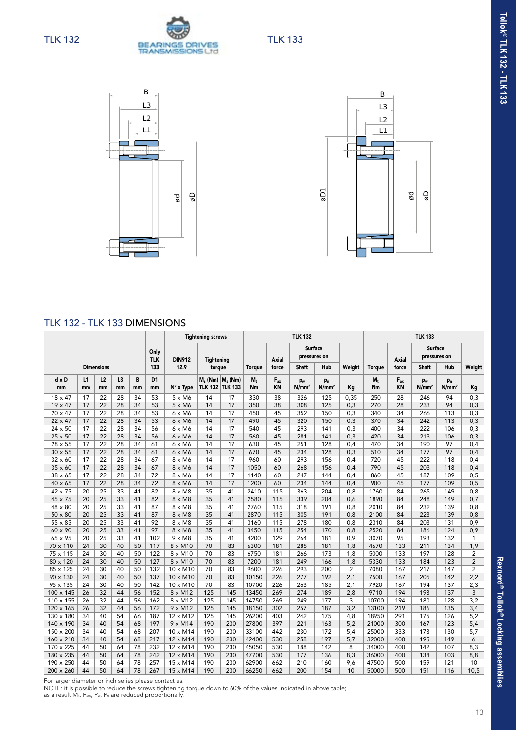TLK 132

TLK 133

## TLK 132 - TLK 133 DIMENSIONS

| Dimensions | | | | | Only TLK 133 | Tightening screws | | | TLK 132 | | | | | | TLK 133 | | | | |
|---|---|---|---|---|---|---|---|---|---|---|---|---|---|---|---|---|---|---|---|
| | | | | | | DIN912 12.9 | Tightening torque | | Torque | Axial force | Surface pressures on | | Weight | Torque | Axial force | Surface pressures on | | Weight |
| | | | | | | | | | | | Shaft | Hub | | | | Shaft | Hub | |
| d x D mm | L1 mm | L2 mm | L3 mm | B mm | D1 mm | N° x Type | $M_s$ (Nm) TLK 132 | $M_s$ (Nm) TLK 133 | $M_t$ Nm | $F_{ax}$ KN | $p_w$ N/mm² | $p_n$ N/mm² | Kg | $M_t$ Nm | $F_{ax}$ KN | $p_w$ N/mm² | $p_n$ N/mm² | Kg |
| 18 x 47 | 17 | 22 | 28 | 34 | 53 | 5 x M6 | 14 | 17 | 330 | 38 | 326 | 125 | 0,35 | 250 | 28 | 246 | 94 | 0,3 |
| 19 x 47 | 17 | 22 | 28 | 34 | 53 | 5 x M6 | 14 | 17 | 350 | 38 | 308 | 125 | 0,3 | 270 | 28 | 233 | 94 | 0,3 |
| 20 x 47 | 17 | 22 | 28 | 34 | 53 | 6 x M6 | 14 | 17 | 450 | 45 | 352 | 150 | 0,3 | 340 | 34 | 266 | 113 | 0,3 |
| 22 x 47 | 17 | 22 | 28 | 34 | 53 | 6 x M6 | 14 | 17 | 490 | 45 | 320 | 150 | 0,3 | 370 | 34 | 242 | 113 | 0,3 |
| 24 x 50 | 17 | 22 | 28 | 34 | 56 | 6 x M6 | 14 | 17 | 540 | 45 | 293 | 141 | 0,3 | 400 | 34 | 222 | 106 | 0,3 |
| 25 x 50 | 17 | 22 | 28 | 34 | 56 | 6 x M6 | 14 | 17 | 560 | 45 | 281 | 141 | 0,3 | 420 | 34 | 213 | 106 | 0,3 |
| 28 x 55 | 17 | 22 | 28 | 34 | 61 | 6 x M6 | 14 | 17 | 630 | 45 | 251 | 128 | 0,4 | 470 | 34 | 190 | 97 | 0,4 |
| 30 x 55 | 17 | 22 | 28 | 34 | 61 | 6 x M6 | 14 | 17 | 670 | 45 | 234 | 128 | 0,3 | 510 | 34 | 177 | 97 | 0,4 |
| 32 x 60 | 17 | 22 | 28 | 34 | 67 | 8 x M6 | 14 | 17 | 960 | 60 | 293 | 156 | 0,4 | 720 | 45 | 222 | 118 | 0,4 |
| 35 x 60 | 17 | 22 | 28 | 34 | 67 | 8 x M6 | 14 | 17 | 1050 | 60 | 268 | 156 | 0,4 | 790 | 45 | 203 | 118 | 0,4 |
| 38 x 65 | 17 | 22 | 28 | 34 | 72 | 8 x M6 | 14 | 17 | 1140 | 60 | 247 | 144 | 0,4 | 860 | 45 | 187 | 109 | 0,5 |
| 40 x 65 | 17 | 22 | 28 | 34 | 72 | 8 x M6 | 14 | 17 | 1200 | 60 | 234 | 144 | 0,4 | 900 | 45 | 177 | 109 | 0,5 |
| 42 x 75 | 20 | 25 | 33 | 41 | 82 | 8 x M8 | 35 | 41 | 2410 | 115 | 363 | 204 | 0,8 | 1760 | 84 | 265 | 149 | 0,8 |
| 45 x 75 | 20 | 25 | 33 | 41 | 82 | 8 x M8 | 35 | 41 | 2580 | 115 | 339 | 204 | 0,6 | 1890 | 84 | 248 | 149 | 0,7 |
| 48 x 80 | 20 | 25 | 33 | 41 | 87 | 8 x M8 | 35 | 41 | 2760 | 115 | 318 | 191 | 0,8 | 2010 | 84 | 232 | 139 | 0,8 |
| 50 x 80 | 20 | 25 | 33 | 41 | 87 | 8 x M8 | 35 | 41 | 2870 | 115 | 305 | 191 | 0,8 | 2100 | 84 | 223 | 139 | 0,8 |
| 55 x 85 | 20 | 25 | 33 | 41 | 92 | 8 x M8 | 35 | 41 | 3160 | 115 | 278 | 180 | 0,8 | 2310 | 84 | 203 | 131 | 0,9 |
| 60 x 90 | 20 | 25 | 33 | 41 | 97 | 8 x M8 | 35 | 41 | 3450 | 115 | 254 | 170 | 0,8 | 2520 | 84 | 186 | 124 | 0,9 |
| 65 x 95 | 20 | 25 | 33 | 41 | 102 | 9 x M8 | 35 | 41 | 4200 | 129 | 264 | 181 | 0,9 | 3070 | 95 | 193 | 132 | 1 |
| 70 x 110 | 24 | 30 | 40 | 50 | 117 | 8 x M10 | 70 | 83 | 6300 | 181 | 285 | 181 | 1,8 | 4670 | 133 | 211 | 134 | 1,9 |
| 75 x 115 | 24 | 30 | 40 | 50 | 122 | 8 x M10 | 70 | 83 | 6750 | 181 | 266 | 173 | 1,8 | 5000 | 133 | 197 | 128 | 2 |
| 80 x 120 | 24 | 30 | 40 | 50 | 127 | 8 x M10 | 70 | 83 | 7200 | 181 | 249 | 166 | 1,8 | 5330 | 133 | 184 | 123 | 2 |
| 85 x 125 | 24 | 30 | 40 | 50 | 132 | 10 x M10 | 70 | 83 | 9600 | 226 | 293 | 200 | 2 | 7080 | 167 | 217 | 147 | 2 |
| 90 x 130 | 24 | 30 | 40 | 50 | 137 | 10 x M10 | 70 | 83 | 10150 | 226 | 277 | 192 | 2,1 | 7500 | 167 | 205 | 142 | 2,2 |
| 95 x 135 | 24 | 30 | 40 | 50 | 142 | 10 x M10 | 70 | 83 | 10700 | 226 | 263 | 185 | 2,1 | 7920 | 167 | 194 | 137 | 2,3 |
| 100 x 145 | 26 | 32 | 44 | 56 | 152 | 8 x M12 | 125 | 145 | 13450 | 269 | 274 | 189 | 2,8 | 9710 | 194 | 198 | 137 | 3 |
| 110 x 155 | 26 | 32 | 44 | 56 | 162 | 8 x M12 | 125 | 145 | 14750 | 269 | 249 | 177 | 3 | 10700 | 194 | 180 | 128 | 3,2 |
| 120 x 165 | 26 | 32 | 44 | 56 | 172 | 9 x M12 | 125 | 145 | 18150 | 302 | 257 | 187 | 3,2 | 13100 | 219 | 186 | 135 | 3,4 |
| 130 x 180 | 34 | 40 | 54 | 66 | 187 | 12 x M12 | 125 | 145 | 26200 | 403 | 242 | 175 | 4,8 | 18950 | 291 | 175 | 126 | 5,2 |
| 140 x 190 | 34 | 40 | 54 | 68 | 197 | 9 x M14 | 190 | 230 | 27800 | 397 | 221 | 163 | 5,2 | 21000 | 300 | 167 | 123 | 5,4 |
| 150 x 200 | 34 | 40 | 54 | 68 | 207 | 10 x M14 | 190 | 230 | 33100 | 442 | 230 | 172 | 5,4 | 25000 | 333 | 173 | 130 | 5,7 |
| 160 x 210 | 34 | 40 | 54 | 68 | 217 | 12 x M14 | 190 | 230 | 42400 | 530 | 258 | 197 | 5,7 | 32000 | 400 | 195 | 149 | 6 |
| 170 x 225 | 44 | 50 | 64 | 78 | 232 | 12 x M14 | 190 | 230 | 45050 | 530 | 188 | 142 | 8 | 34000 | 400 | 142 | 107 | 8,3 |
| 180 x 235 | 44 | 50 | 64 | 78 | 242 | 12 x M14 | 190 | 230 | 47700 | 530 | 177 | 136 | 8,3 | 36000 | 400 | 134 | 103 | 8,8 |
| 190 x 250 | 44 | 50 | 64 | 78 | 257 | 15 x M14 | 190 | 230 | 62900 | 662 | 210 | 160 | 9,6 | 47500 | 500 | 159 | 121 | 10 |
| 200 x 260 | 44 | 50 | 64 | 78 | 267 | 15 x M14 | 190 | 230 | 66250 | 662 | 200 | 154 | 10 | 50000 | 500 | 151 | 116 | 10,5 |

For larger diameter or inch series please contact us.
NOTE: it is possible to reduce the screws tightening torque down to 60% of the values indicated in above table; as a result $M_t$, $F_{ax}$, $P_w$, $P_n$ are reduced proportionally.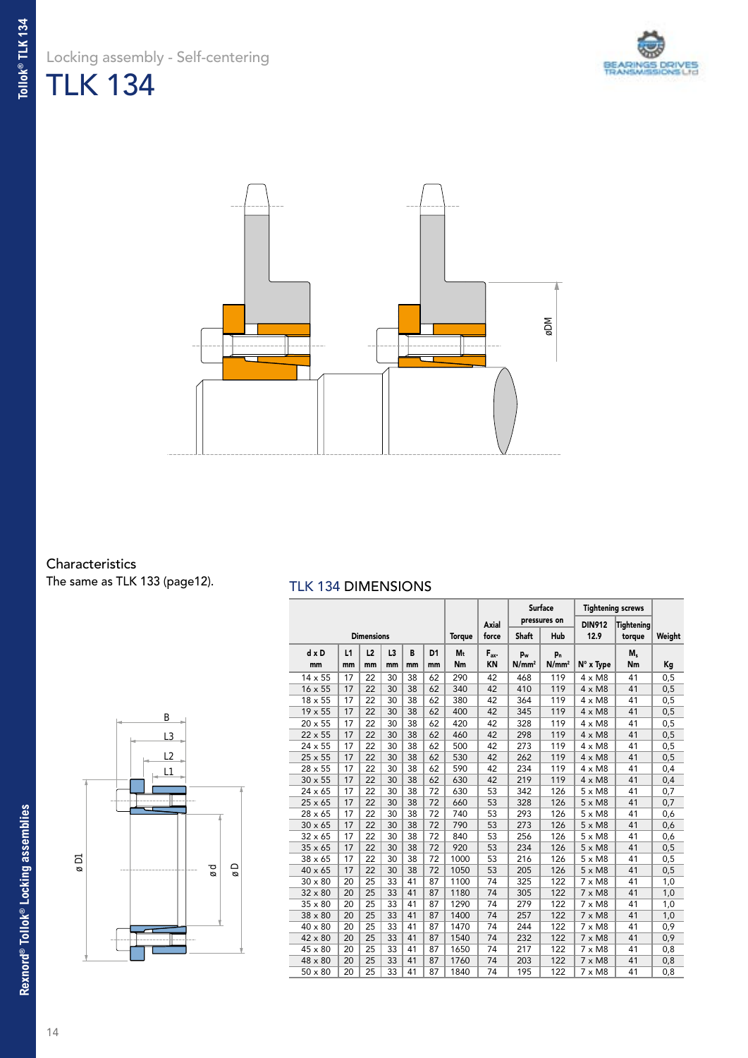Locking assembly - Self-centering

# TLK 134

## Characteristics

The same as TLK 133 (page12).

## TLK 134 DIMENSIONS

| Dimensions | | | | | | Torque | Axial force | Surface pressures on | | Tightening screws | | Weight |
|---|---|---|---|---|---|---|---|---|---|---|---|---|
| | | | | | | | | Shaft | Hub | DIN912 12.9 | Tightening torque | |
| d x D mm | L1 mm | L2 mm | L3 mm | B mm | D1 mm | $M_t$ Nm | $F_{ax}$ KN | $p_w$ N/mm² | $p_n$ N/mm² | N° x Type | $M_s$ Nm | Kg |
| 14 x 55 | 17 | 22 | 30 | 38 | 62 | 290 | 42 | 468 | 119 | 4 x M8 | 41 | 0,5 |
| 16 x 55 | 17 | 22 | 30 | 38 | 62 | 340 | 42 | 410 | 119 | 4 x M8 | 41 | 0,5 |
| 18 x 55 | 17 | 22 | 30 | 38 | 62 | 380 | 42 | 364 | 119 | 4 x M8 | 41 | 0,5 |
| 19 x 55 | 17 | 22 | 30 | 38 | 62 | 400 | 42 | 345 | 119 | 4 x M8 | 41 | 0,5 |
| 20 x 55 | 17 | 22 | 30 | 38 | 62 | 420 | 42 | 328 | 119 | 4 x M8 | 41 | 0,5 |
| 22 x 55 | 17 | 22 | 30 | 38 | 62 | 460 | 42 | 298 | 119 | 4 x M8 | 41 | 0,5 |
| 24 x 55 | 17 | 22 | 30 | 38 | 62 | 500 | 42 | 273 | 119 | 4 x M8 | 41 | 0,5 |
| 25 x 55 | 17 | 22 | 30 | 38 | 62 | 530 | 42 | 262 | 119 | 4 x M8 | 41 | 0,5 |
| 28 x 55 | 17 | 22 | 30 | 38 | 62 | 590 | 42 | 234 | 119 | 4 x M8 | 41 | 0,4 |
| 30 x 55 | 17 | 22 | 30 | 38 | 62 | 630 | 42 | 219 | 119 | 4 x M8 | 41 | 0,4 |
| 24 x 65 | 17 | 22 | 30 | 38 | 72 | 630 | 53 | 342 | 126 | 5 x M8 | 41 | 0,7 |
| 25 x 65 | 17 | 22 | 30 | 38 | 72 | 660 | 53 | 328 | 126 | 5 x M8 | 41 | 0,7 |
| 28 x 65 | 17 | 22 | 30 | 38 | 72 | 740 | 53 | 293 | 126 | 5 x M8 | 41 | 0,6 |
| 30 x 65 | 17 | 22 | 30 | 38 | 72 | 790 | 53 | 273 | 126 | 5 x M8 | 41 | 0,6 |
| 32 x 65 | 17 | 22 | 30 | 38 | 72 | 840 | 53 | 256 | 126 | 5 x M8 | 41 | 0,6 |
| 35 x 65 | 17 | 22 | 30 | 38 | 72 | 920 | 53 | 234 | 126 | 5 x M8 | 41 | 0,5 |
| 38 x 65 | 17 | 22 | 30 | 38 | 72 | 1000 | 53 | 216 | 126 | 5 x M8 | 41 | 0,5 |
| 40 x 65 | 17 | 22 | 30 | 38 | 72 | 1050 | 53 | 205 | 126 | 5 x M8 | 41 | 0,5 |
| 30 x 80 | 20 | 25 | 33 | 41 | 87 | 1100 | 74 | 325 | 122 | 7 x M8 | 41 | 1,0 |
| 32 x 80 | 20 | 25 | 33 | 41 | 87 | 1180 | 74 | 305 | 122 | 7 x M8 | 41 | 1,0 |
| 35 x 80 | 20 | 25 | 33 | 41 | 87 | 1290 | 74 | 279 | 122 | 7 x M8 | 41 | 1,0 |
| 38 x 80 | 20 | 25 | 33 | 41 | 87 | 1400 | 74 | 257 | 122 | 7 x M8 | 41 | 1,0 |
| 40 x 80 | 20 | 25 | 33 | 41 | 87 | 1470 | 74 | 244 | 122 | 7 x M8 | 41 | 0,9 |
| 42 x 80 | 20 | 25 | 33 | 41 | 87 | 1540 | 74 | 232 | 122 | 7 x M8 | 41 | 0,9 |
| 45 x 80 | 20 | 25 | 33 | 41 | 87 | 1650 | 74 | 217 | 122 | 7 x M8 | 41 | 0,8 |
| 48 x 80 | 20 | 25 | 33 | 41 | 87 | 1760 | 74 | 203 | 122 | 7 x M8 | 41 | 0,8 |
| 50 x 80 | 20 | 25 | 33 | 41 | 87 | 1840 | 74 | 195 | 122 | 7 x M8 | 41 | 0,8 |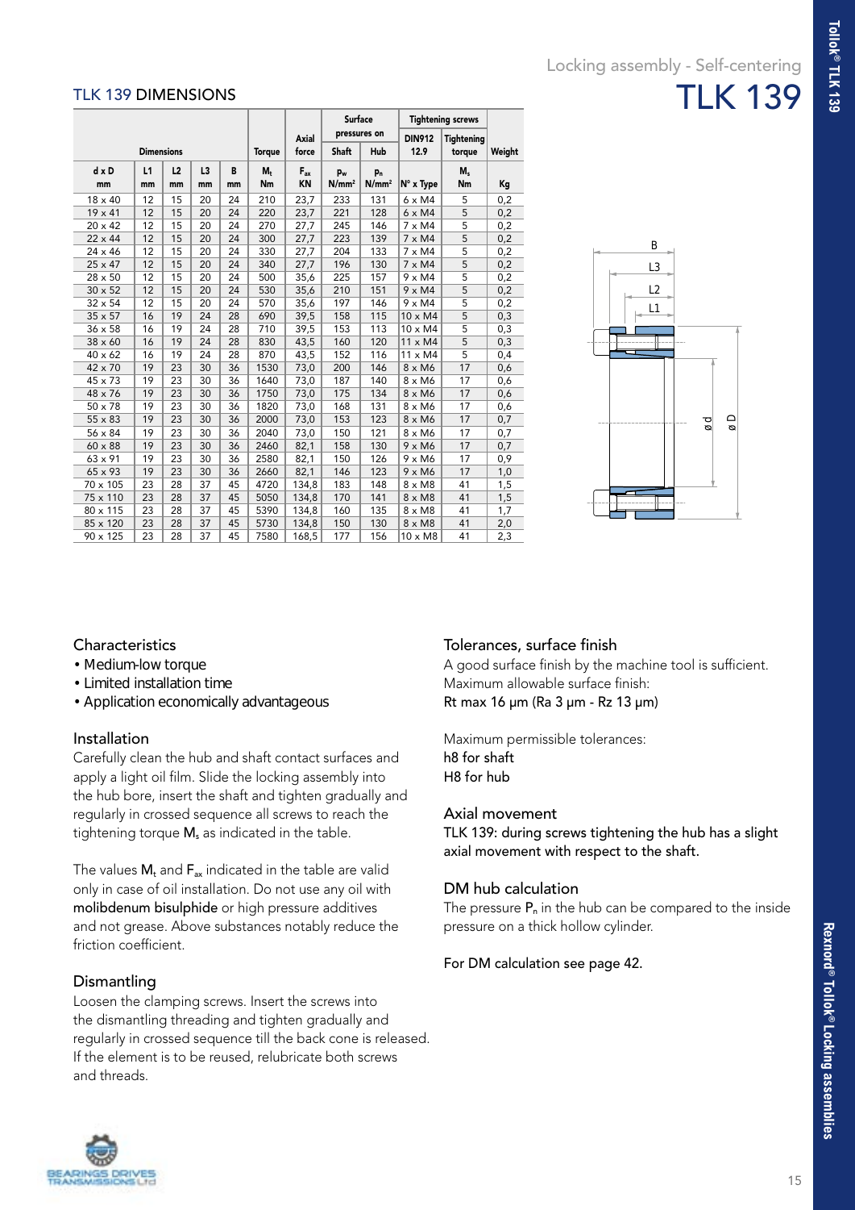Locking assembly - Self-centering

# TLK 139

## TLK 139 DIMENSIONS

| Dimensions | | | | | Torque | Axial force | Surface pressures on | | Tightening screws | | Weight |
|---|---|---|---|---|---|---|---|---|---|---|---|
| | | | | | | | Shaft | Hub | DIN912 12.9 | Tightening torque | |
| d x D | L1 | L2 | L3 | B | $M_t$ | $F_{ax}$ | $p_w$ | $p_n$ | | $M_s$ | |
| mm | mm | mm | mm | mm | Nm | KN | $N/mm^2$ | $N/mm^2$ | N° x Type | Nm | Kg |
| 18 x 40 | 12 | 15 | 20 | 24 | 210 | 23,7 | 233 | 131 | 6 x M4 | 5 | 0,2 |
| 19 x 41 | 12 | 15 | 20 | 24 | 220 | 23,7 | 221 | 128 | 6 x M4 | 5 | 0,2 |
| 20 x 42 | 12 | 15 | 20 | 24 | 270 | 27,7 | 245 | 146 | 7 x M4 | 5 | 0,2 |
| 22 x 44 | 12 | 15 | 20 | 24 | 300 | 27,7 | 223 | 139 | 7 x M4 | 5 | 0,2 |
| 24 x 46 | 12 | 15 | 20 | 24 | 330 | 27,7 | 204 | 133 | 7 x M4 | 5 | 0,2 |
| 25 x 47 | 12 | 15 | 20 | 24 | 340 | 27,7 | 196 | 130 | 7 x M4 | 5 | 0,2 |
| 28 x 50 | 12 | 15 | 20 | 24 | 500 | 35,6 | 225 | 157 | 9 x M4 | 5 | 0,2 |
| 30 x 52 | 12 | 15 | 20 | 24 | 530 | 35,6 | 210 | 151 | 9 x M4 | 5 | 0,2 |
| 32 x 54 | 12 | 15 | 20 | 24 | 570 | 35,6 | 197 | 146 | 9 x M4 | 5 | 0,2 |
| 35 x 57 | 16 | 19 | 24 | 28 | 690 | 39,5 | 158 | 115 | 10 x M4 | 5 | 0,3 |
| 36 x 58 | 16 | 19 | 24 | 28 | 710 | 39,5 | 153 | 113 | 10 x M4 | 5 | 0,3 |
| 38 x 60 | 16 | 19 | 24 | 28 | 830 | 43,5 | 160 | 120 | 11 x M4 | 5 | 0,3 |
| 40 x 62 | 16 | 19 | 24 | 28 | 870 | 43,5 | 152 | 116 | 11 x M4 | 5 | 0,4 |
| 42 x 70 | 19 | 23 | 30 | 36 | 1530 | 73,0 | 200 | 146 | 8 x M6 | 17 | 0,6 |
| 45 x 73 | 19 | 23 | 30 | 36 | 1640 | 73,0 | 187 | 140 | 8 x M6 | 17 | 0,6 |
| 48 x 76 | 19 | 23 | 30 | 36 | 1750 | 73,0 | 175 | 134 | 8 x M6 | 17 | 0,6 |
| 50 x 78 | 19 | 23 | 30 | 36 | 1820 | 73,0 | 168 | 131 | 8 x M6 | 17 | 0,6 |
| 55 x 83 | 19 | 23 | 30 | 36 | 2000 | 73,0 | 153 | 123 | 8 x M6 | 17 | 0,7 |
| 56 x 84 | 19 | 23 | 30 | 36 | 2040 | 73,0 | 150 | 121 | 8 x M6 | 17 | 0,7 |
| 60 x 88 | 19 | 23 | 30 | 36 | 2460 | 82,1 | 158 | 130 | 9 x M6 | 17 | 0,7 |
| 63 x 91 | 19 | 23 | 30 | 36 | 2580 | 82,1 | 150 | 126 | 9 x M6 | 17 | 0,9 |
| 65 x 93 | 19 | 23 | 30 | 36 | 2660 | 82,1 | 146 | 123 | 9 x M6 | 17 | 1,0 |
| 70 x 105 | 23 | 28 | 37 | 45 | 4720 | 134,8 | 183 | 148 | 8 x M8 | 41 | 1,5 |
| 75 x 110 | 23 | 28 | 37 | 45 | 5050 | 134,8 | 170 | 141 | 8 x M8 | 41 | 1,5 |
| 80 x 115 | 23 | 28 | 37 | 45 | 5390 | 134,8 | 160 | 135 | 8 x M8 | 41 | 1,7 |
| 85 x 120 | 23 | 28 | 37 | 45 | 5730 | 134,8 | 150 | 130 | 8 x M8 | 41 | 2,0 |
| 90 x 125 | 23 | 28 | 37 | 45 | 7580 | 168,5 | 177 | 156 | 10 x M8 | 41 | 2,3 |

### Characteristics

- Medium-low torque
- Limited installation time
- Application economically advantageous

### Installation

Carefully clean the hub and shaft contact surfaces and apply a light oil film. Slide the locking assembly into the hub bore, insert the shaft and tighten gradually and regularly in crossed sequence all screws to reach the tightening torque $M_s$ as indicated in the table.

The values $M_t$ and $F_{ax}$ indicated in the table are valid only in case of oil installation. Do not use any oil with molibdenum bisulphide or high pressure additives and not grease. Above substances notably reduce the friction coefficient.

### Dismantling

Loosen the clamping screws. Insert the screws into the dismantling threading and tighten gradually and regularly in crossed sequence till the back cone is released. If the element is to be reused, relubricate both screws and threads.

### Tolerances, surface finish

A good surface finish by the machine tool is sufficient. Maximum allowable surface finish:
Rt max 16 μm (Ra 3 μm - Rz 13 μm)

Maximum permissible tolerances:
h8 for shaft
H8 for hub

### Axial movement

TLK 139: during screws tightening the hub has a slight axial movement with respect to the shaft.

### DM hub calculation

The pressure $P_n$ in the hub can be compared to the inside pressure on a thick hollow cylinder.

For DM calculation see page 42.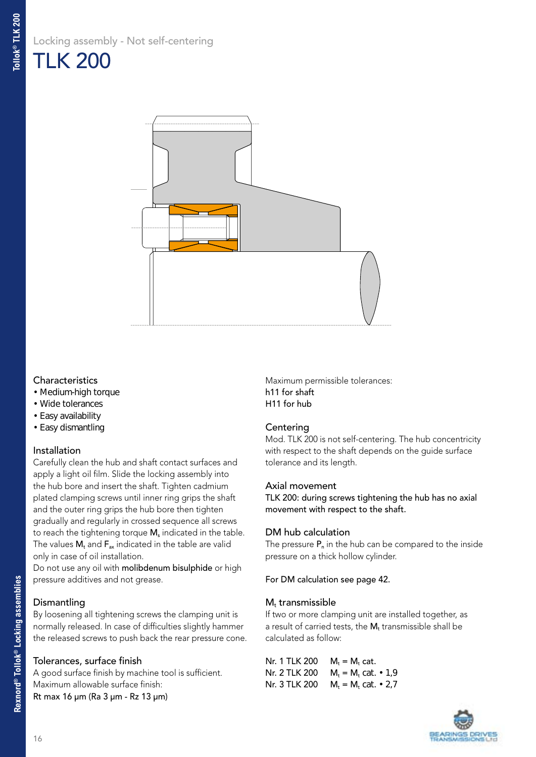Locking assembly - Not self-centering

# TLK 200

## Characteristics

- Medium-high torque
- Wide tolerances
- Easy availability
- Easy dismantling

## Installation

Carefully clean the hub and shaft contact surfaces and apply a light oil film. Slide the locking assembly into the hub bore and insert the shaft. Tighten cadmium plated clamping screws until inner ring grips the shaft and the outer ring grips the hub bore then tighten gradually and regularly in crossed sequence all screws to reach the tightening torque $M_s$ indicated in the table. The values $M_t$ and $F_{ax}$ indicated in the table are valid only in case of oil installation.

Do not use any oil with molibdenum bisulphide or high pressure additives and not grease.

## Dismantling

By loosening all tightening screws the clamping unit is normally released. In case of difficulties slightly hammer the released screws to push back the rear pressure cone.

## Tolerances, surface finish

A good surface finish by machine tool is sufficient.
Maximum allowable surface finish:
Rt max 16 µm (Ra 3 µm - Rz 13 µm)

Maximum permissible tolerances:
h11 for shaft
H11 for hub

## Centering

Mod. TLK 200 is not self-centering. The hub concentricity with respect to the shaft depends on the guide surface tolerance and its length.

## Axial movement

TLK 200: during screws tightening the hub has no axial movement with respect to the shaft.

## DM hub calculation

The pressure $P_n$ in the hub can be compared to the inside pressure on a thick hollow cylinder.

For DM calculation see page 42.

## $M_t$ transmissible

If two or more clamping unit are installed together, as a result of carried tests, the $M_t$ transmissible shall be calculated as follow:

| | |
|---|---|
| Nr. 1 TLK 200 | $M_t$ = $M_t$ cat. |
| Nr. 2 TLK 200 | $M_t$ = $M_t$ cat. • 1,9 |
| Nr. 3 TLK 200 | $M_t$ = $M_t$ cat. • 2,7 |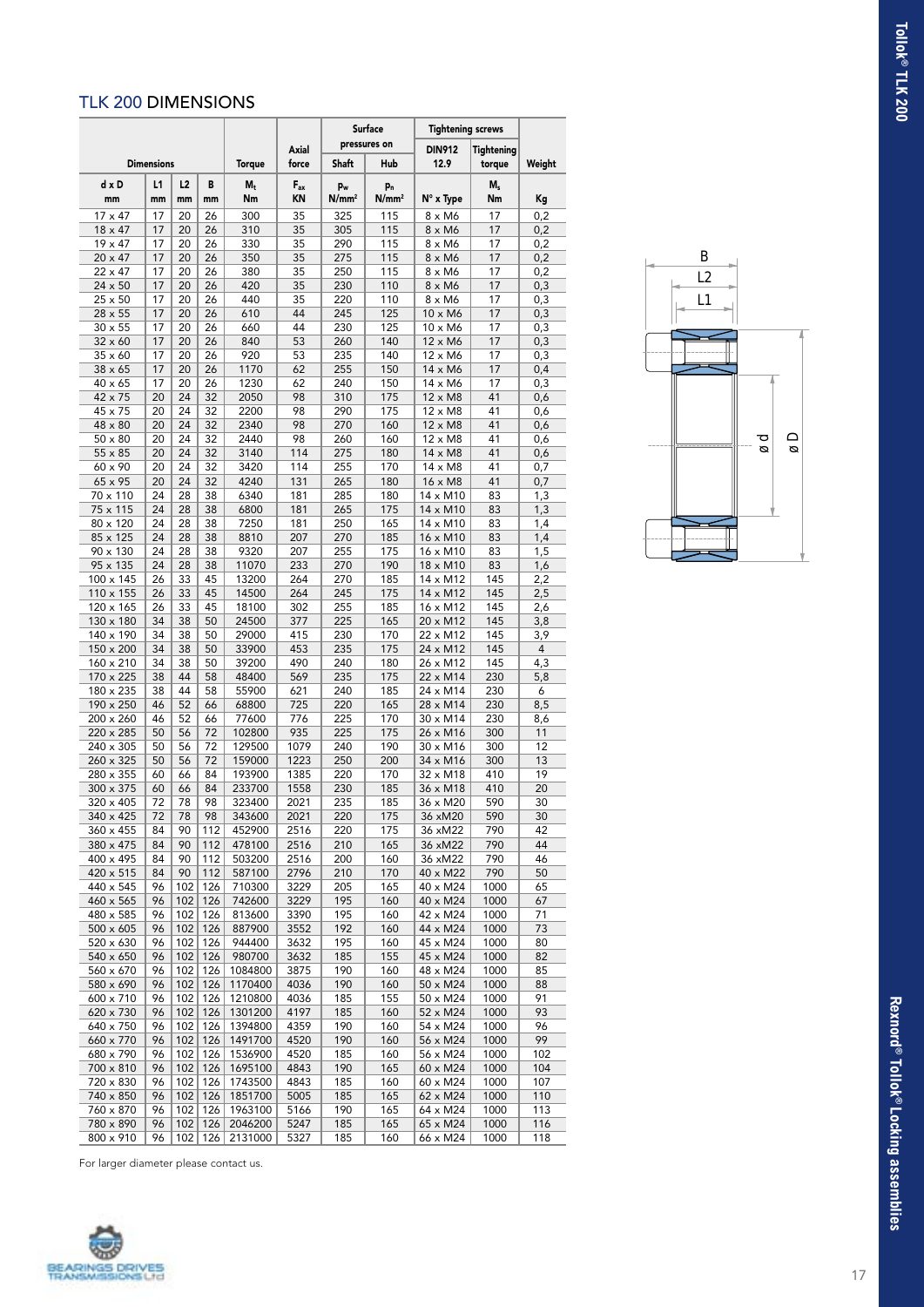## TLK 200 DIMENSIONS

| Dimensions | | | | Torque | Axial force | Surface pressures on | | Tightening screws | | Weight |
|---|---|---|---|---|---|---|---|---|---|---|
| | | | | | | Shaft | Hub | DIN912 12.9 | Tightening torque | |
| d x D mm | L1 mm | L2 mm | B mm | $M_t$ Nm | $F_{ax}$ KN | $p_w$ N/mm² | $p_n$ N/mm² | N° x Type | $M_s$ Nm | Kg |
| 17 x 47 | 17 | 20 | 26 | 300 | 35 | 325 | 115 | 8 x M6 | 17 | 0,2 |
| 18 x 47 | 17 | 20 | 26 | 310 | 35 | 305 | 115 | 8 x M6 | 17 | 0,2 |
| 19 x 47 | 17 | 20 | 26 | 330 | 35 | 290 | 115 | 8 x M6 | 17 | 0,2 |
| 20 x 47 | 17 | 20 | 26 | 350 | 35 | 275 | 115 | 8 x M6 | 17 | 0,2 |
| 22 x 47 | 17 | 20 | 26 | 380 | 35 | 250 | 115 | 8 x M6 | 17 | 0,2 |
| 24 x 50 | 17 | 20 | 26 | 420 | 35 | 230 | 110 | 8 x M6 | 17 | 0,3 |
| 25 x 50 | 17 | 20 | 26 | 440 | 35 | 220 | 110 | 8 x M6 | 17 | 0,3 |
| 28 x 55 | 17 | 20 | 26 | 610 | 44 | 245 | 125 | 10 x M6 | 17 | 0,3 |
| 30 x 55 | 17 | 20 | 26 | 660 | 44 | 230 | 125 | 10 x M6 | 17 | 0,3 |
| 32 x 60 | 17 | 20 | 26 | 840 | 53 | 260 | 140 | 12 x M6 | 17 | 0,3 |
| 35 x 60 | 17 | 20 | 26 | 920 | 53 | 235 | 140 | 12 x M6 | 17 | 0,3 |
| 38 x 65 | 17 | 20 | 26 | 1170 | 62 | 255 | 150 | 14 x M6 | 17 | 0,4 |
| 40 x 65 | 17 | 20 | 26 | 1230 | 62 | 240 | 150 | 14 x M6 | 17 | 0,3 |
| 42 x 75 | 20 | 24 | 32 | 2050 | 98 | 310 | 175 | 12 x M8 | 41 | 0,6 |
| 45 x 75 | 20 | 24 | 32 | 2200 | 98 | 290 | 175 | 12 x M8 | 41 | 0,6 |
| 48 x 80 | 20 | 24 | 32 | 2340 | 98 | 270 | 160 | 12 x M8 | 41 | 0,6 |
| 50 x 80 | 20 | 24 | 32 | 2440 | 98 | 260 | 160 | 12 x M8 | 41 | 0,6 |
| 55 x 85 | 20 | 24 | 32 | 3140 | 114 | 275 | 180 | 14 x M8 | 41 | 0,6 |
| 60 x 90 | 20 | 24 | 32 | 3420 | 114 | 255 | 170 | 14 x M8 | 41 | 0,7 |
| 65 x 95 | 20 | 24 | 32 | 4240 | 131 | 265 | 180 | 16 x M8 | 41 | 0,7 |
| 70 x 110 | 24 | 28 | 38 | 6340 | 181 | 285 | 180 | 14 x M10 | 83 | 1,3 |
| 75 x 115 | 24 | 28 | 38 | 6800 | 181 | 265 | 175 | 14 x M10 | 83 | 1,3 |
| 80 x 120 | 24 | 28 | 38 | 7250 | 181 | 250 | 165 | 14 x M10 | 83 | 1,4 |
| 85 x 125 | 24 | 28 | 38 | 8810 | 207 | 270 | 185 | 16 x M10 | 83 | 1,4 |
| 90 x 130 | 24 | 28 | 38 | 9320 | 207 | 255 | 175 | 16 x M10 | 83 | 1,5 |
| 95 x 135 | 24 | 28 | 38 | 11070 | 233 | 270 | 190 | 18 x M10 | 83 | 1,6 |
| 100 x 145 | 26 | 33 | 45 | 13200 | 264 | 270 | 185 | 14 x M12 | 145 | 2,2 |
| 110 x 155 | 26 | 33 | 45 | 14500 | 264 | 245 | 175 | 14 x M12 | 145 | 2,5 |
| 120 x 165 | 26 | 33 | 45 | 18100 | 302 | 255 | 185 | 16 x M12 | 145 | 2,6 |
| 130 x 180 | 34 | 38 | 50 | 24500 | 377 | 225 | 165 | 20 x M12 | 145 | 3,8 |
| 140 x 190 | 34 | 38 | 50 | 29000 | 415 | 230 | 170 | 22 x M12 | 145 | 3,9 |
| 150 x 200 | 34 | 38 | 50 | 33900 | 453 | 235 | 175 | 24 x M12 | 145 | 4 |
| 160 x 210 | 34 | 38 | 50 | 39200 | 490 | 240 | 180 | 26 x M12 | 145 | 4,3 |
| 170 x 225 | 38 | 44 | 58 | 48400 | 569 | 235 | 175 | 22 x M14 | 230 | 5,8 |
| 180 x 235 | 38 | 44 | 58 | 55900 | 621 | 240 | 185 | 24 x M14 | 230 | 6 |
| 190 x 250 | 46 | 52 | 66 | 68800 | 725 | 220 | 165 | 28 x M14 | 230 | 8,5 |
| 200 x 260 | 46 | 52 | 66 | 77600 | 776 | 225 | 170 | 30 x M14 | 230 | 8,6 |
| 220 x 285 | 50 | 56 | 72 | 102800 | 935 | 225 | 175 | 26 x M16 | 300 | 11 |
| 240 x 305 | 50 | 56 | 72 | 129500 | 1079 | 240 | 190 | 30 x M16 | 300 | 12 |
| 260 x 325 | 50 | 56 | 72 | 159000 | 1223 | 250 | 200 | 34 x M16 | 300 | 13 |
| 280 x 355 | 60 | 66 | 84 | 193900 | 1385 | 220 | 170 | 32 x M18 | 410 | 19 |
| 300 x 375 | 60 | 66 | 84 | 233700 | 1558 | 230 | 185 | 36 x M18 | 410 | 20 |
| 320 x 405 | 72 | 78 | 98 | 323400 | 2021 | 235 | 185 | 36 x M20 | 590 | 30 |
| 340 x 425 | 72 | 78 | 98 | 343600 | 2021 | 220 | 175 | 36 xM20 | 590 | 30 |
| 360 x 455 | 84 | 90 | 112 | 452900 | 2516 | 220 | 175 | 36 xM22 | 790 | 42 |
| 380 x 475 | 84 | 90 | 112 | 478100 | 2516 | 210 | 165 | 36 xM22 | 790 | 44 |
| 400 x 495 | 84 | 90 | 112 | 503200 | 2516 | 200 | 160 | 36 xM22 | 790 | 46 |
| 420 x 515 | 84 | 90 | 112 | 587100 | 2796 | 210 | 170 | 40 x M22 | 790 | 50 |
| 440 x 545 | 96 | 102 | 126 | 710300 | 3229 | 205 | 165 | 40 x M24 | 1000 | 65 |
| 460 x 565 | 96 | 102 | 126 | 742600 | 3229 | 195 | 160 | 40 x M24 | 1000 | 67 |
| 480 x 585 | 96 | 102 | 126 | 813600 | 3390 | 195 | 160 | 42 x M24 | 1000 | 71 |
| 500 x 605 | 96 | 102 | 126 | 887900 | 3552 | 192 | 160 | 44 x M24 | 1000 | 73 |
| 520 x 630 | 96 | 102 | 126 | 944400 | 3632 | 195 | 160 | 45 x M24 | 1000 | 80 |
| 540 x 650 | 96 | 102 | 126 | 980700 | 3632 | 185 | 155 | 45 x M24 | 1000 | 82 |
| 560 x 670 | 96 | 102 | 126 | 1084800 | 3875 | 190 | 160 | 48 x M24 | 1000 | 85 |
| 580 x 690 | 96 | 102 | 126 | 1170400 | 4036 | 190 | 160 | 50 x M24 | 1000 | 88 |
| 600 x 710 | 96 | 102 | 126 | 1210800 | 4036 | 185 | 155 | 50 x M24 | 1000 | 91 |
| 620 x 730 | 96 | 102 | 126 | 1301200 | 4197 | 185 | 160 | 52 x M24 | 1000 | 93 |
| 640 x 750 | 96 | 102 | 126 | 1394800 | 4359 | 190 | 160 | 54 x M24 | 1000 | 96 |
| 660 x 770 | 96 | 102 | 126 | 1491700 | 4520 | 190 | 160 | 56 x M24 | 1000 | 99 |
| 680 x 790 | 96 | 102 | 126 | 1536900 | 4520 | 185 | 160 | 56 x M24 | 1000 | 102 |
| 700 x 810 | 96 | 102 | 126 | 1695100 | 4843 | 190 | 165 | 60 x M24 | 1000 | 104 |
| 720 x 830 | 96 | 102 | 126 | 1743500 | 4843 | 185 | 160 | 60 x M24 | 1000 | 107 |
| 740 x 850 | 96 | 102 | 126 | 1851700 | 5005 | 185 | 165 | 62 x M24 | 1000 | 110 |
| 760 x 870 | 96 | 102 | 126 | 1963100 | 5166 | 190 | 165 | 64 x M24 | 1000 | 113 |
| 780 x 890 | 96 | 102 | 126 | 2046200 | 5247 | 185 | 165 | 65 x M24 | 1000 | 116 |
| 800 x 910 | 96 | 102 | 126 | 2131000 | 5327 | 185 | 160 | 66 x M24 | 1000 | 118 |

For larger diameter please contact us.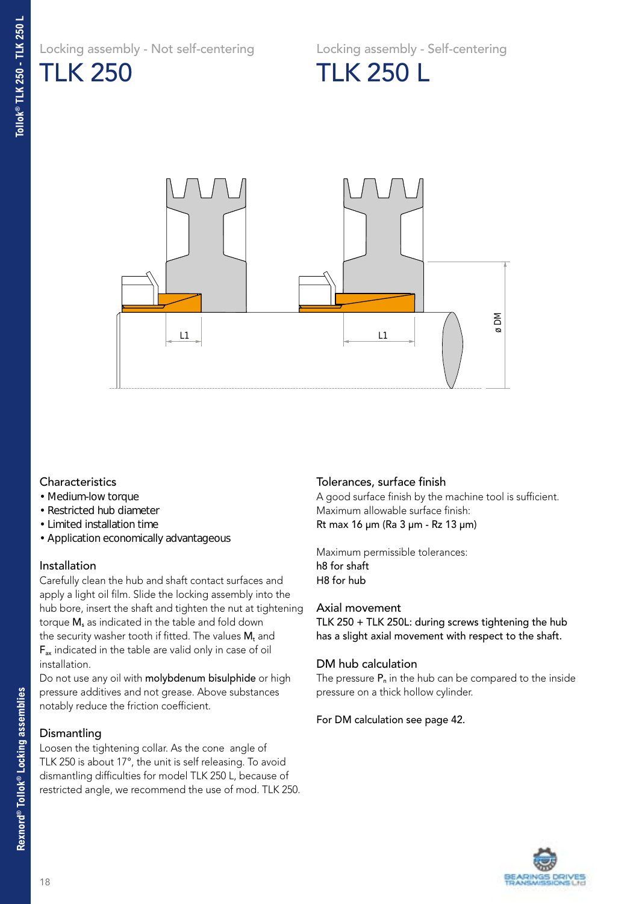Locking assembly - Not self-centering

# TLK 250

Locking assembly - Self-centering

# TLK 250 L

L1

L1

ø DM

## Characteristics

- Medium-low torque
- Restricted hub diameter
- Limited installation time
- Application economically advantageous

## Installation

Carefully clean the hub and shaft contact surfaces and apply a light oil film. Slide the locking assembly into the hub bore, insert the shaft and tighten the nut at tightening torque $M_s$ as indicated in the table and fold down the security washer tooth if fitted. The values $M_t$ and $F_{ax}$ indicated in the table are valid only in case of oil installation.

Do not use any oil with **molybdenum bisulphide** or high pressure additives and not grease. Above substances notably reduce the friction coefficient.

## Dismantling

Loosen the tightening collar. As the cone angle of TLK 250 is about 17°, the unit is self releasing. To avoid dismantling difficulties for model TLK 250 L, because of restricted angle, we recommend the use of mod. TLK 250.

## Tolerances, surface finish

A good surface finish by the machine tool is sufficient.
Maximum allowable surface finish:
Rt max 16 μm (Ra 3 μm - Rz 13 μm)

Maximum permissible tolerances:
h8 for shaft
H8 for hub

## Axial movement

TLK 250 + TLK 250L: during screws tightening the hub has a slight axial movement with respect to the shaft.

## DM hub calculation

The pressure $P_n$ in the hub can be compared to the inside pressure on a thick hollow cylinder.

For DM calculation see page 42.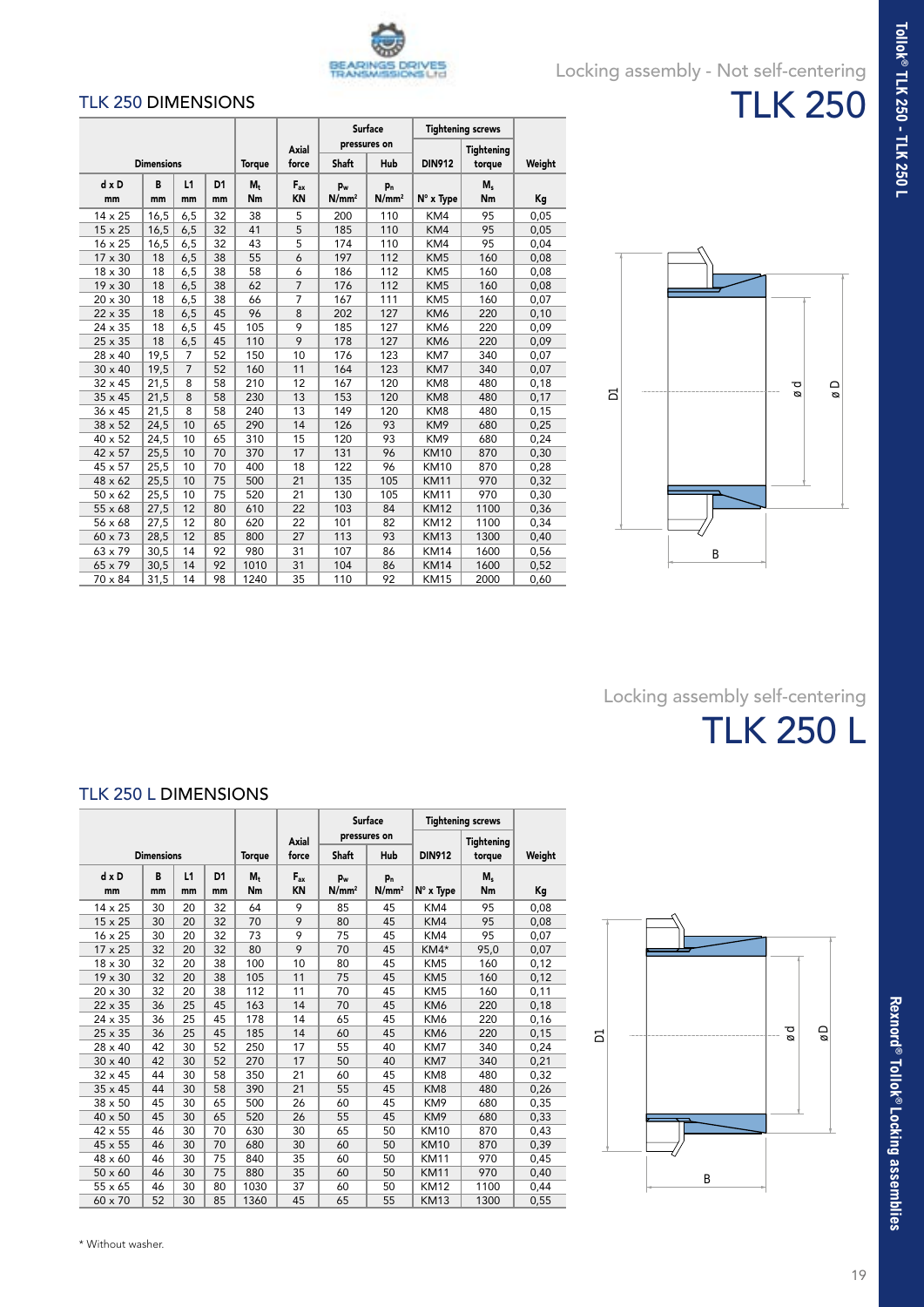# Locking assembly - Not self-centering

# TLK 250

## TLK 250 DIMENSIONS

| Dimensions | | | | Torque | Axial force | Surface pressures on | | Tightening screws | | Weight |
|---|---|---|---|---|---|---|---|---|---|---|
| | | | | | | Shaft | Hub | DIN912 | Tightening torque | |
| d x D | B | L1 | D1 | $M_t$ | $F_{ax}$ | $p_w$ | $p_n$ | N° x Type | $M_s$ | |
| mm | mm | mm | mm | Nm | KN | N/mm² | N/mm² | | Nm | Kg |
| 14 x 25 | 16,5 | 6,5 | 32 | 38 | 5 | 200 | 110 | KM4 | 95 | 0,05 |
| 15 x 25 | 16,5 | 6,5 | 32 | 41 | 5 | 185 | 110 | KM4 | 95 | 0,05 |
| 16 x 25 | 16,5 | 6,5 | 32 | 43 | 5 | 174 | 110 | KM4 | 95 | 0,04 |
| 17 x 30 | 18 | 6,5 | 38 | 55 | 6 | 197 | 112 | KM5 | 160 | 0,08 |
| 18 x 30 | 18 | 6,5 | 38 | 58 | 6 | 186 | 112 | KM5 | 160 | 0,08 |
| 19 x 30 | 18 | 6,5 | 38 | 62 | 7 | 176 | 112 | KM5 | 160 | 0,08 |
| 20 x 30 | 18 | 6,5 | 38 | 66 | 7 | 167 | 111 | KM5 | 160 | 0,07 |
| 22 x 35 | 18 | 6,5 | 45 | 96 | 8 | 202 | 127 | KM6 | 220 | 0,10 |
| 24 x 35 | 18 | 6,5 | 45 | 105 | 9 | 185 | 127 | KM6 | 220 | 0,09 |
| 25 x 35 | 18 | 6,5 | 45 | 110 | 9 | 178 | 127 | KM6 | 220 | 0,09 |
| 28 x 40 | 19,5 | 7 | 52 | 150 | 10 | 176 | 123 | KM7 | 340 | 0,07 |
| 30 x 40 | 19,5 | 7 | 52 | 160 | 11 | 164 | 123 | KM7 | 340 | 0,07 |
| 32 x 45 | 21,5 | 8 | 58 | 210 | 12 | 167 | 120 | KM8 | 480 | 0,18 |
| 35 x 45 | 21,5 | 8 | 58 | 230 | 13 | 153 | 120 | KM8 | 480 | 0,17 |
| 36 x 45 | 21,5 | 8 | 58 | 240 | 13 | 149 | 120 | KM8 | 480 | 0,15 |
| 38 x 52 | 24,5 | 10 | 65 | 290 | 14 | 126 | 93 | KM9 | 680 | 0,25 |
| 40 x 52 | 24,5 | 10 | 65 | 310 | 15 | 120 | 93 | KM9 | 680 | 0,24 |
| 42 x 57 | 25,5 | 10 | 70 | 370 | 17 | 131 | 96 | KM10 | 870 | 0,30 |
| 45 x 57 | 25,5 | 10 | 70 | 400 | 18 | 122 | 96 | KM10 | 870 | 0,28 |
| 48 x 62 | 25,5 | 10 | 75 | 500 | 21 | 135 | 105 | KM11 | 970 | 0,32 |
| 50 x 62 | 25,5 | 10 | 75 | 520 | 21 | 130 | 105 | KM11 | 970 | 0,30 |
| 55 x 68 | 27,5 | 12 | 80 | 610 | 22 | 103 | 84 | KM12 | 1100 | 0,36 |
| 56 x 68 | 27,5 | 12 | 80 | 620 | 22 | 101 | 82 | KM12 | 1100 | 0,34 |
| 60 x 73 | 28,5 | 12 | 85 | 800 | 27 | 113 | 93 | KM13 | 1300 | 0,40 |
| 63 x 79 | 30,5 | 14 | 92 | 980 | 31 | 107 | 86 | KM14 | 1600 | 0,56 |
| 65 x 79 | 30,5 | 14 | 92 | 1010 | 31 | 104 | 86 | KM14 | 1600 | 0,52 |
| 70 x 84 | 31,5 | 14 | 98 | 1240 | 35 | 110 | 92 | KM15 | 2000 | 0,60 |

# Locking assembly self-centering

# TLK 250 L

## TLK 250 L DIMENSIONS

| Dimensions | | | | Torque | Axial force | Surface pressures on | | Tightening screws | | Weight |
|---|---|---|---|---|---|---|---|---|---|---|
| | | | | | | Shaft | Hub | DIN912 | Tightening torque | |
| d x D | B | L1 | D1 | $M_t$ | $F_{ax}$ | $p_w$ | $p_n$ | N° x Type | $M_s$ | |
| mm | mm | mm | mm | Nm | KN | N/mm² | N/mm² | | Nm | Kg |
| 14 x 25 | 30 | 20 | 32 | 64 | 9 | 85 | 45 | KM4 | 95 | 0,08 |
| 15 x 25 | 30 | 20 | 32 | 70 | 9 | 80 | 45 | KM4 | 95 | 0,08 |
| 16 x 25 | 30 | 20 | 32 | 73 | 9 | 75 | 45 | KM4 | 95 | 0,07 |
| 17 x 25 | 32 | 20 | 32 | 80 | 9 | 70 | 45 | KM4* | 95,0 | 0,07 |
| 18 x 30 | 32 | 20 | 38 | 100 | 10 | 80 | 45 | KM5 | 160 | 0,12 |
| 19 x 30 | 32 | 20 | 38 | 105 | 11 | 75 | 45 | KM5 | 160 | 0,12 |
| 20 x 30 | 32 | 20 | 38 | 112 | 11 | 70 | 45 | KM5 | 160 | 0,11 |
| 22 x 35 | 36 | 25 | 45 | 163 | 14 | 70 | 45 | KM6 | 220 | 0,18 |
| 24 x 35 | 36 | 25 | 45 | 178 | 14 | 65 | 45 | KM6 | 220 | 0,16 |
| 25 x 35 | 36 | 25 | 45 | 185 | 14 | 60 | 45 | KM6 | 220 | 0,15 |
| 28 x 40 | 42 | 30 | 52 | 250 | 17 | 55 | 40 | KM7 | 340 | 0,24 |
| 30 x 40 | 42 | 30 | 52 | 270 | 17 | 50 | 40 | KM7 | 340 | 0,21 |
| 32 x 45 | 44 | 30 | 58 | 350 | 21 | 60 | 45 | KM8 | 480 | 0,32 |
| 35 x 45 | 44 | 30 | 58 | 390 | 21 | 55 | 45 | KM8 | 480 | 0,26 |
| 38 x 50 | 45 | 30 | 65 | 500 | 26 | 60 | 45 | KM9 | 680 | 0,35 |
| 40 x 50 | 45 | 30 | 65 | 520 | 26 | 55 | 45 | KM9 | 680 | 0,33 |
| 42 x 55 | 46 | 30 | 70 | 630 | 30 | 65 | 50 | KM10 | 870 | 0,43 |
| 45 x 55 | 46 | 30 | 70 | 680 | 30 | 60 | 50 | KM10 | 870 | 0,39 |
| 48 x 60 | 46 | 30 | 75 | 840 | 35 | 60 | 50 | KM11 | 970 | 0,45 |
| 50 x 60 | 46 | 30 | 75 | 880 | 35 | 60 | 50 | KM11 | 970 | 0,40 |
| 55 x 65 | 46 | 30 | 80 | 1030 | 37 | 60 | 50 | KM12 | 1100 | 0,44 |
| 60 x 70 | 52 | 30 | 85 | 1360 | 45 | 65 | 55 | KM13 | 1300 | 0,55 |

\* Without washer.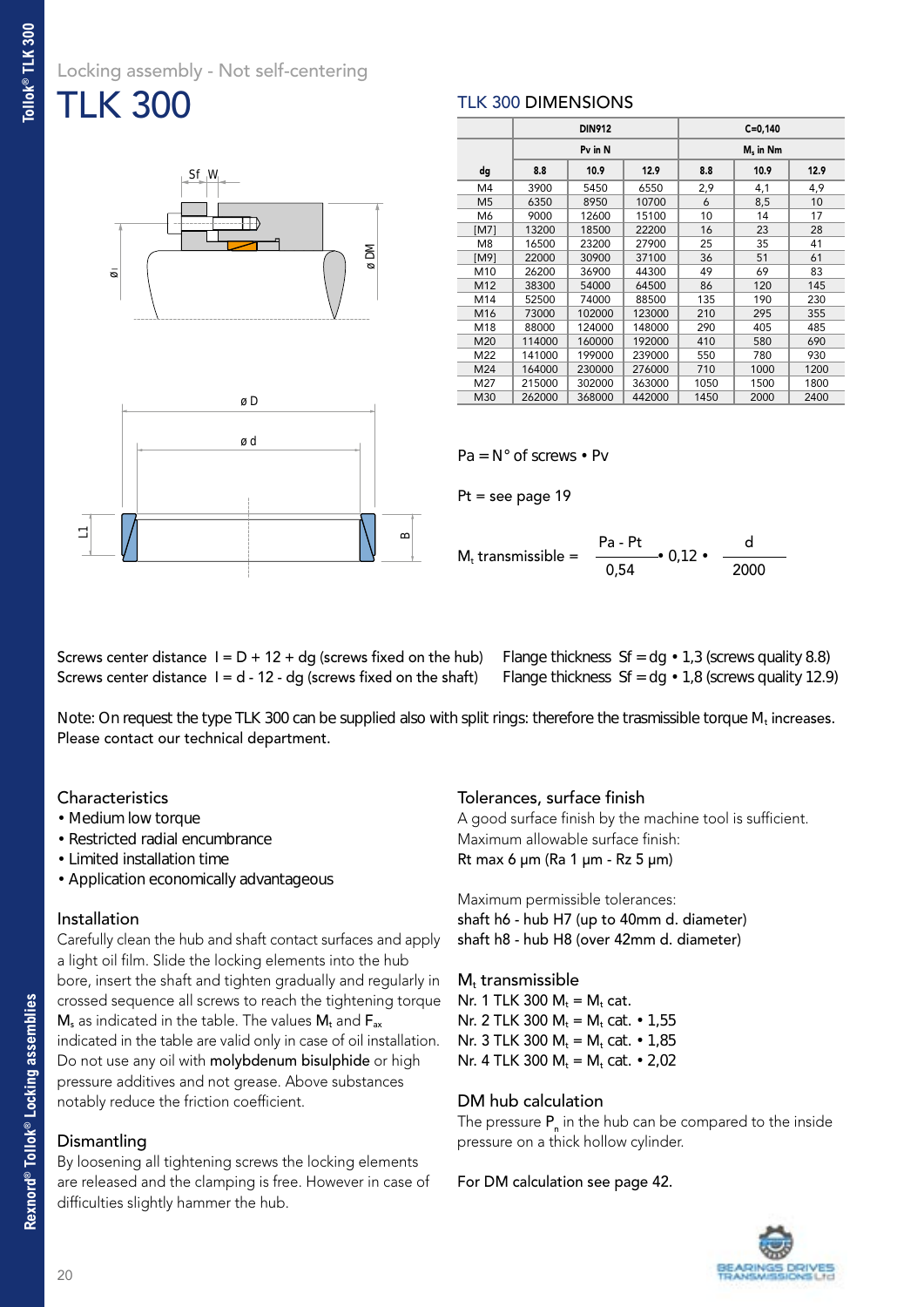Locking assembly - Not self-centering

# TLK 300

## TLK 300 DIMENSIONS

| | DIN912 | | | C=0,140 | | |
|---|---|---|---|---|---|---|
| | Pv in N | | | $M_s$ in Nm | | |
| dg | 8.8 | 10.9 | 12.9 | 8.8 | 10.9 | 12.9 |
| M4 | 3900 | 5450 | 6550 | 2,9 | 4,1 | 4,9 |
| M5 | 6350 | 8950 | 10700 | 6 | 8,5 | 10 |
| M6 | 9000 | 12600 | 15100 | 10 | 14 | 17 |
| [M7] | 13200 | 18500 | 22200 | 16 | 23 | 28 |
| M8 | 16500 | 23200 | 27900 | 25 | 35 | 41 |
| [M9] | 22000 | 30900 | 37100 | 36 | 51 | 61 |
| M10 | 26200 | 36900 | 44300 | 49 | 69 | 83 |
| M12 | 38300 | 54000 | 64500 | 86 | 120 | 145 |
| M14 | 52500 | 74000 | 88500 | 135 | 190 | 230 |
| M16 | 73000 | 102000 | 123000 | 210 | 295 | 355 |
| M18 | 88000 | 124000 | 148000 | 290 | 405 | 485 |
| M20 | 114000 | 160000 | 192000 | 410 | 580 | 690 |
| M22 | 141000 | 199000 | 239000 | 550 | 780 | 930 |
| M24 | 164000 | 230000 | 276000 | 710 | 1000 | 1200 |
| M27 | 215000 | 302000 | 363000 | 1050 | 1500 | 1800 |
| M30 | 262000 | 368000 | 442000 | 1450 | 2000 | 2400 |

Pa = N° of screws • Pv

Pt = see page 19

$$M_t \text{ transmissible} = \frac{Pa - Pt}{0{,}54} \cdot 0{,}12 \cdot \frac{d}{2000}$$

Screws center distance l = D + 12 + dg (screws fixed on the hub)
Screws center distance l = d - 12 - dg (screws fixed on the shaft)

Flange thickness Sf = dg • 1,3 (screws quality 8.8)
Flange thickness Sf = dg • 1,8 (screws quality 12.9)

Note: On request the type TLK 300 can be supplied also with split rings: therefore the trasmissible torque $M_t$ increases. Please contact our technical department.

### Characteristics

- Medium low torque
- Restricted radial encumbrance
- Limited installation time
- Application economically advantageous

### Installation

Carefully clean the hub and shaft contact surfaces and apply a light oil film. Slide the locking elements into the hub bore, insert the shaft and tighten gradually and regularly in crossed sequence all screws to reach the tightening torque $M_s$ as indicated in the table. The values $M_t$ and $F_{ax}$ indicated in the table are valid only in case of oil installation. Do not use any oil with **molybdenum bisulphide** or high pressure additives and not grease. Above substances notably reduce the friction coefficient.

### Dismantling

By loosening all tightening screws the locking elements are released and the clamping is free. However in case of difficulties slightly hammer the hub.

### Tolerances, surface finish

A good surface finish by the machine tool is sufficient.
Maximum allowable surface finish:
Rt max 6 μm (Ra 1 μm - Rz 5 μm)

Maximum permissible tolerances:
shaft h6 - hub H7 (up to 40mm d. diameter)
shaft h8 - hub H8 (over 42mm d. diameter)

### $M_t$ transmissible

Nr. 1 TLK 300 $M_t$ = $M_t$ cat.
Nr. 2 TLK 300 $M_t$ = $M_t$ cat. • 1,55
Nr. 3 TLK 300 $M_t$ = $M_t$ cat. • 1,85
Nr. 4 TLK 300 $M_t$ = $M_t$ cat. • 2,02

### DM hub calculation

The pressure $P_n$ in the hub can be compared to the inside pressure on a thick hollow cylinder.

For DM calculation see page 42.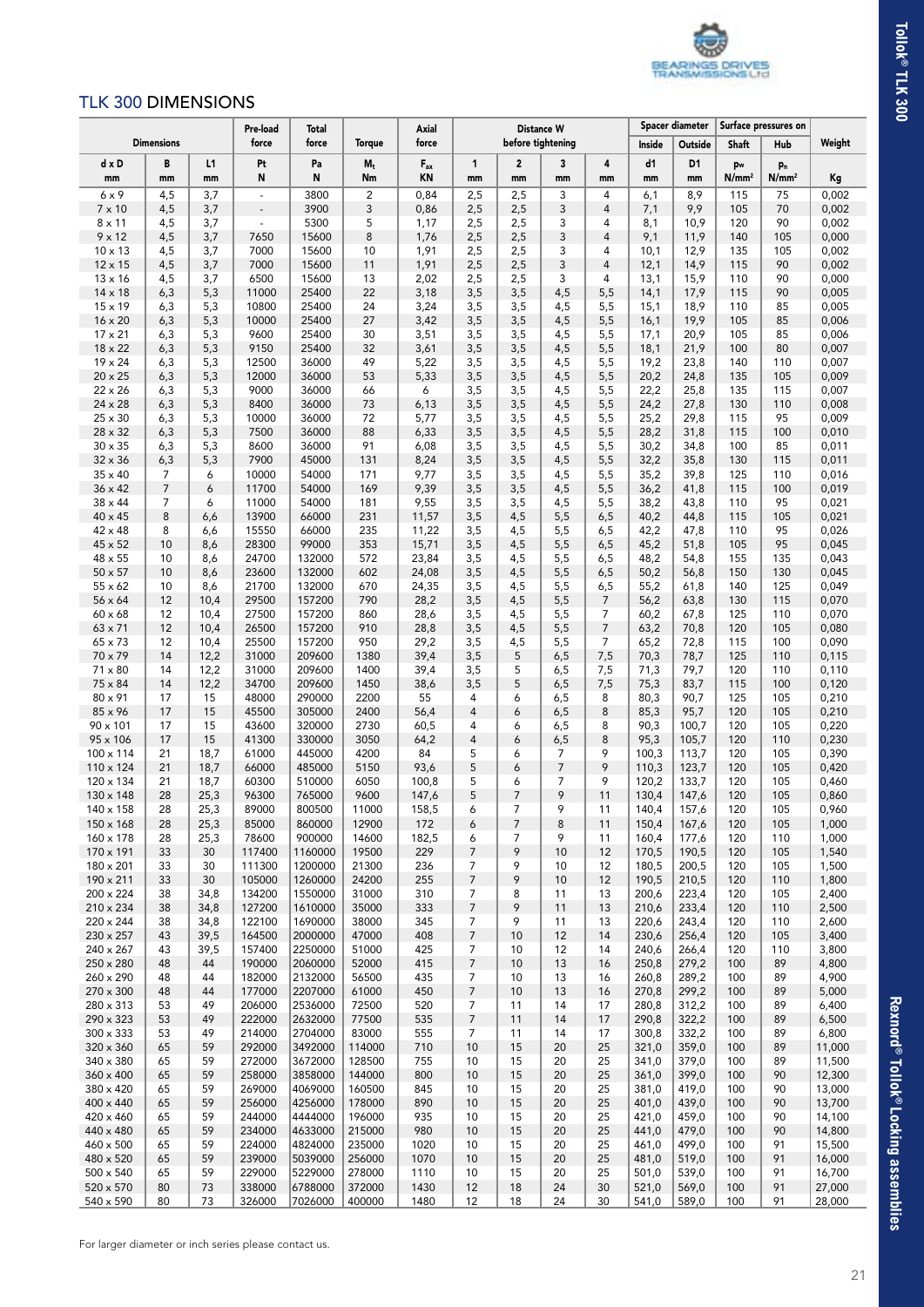## TLK 300 DIMENSIONS

| Dimensions | | | Pre-load force | Total force | Torque | Axial force | Distance W before tightening | | | | Spacer diameter | | Surface pressures on | | Weight |
|---|---|---|---|---|---|---|---|---|---|---|---|---|---|---|---|
| | | | | | | | | | | | Inside | Outside | Shaft | Hub | |
| d x D | B | L1 | Pt | Pa | $M_t$ | $F_{ax}$ | 1 | 2 | 3 | 4 | d1 | D1 | $p_W$ | $p_n$ | |
| mm | mm | mm | N | N | Nm | KN | mm | mm | mm | mm | mm | mm | N/mm² | N/mm² | Kg |
| 6 x 9 | 4,5 | 3,7 | - | 3800 | 2 | 0,84 | 2,5 | 2,5 | 3 | 4 | 6,1 | 8,9 | 115 | 75 | 0,002 |
| 7 x 10 | 4,5 | 3,7 | - | 3900 | 3 | 0,86 | 2,5 | 2,5 | 3 | 4 | 7,1 | 9,9 | 105 | 70 | 0,002 |
| 8 x 11 | 4,5 | 3,7 | - | 5300 | 5 | 1,17 | 2,5 | 2,5 | 3 | 4 | 8,1 | 10,9 | 120 | 90 | 0,002 |
| 9 x 12 | 4,5 | 3,7 | 7650 | 15600 | 8 | 1,76 | 2,5 | 2,5 | 3 | 4 | 9,1 | 11,9 | 140 | 105 | 0,000 |
| 10 x 13 | 4,5 | 3,7 | 7000 | 15600 | 10 | 1,91 | 2,5 | 2,5 | 3 | 4 | 10,1 | 12,9 | 135 | 105 | 0,002 |
| 12 x 15 | 4,5 | 3,7 | 7000 | 15600 | 11 | 1,91 | 2,5 | 2,5 | 3 | 4 | 12,1 | 14,9 | 115 | 90 | 0,002 |
| 13 x 16 | 4,5 | 3,7 | 6500 | 15600 | 13 | 2,02 | 2,5 | 2,5 | 3 | 4 | 13,1 | 15,9 | 110 | 90 | 0,000 |
| 14 x 18 | 6,3 | 5,3 | 11000 | 25400 | 22 | 3,18 | 3,5 | 3,5 | 4,5 | 5,5 | 14,1 | 17,9 | 115 | 90 | 0,005 |
| 15 x 19 | 6,3 | 5,3 | 10800 | 25400 | 24 | 3,24 | 3,5 | 3,5 | 4,5 | 5,5 | 15,1 | 18,9 | 110 | 85 | 0,005 |
| 16 x 20 | 6,3 | 5,3 | 10000 | 25400 | 27 | 3,42 | 3,5 | 3,5 | 4,5 | 5,5 | 16,1 | 19,9 | 105 | 85 | 0,006 |
| 17 x 21 | 6,3 | 5,3 | 9600 | 25400 | 30 | 3,51 | 3,5 | 3,5 | 4,5 | 5,5 | 17,1 | 20,9 | 105 | 85 | 0,006 |
| 18 x 22 | 6,3 | 5,3 | 9150 | 25400 | 32 | 3,61 | 3,5 | 3,5 | 4,5 | 5,5 | 18,1 | 21,9 | 100 | 80 | 0,007 |
| 19 x 24 | 6,3 | 5,3 | 12500 | 36000 | 49 | 5,22 | 3,5 | 3,5 | 4,5 | 5,5 | 19,2 | 23,8 | 140 | 110 | 0,007 |
| 20 x 25 | 6,3 | 5,3 | 12000 | 36000 | 53 | 5,33 | 3,5 | 3,5 | 4,5 | 5,5 | 20,2 | 24,8 | 135 | 105 | 0,009 |
| 22 x 26 | 6,3 | 5,3 | 9000 | 36000 | 66 | 6 | 3,5 | 3,5 | 4,5 | 5,5 | 22,2 | 25,8 | 135 | 115 | 0,007 |
| 24 x 28 | 6,3 | 5,3 | 8400 | 36000 | 73 | 6,13 | 3,5 | 3,5 | 4,5 | 5,5 | 24,2 | 27,8 | 130 | 110 | 0,008 |
| 25 x 30 | 6,3 | 5,3 | 10000 | 36000 | 72 | 5,77 | 3,5 | 3,5 | 4,5 | 5,5 | 25,2 | 29,8 | 115 | 95 | 0,009 |
| 28 x 32 | 6,3 | 5,3 | 7500 | 36000 | 88 | 6,33 | 3,5 | 3,5 | 4,5 | 5,5 | 28,2 | 31,8 | 115 | 100 | 0,010 |
| 30 x 35 | 6,3 | 5,3 | 8600 | 36000 | 91 | 6,08 | 3,5 | 3,5 | 4,5 | 5,5 | 30,2 | 34,8 | 100 | 85 | 0,011 |
| 32 x 36 | 6,3 | 5,3 | 7900 | 45000 | 131 | 8,24 | 3,5 | 3,5 | 4,5 | 5,5 | 32,2 | 35,8 | 130 | 115 | 0,011 |
| 35 x 40 | 7 | 6 | 10000 | 54000 | 171 | 9,77 | 3,5 | 3,5 | 4,5 | 5,5 | 35,2 | 39,8 | 125 | 110 | 0,016 |
| 36 x 42 | 7 | 6 | 11700 | 54000 | 169 | 9,39 | 3,5 | 3,5 | 4,5 | 5,5 | 36,2 | 41,8 | 115 | 100 | 0,019 |
| 38 x 44 | 7 | 6 | 11000 | 54000 | 181 | 9,55 | 3,5 | 3,5 | 4,5 | 5,5 | 38,2 | 43,8 | 110 | 95 | 0,021 |
| 40 x 45 | 8 | 6,6 | 13900 | 66000 | 231 | 11,57 | 3,5 | 4,5 | 5,5 | 6,5 | 40,2 | 44,8 | 115 | 105 | 0,021 |
| 42 x 48 | 8 | 6,6 | 15550 | 66000 | 235 | 11,22 | 3,5 | 4,5 | 5,5 | 6,5 | 42,2 | 47,8 | 110 | 95 | 0,026 |
| 45 x 52 | 10 | 8,6 | 28300 | 99000 | 353 | 15,71 | 3,5 | 4,5 | 5,5 | 6,5 | 45,2 | 51,8 | 105 | 95 | 0,045 |
| 48 x 55 | 10 | 8,6 | 24700 | 132000 | 572 | 23,84 | 3,5 | 4,5 | 5,5 | 6,5 | 48,2 | 54,8 | 155 | 135 | 0,043 |
| 50 x 57 | 10 | 8,6 | 23600 | 132000 | 602 | 24,08 | 3,5 | 4,5 | 5,5 | 6,5 | 50,2 | 56,8 | 150 | 130 | 0,045 |
| 55 x 62 | 10 | 8,6 | 21700 | 132000 | 670 | 24,35 | 3,5 | 4,5 | 5,5 | 6,5 | 55,2 | 61,8 | 140 | 125 | 0,049 |
| 56 x 64 | 12 | 10,4 | 29500 | 157200 | 790 | 28,2 | 3,5 | 4,5 | 5,5 | 7 | 56,2 | 63,8 | 130 | 115 | 0,070 |
| 60 x 68 | 12 | 10,4 | 27500 | 157200 | 860 | 28,6 | 3,5 | 4,5 | 5,5 | 7 | 60,2 | 67,8 | 125 | 110 | 0,070 |
| 63 x 71 | 12 | 10,4 | 26500 | 157200 | 910 | 28,8 | 3,5 | 4,5 | 5,5 | 7 | 63,2 | 70,8 | 120 | 105 | 0,080 |
| 65 x 73 | 12 | 10,4 | 25500 | 157200 | 950 | 29,2 | 3,5 | 4,5 | 5,5 | 7 | 65,2 | 72,8 | 115 | 100 | 0,090 |
| 70 x 79 | 14 | 12,2 | 31000 | 209600 | 1380 | 39,4 | 3,5 | 5 | 6,5 | 7,5 | 70,3 | 78,7 | 125 | 110 | 0,115 |
| 71 x 80 | 14 | 12,2 | 31000 | 209600 | 1400 | 39,4 | 3,5 | 5 | 6,5 | 7,5 | 71,3 | 79,7 | 120 | 110 | 0,110 |
| 75 x 84 | 14 | 12,2 | 34700 | 209600 | 1450 | 38,6 | 3,5 | 5 | 6,5 | 7,5 | 75,3 | 83,7 | 115 | 100 | 0,120 |
| 80 x 91 | 17 | 15 | 48000 | 290000 | 2200 | 55 | 4 | 6 | 6,5 | 8 | 80,3 | 90,7 | 125 | 105 | 0,210 |
| 85 x 96 | 17 | 15 | 45500 | 305000 | 2400 | 56,4 | 4 | 6 | 6,5 | 8 | 85,3 | 95,7 | 120 | 105 | 0,210 |
| 90 x 101 | 17 | 15 | 43600 | 320000 | 2730 | 60,5 | 4 | 6 | 6,5 | 8 | 90,3 | 100,7 | 120 | 105 | 0,220 |
| 95 x 106 | 17 | 15 | 41300 | 330000 | 3050 | 64,2 | 4 | 6 | 6,5 | 8 | 95,3 | 105,7 | 120 | 110 | 0,230 |
| 100 x 114 | 21 | 18,7 | 61000 | 445000 | 4200 | 84 | 5 | 6 | 7 | 9 | 100,3 | 113,7 | 120 | 105 | 0,390 |
| 110 x 124 | 21 | 18,7 | 66000 | 485000 | 5150 | 93,6 | 5 | 6 | 7 | 9 | 110,3 | 123,7 | 120 | 105 | 0,420 |
| 120 x 134 | 21 | 18,7 | 60300 | 510000 | 6050 | 100,8 | 5 | 6 | 7 | 9 | 120,2 | 133,7 | 120 | 105 | 0,460 |
| 130 x 148 | 28 | 25,3 | 96300 | 765000 | 9600 | 147,6 | 5 | 7 | 9 | 11 | 130,4 | 147,6 | 120 | 105 | 0,860 |
| 140 x 158 | 28 | 25,3 | 89000 | 800500 | 11000 | 158,5 | 6 | 7 | 9 | 11 | 140,4 | 157,6 | 120 | 105 | 0,960 |
| 150 x 168 | 28 | 25,3 | 85000 | 860000 | 12900 | 172 | 6 | 7 | 8 | 11 | 150,4 | 167,6 | 120 | 105 | 1,000 |
| 160 x 178 | 28 | 25,3 | 78600 | 900000 | 14600 | 182,5 | 6 | 7 | 9 | 11 | 160,4 | 177,6 | 120 | 110 | 1,000 |
| 170 x 191 | 33 | 30 | 117400 | 1160000 | 19500 | 229 | 7 | 9 | 10 | 12 | 170,5 | 190,5 | 120 | 105 | 1,540 |
| 180 x 201 | 33 | 30 | 111300 | 1200000 | 21300 | 236 | 7 | 9 | 10 | 12 | 180,5 | 200,5 | 120 | 105 | 1,500 |
| 190 x 211 | 33 | 30 | 105000 | 1260000 | 24200 | 255 | 7 | 9 | 10 | 12 | 190,5 | 210,5 | 120 | 110 | 1,800 |
| 200 x 224 | 38 | 34,8 | 134200 | 1550000 | 31000 | 310 | 7 | 8 | 11 | 13 | 200,6 | 223,4 | 120 | 105 | 2,400 |
| 210 x 234 | 38 | 34,8 | 127200 | 1610000 | 35000 | 333 | 7 | 9 | 11 | 13 | 210,6 | 233,4 | 120 | 110 | 2,500 |
| 220 x 244 | 38 | 34,8 | 122100 | 1690000 | 38000 | 345 | 7 | 9 | 11 | 13 | 220,6 | 243,4 | 120 | 110 | 2,600 |
| 230 x 257 | 43 | 39,5 | 164500 | 2000000 | 47000 | 408 | 7 | 10 | 12 | 14 | 230,6 | 256,4 | 120 | 105 | 3,400 |
| 240 x 267 | 43 | 39,5 | 157400 | 2250000 | 51000 | 425 | 7 | 10 | 12 | 14 | 240,6 | 266,4 | 120 | 110 | 3,800 |
| 250 x 280 | 48 | 44 | 190000 | 2060000 | 52000 | 415 | 7 | 10 | 13 | 16 | 250,8 | 279,2 | 100 | 89 | 4,800 |
| 260 x 290 | 48 | 44 | 182000 | 2132000 | 56500 | 435 | 7 | 10 | 13 | 16 | 260,8 | 289,2 | 100 | 89 | 4,900 |
| 270 x 300 | 48 | 44 | 177000 | 2207000 | 61000 | 450 | 7 | 10 | 13 | 16 | 270,8 | 299,2 | 100 | 89 | 5,000 |
| 280 x 313 | 53 | 49 | 206000 | 2536000 | 72500 | 520 | 7 | 11 | 14 | 17 | 280,8 | 312,2 | 100 | 89 | 6,400 |
| 290 x 323 | 53 | 49 | 222000 | 2632000 | 77500 | 535 | 7 | 11 | 14 | 17 | 290,8 | 322,2 | 100 | 89 | 6,500 |
| 300 x 333 | 53 | 49 | 214000 | 2704000 | 83000 | 555 | 7 | 11 | 14 | 17 | 300,8 | 332,2 | 100 | 89 | 6,800 |
| 320 x 360 | 65 | 59 | 292000 | 3492000 | 114000 | 710 | 10 | 15 | 20 | 25 | 321,0 | 359,0 | 100 | 89 | 11,000 |
| 340 x 380 | 65 | 59 | 272000 | 3672000 | 128500 | 755 | 10 | 15 | 20 | 25 | 341,0 | 379,0 | 100 | 89 | 11,500 |
| 360 x 400 | 65 | 59 | 258000 | 3858000 | 144000 | 800 | 10 | 15 | 20 | 25 | 361,0 | 399,0 | 100 | 90 | 12,300 |
| 380 x 420 | 65 | 59 | 269000 | 4069000 | 160500 | 845 | 10 | 15 | 20 | 25 | 381,0 | 419,0 | 100 | 90 | 13,000 |
| 400 x 440 | 65 | 59 | 256000 | 4256000 | 178000 | 890 | 10 | 15 | 20 | 25 | 401,0 | 439,0 | 100 | 90 | 13,700 |
| 420 x 460 | 65 | 59 | 244000 | 4444000 | 196000 | 935 | 10 | 15 | 20 | 25 | 421,0 | 459,0 | 100 | 90 | 14,100 |
| 440 x 480 | 65 | 59 | 234000 | 4633000 | 215000 | 980 | 10 | 15 | 20 | 25 | 441,0 | 479,0 | 100 | 90 | 14,800 |
| 460 x 500 | 65 | 59 | 224000 | 4824000 | 235000 | 1020 | 10 | 15 | 20 | 25 | 461,0 | 499,0 | 100 | 91 | 15,500 |
| 480 x 520 | 65 | 59 | 239000 | 5039000 | 256000 | 1070 | 10 | 15 | 20 | 25 | 481,0 | 519,0 | 100 | 91 | 16,000 |
| 500 x 540 | 65 | 59 | 229000 | 5229000 | 278000 | 1110 | 10 | 15 | 20 | 25 | 501,0 | 539,0 | 100 | 91 | 16,700 |
| 520 x 570 | 80 | 73 | 338000 | 6788000 | 372000 | 1430 | 12 | 18 | 24 | 30 | 521,0 | 569,0 | 100 | 91 | 27,000 |
| 540 x 590 | 80 | 73 | 326000 | 7026000 | 400000 | 1480 | 12 | 18 | 24 | 30 | 541,0 | 589,0 | 100 | 91 | 28,000 |

For larger diameter or inch series please contact us.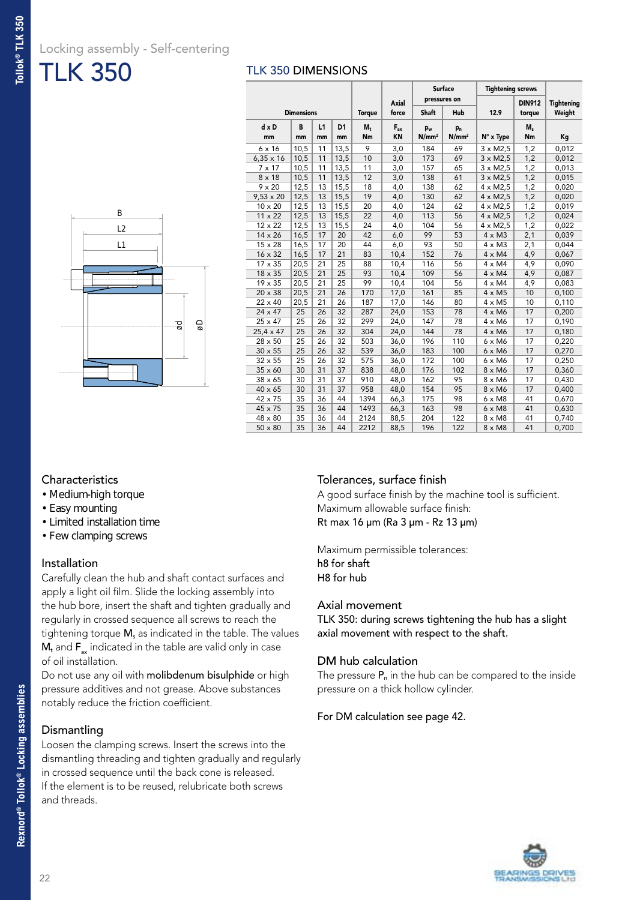Locking assembly - Self-centering

# TLK 350

## TLK 350 DIMENSIONS

| Dimensions | | | | Torque | Axial force | Surface pressures on | | Tightening screws | | Tightening Weight |
|---|---|---|---|---|---|---|---|---|---|---|
| | | | | | | Shaft | Hub | 12.9 | DIN912 torque | |
| d x D mm | B mm | L1 mm | D1 mm | $M_t$ Nm | $F_{ax}$ KN | $p_W$ N/mm² | $p_n$ N/mm² | N° x Type | $M_s$ Nm | Kg |
| 6 x 16 | 10,5 | 11 | 13,5 | 9 | 3,0 | 184 | 69 | 3 x M2,5 | 1,2 | 0,012 |
| 6,35 x 16 | 10,5 | 11 | 13,5 | 10 | 3,0 | 173 | 69 | 3 x M2,5 | 1,2 | 0,012 |
| 7 x 17 | 10,5 | 11 | 13,5 | 11 | 3,0 | 157 | 65 | 3 x M2,5 | 1,2 | 0,013 |
| 8 x 18 | 10,5 | 11 | 13,5 | 12 | 3,0 | 138 | 61 | 3 x M2,5 | 1,2 | 0,015 |
| 9 x 20 | 12,5 | 13 | 15,5 | 18 | 4,0 | 138 | 62 | 4 x M2,5 | 1,2 | 0,020 |
| 9,53 x 20 | 12,5 | 13 | 15,5 | 19 | 4,0 | 130 | 62 | 4 x M2,5 | 1,2 | 0,020 |
| 10 x 20 | 12,5 | 13 | 15,5 | 20 | 4,0 | 124 | 62 | 4 x M2,5 | 1,2 | 0,019 |
| 11 x 22 | 12,5 | 13 | 15,5 | 22 | 4,0 | 113 | 56 | 4 x M2,5 | 1,2 | 0,024 |
| 12 x 22 | 12,5 | 13 | 15,5 | 24 | 4,0 | 104 | 56 | 4 x M2,5 | 1,2 | 0,022 |
| 14 x 26 | 16,5 | 17 | 20 | 42 | 6,0 | 99 | 53 | 4 x M3 | 2,1 | 0,039 |
| 15 x 28 | 16,5 | 17 | 20 | 44 | 6,0 | 93 | 50 | 4 x M3 | 2,1 | 0,044 |
| 16 x 32 | 16,5 | 17 | 21 | 83 | 10,4 | 152 | 76 | 4 x M4 | 4,9 | 0,067 |
| 17 x 35 | 20,5 | 21 | 25 | 88 | 10,4 | 116 | 56 | 4 x M4 | 4,9 | 0,090 |
| 18 x 35 | 20,5 | 21 | 25 | 93 | 10,4 | 109 | 56 | 4 x M4 | 4,9 | 0,087 |
| 19 x 35 | 20,5 | 21 | 25 | 99 | 10,4 | 104 | 56 | 4 x M4 | 4,9 | 0,083 |
| 20 x 38 | 20,5 | 21 | 26 | 170 | 17,0 | 161 | 85 | 4 x M5 | 10 | 0,100 |
| 22 x 40 | 20,5 | 21 | 26 | 187 | 17,0 | 146 | 80 | 4 x M5 | 10 | 0,110 |
| 24 x 47 | 25 | 26 | 32 | 287 | 24,0 | 153 | 78 | 4 x M6 | 17 | 0,200 |
| 25 x 47 | 25 | 26 | 32 | 299 | 24,0 | 147 | 78 | 4 x M6 | 17 | 0,190 |
| 25,4 x 47 | 25 | 26 | 32 | 304 | 24,0 | 144 | 78 | 4 x M6 | 17 | 0,180 |
| 28 x 50 | 25 | 26 | 32 | 503 | 36,0 | 196 | 110 | 6 x M6 | 17 | 0,220 |
| 30 x 55 | 25 | 26 | 32 | 539 | 36,0 | 183 | 100 | 6 x M6 | 17 | 0,270 |
| 32 x 55 | 25 | 26 | 32 | 575 | 36,0 | 172 | 100 | 6 x M6 | 17 | 0,250 |
| 35 x 60 | 30 | 31 | 37 | 838 | 48,0 | 176 | 102 | 8 x M6 | 17 | 0,360 |
| 38 x 65 | 30 | 31 | 37 | 910 | 48,0 | 162 | 95 | 8 x M6 | 17 | 0,430 |
| 40 x 65 | 30 | 31 | 37 | 958 | 48,0 | 154 | 95 | 8 x M6 | 17 | 0,400 |
| 42 x 75 | 35 | 36 | 44 | 1394 | 66,3 | 175 | 98 | 6 x M8 | 41 | 0,670 |
| 45 x 75 | 35 | 36 | 44 | 1493 | 66,3 | 163 | 98 | 6 x M8 | 41 | 0,630 |
| 48 x 80 | 35 | 36 | 44 | 2124 | 88,5 | 204 | 122 | 8 x M8 | 41 | 0,740 |
| 50 x 80 | 35 | 36 | 44 | 2212 | 88,5 | 196 | 122 | 8 x M8 | 41 | 0,700 |

B
L2
L1
ød
øD

### Characteristics

- Medium-high torque
- Easy mounting
- Limited installation time
- Few clamping screws

### Installation

Carefully clean the hub and shaft contact surfaces and apply a light oil film. Slide the locking assembly into the hub bore, insert the shaft and tighten gradually and regularly in crossed sequence all screws to reach the tightening torque $M_s$ as indicated in the table. The values $M_t$ and $F_{ax}$ indicated in the table are valid only in case of oil installation.

Do not use any oil with **molibdenum bisulphide** or high pressure additives and not grease. Above substances notably reduce the friction coefficient.

### Dismantling

Loosen the clamping screws. Insert the screws into the dismantling threading and tighten gradually and regularly in crossed sequence until the back cone is released.
If the element is to be reused, relubricate both screws and threads.

### Tolerances, surface finish

A good surface finish by the machine tool is sufficient.
Maximum allowable surface finish:
Rt max 16 µm (Ra 3 µm - Rz 13 µm)

Maximum permissible tolerances:
h8 for shaft
H8 for hub

### Axial movement

TLK 350: during screws tightening the hub has a slight axial movement with respect to the shaft.

### DM hub calculation

The pressure $P_n$ in the hub can be compared to the inside pressure on a thick hollow cylinder.

For DM calculation see page 42.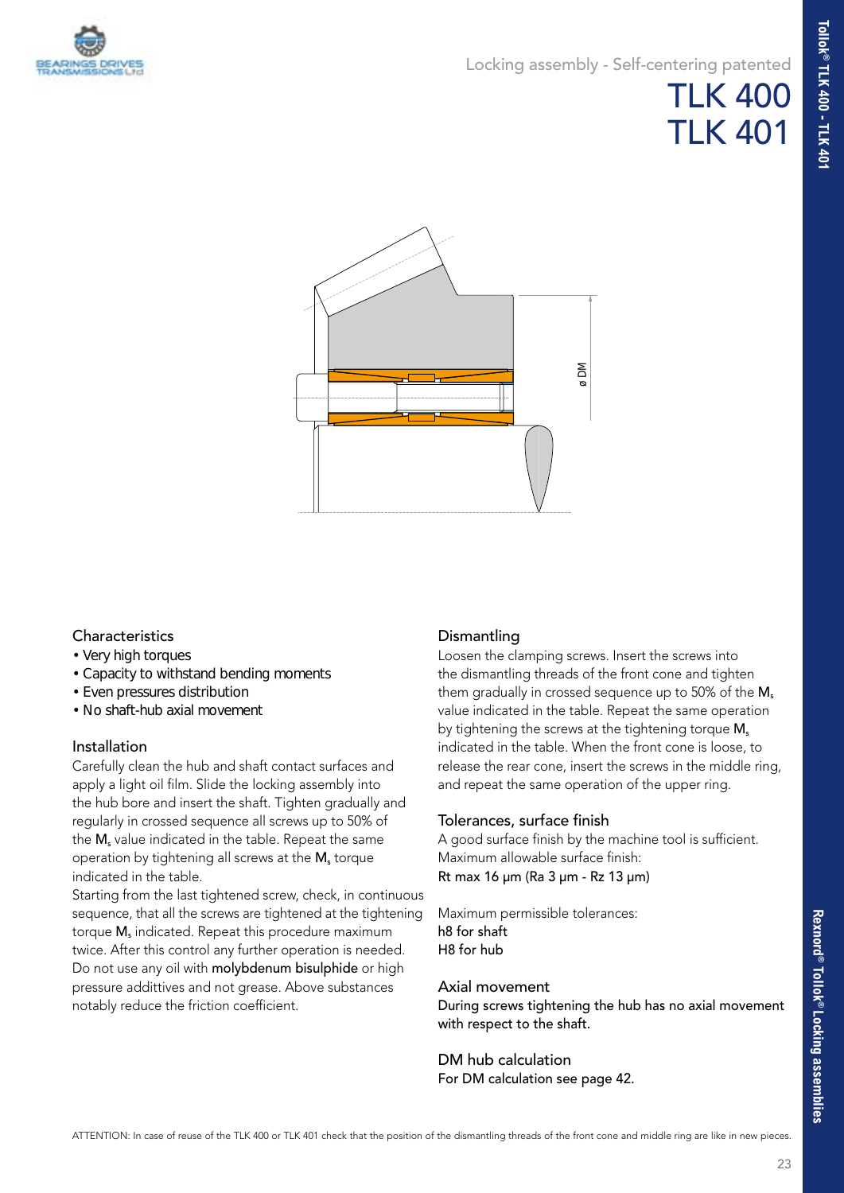Locking assembly - Self-centering patented

# TLK 400
# TLK 401

ø DM

## Characteristics

- Very high torques
- Capacity to withstand bending moments
- Even pressures distribution
- No shaft-hub axial movement

## Installation

Carefully clean the hub and shaft contact surfaces and apply a light oil film. Slide the locking assembly into the hub bore and insert the shaft. Tighten gradually and regularly in crossed sequence all screws up to 50% of the $M_s$ value indicated in the table. Repeat the same operation by tightening all screws at the $M_s$ torque indicated in the table.

Starting from the last tightened screw, check, in continuous sequence, that all the screws are tightened at the tightening torque $M_s$ indicated. Repeat this procedure maximum twice. After this control any further operation is needed. Do not use any oil with **molybdenum bisulphide** or high pressure addittives and not grease. Above substances notably reduce the friction coefficient.

## Dismantling

Loosen the clamping screws. Insert the screws into the dismantling threads of the front cone and tighten them gradually in crossed sequence up to 50% of the $M_s$ value indicated in the table. Repeat the same operation by tightening the screws at the tightening torque $M_s$ indicated in the table. When the front cone is loose, to release the rear cone, insert the screws in the middle ring, and repeat the same operation of the upper ring.

## Tolerances, surface finish

A good surface finish by the machine tool is sufficient. Maximum allowable surface finish:
Rt max 16 µm (Ra 3 µm - Rz 13 µm)

Maximum permissible tolerances:
h8 for shaft
H8 for hub

## Axial movement

During screws tightening the hub has no axial movement with respect to the shaft.

## DM hub calculation

For DM calculation see page 42.

ATTENTION: In case of reuse of the TLK 400 or TLK 401 check that the position of the dismantling threads of the front cone and middle ring are like in new pieces.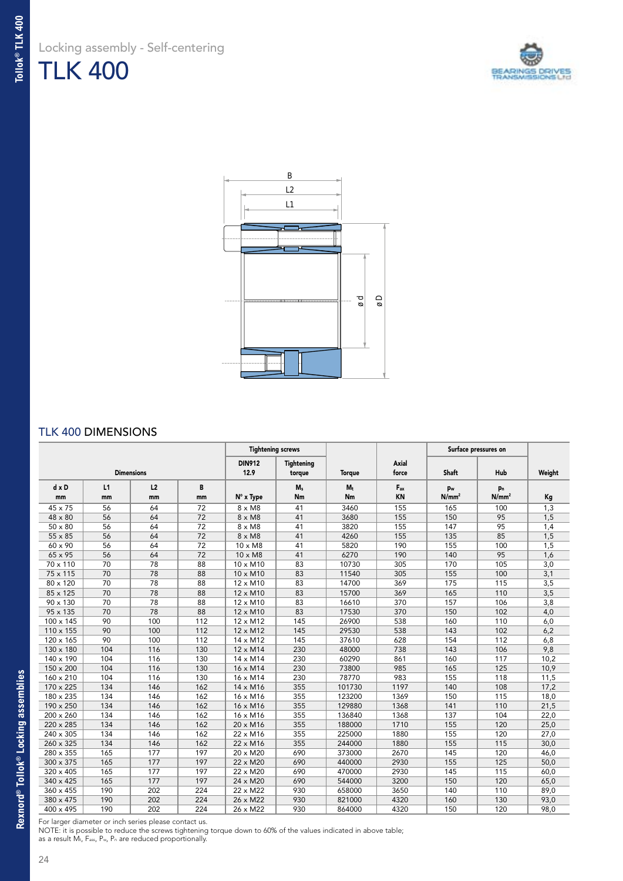Locking assembly - Self-centering

# TLK 400

## TLK 400 DIMENSIONS

| Dimensions | | | | Tightening screws | | Torque | Axial force | Surface pressures on | | Weight |
|---|---|---|---|---|---|---|---|---|---|---|
| | | | | DIN912 12.9 | Tightening torque | | | Shaft | Hub | |
| d x D mm | L1 mm | L2 mm | B mm | N° x Type | $M_s$ Nm | $M_t$ Nm | $F_{ax}$ KN | $p_w$ N/mm² | $p_n$ N/mm² | Kg |
| 45 x 75 | 56 | 64 | 72 | 8 x M8 | 41 | 3460 | 155 | 165 | 100 | 1,3 |
| 48 x 80 | 56 | 64 | 72 | 8 x M8 | 41 | 3680 | 155 | 150 | 95 | 1,5 |
| 50 x 80 | 56 | 64 | 72 | 8 x M8 | 41 | 3820 | 155 | 147 | 95 | 1,4 |
| 55 x 85 | 56 | 64 | 72 | 8 x M8 | 41 | 4260 | 155 | 135 | 85 | 1,5 |
| 60 x 90 | 56 | 64 | 72 | 10 x M8 | 41 | 5820 | 190 | 155 | 100 | 1,5 |
| 65 x 95 | 56 | 64 | 72 | 10 x M8 | 41 | 6270 | 190 | 140 | 95 | 1,6 |
| 70 x 110 | 70 | 78 | 88 | 10 x M10 | 83 | 10730 | 305 | 170 | 105 | 3,0 |
| 75 x 115 | 70 | 78 | 88 | 10 x M10 | 83 | 11540 | 305 | 155 | 100 | 3,1 |
| 80 x 120 | 70 | 78 | 88 | 12 x M10 | 83 | 14700 | 369 | 175 | 115 | 3,5 |
| 85 x 125 | 70 | 78 | 88 | 12 x M10 | 83 | 15700 | 369 | 165 | 110 | 3,5 |
| 90 x 130 | 70 | 78 | 88 | 12 x M10 | 83 | 16610 | 370 | 157 | 106 | 3,8 |
| 95 x 135 | 70 | 78 | 88 | 12 x M10 | 83 | 17530 | 370 | 150 | 102 | 4,0 |
| 100 x 145 | 90 | 100 | 112 | 12 x M12 | 145 | 26900 | 538 | 160 | 110 | 6,0 |
| 110 x 155 | 90 | 100 | 112 | 12 x M12 | 145 | 29530 | 538 | 143 | 102 | 6,2 |
| 120 x 165 | 90 | 100 | 112 | 14 x M12 | 145 | 37610 | 628 | 154 | 112 | 6,8 |
| 130 x 180 | 104 | 116 | 130 | 12 x M14 | 230 | 48000 | 738 | 143 | 106 | 9,8 |
| 140 x 190 | 104 | 116 | 130 | 14 x M14 | 230 | 60290 | 861 | 160 | 117 | 10,2 |
| 150 x 200 | 104 | 116 | 130 | 16 x M14 | 230 | 73800 | 985 | 165 | 125 | 10,9 |
| 160 x 210 | 104 | 116 | 130 | 16 x M14 | 230 | 78770 | 983 | 155 | 118 | 11,5 |
| 170 x 225 | 134 | 146 | 162 | 14 x M16 | 355 | 101730 | 1197 | 140 | 108 | 17,2 |
| 180 x 235 | 134 | 146 | 162 | 16 x M16 | 355 | 123200 | 1369 | 150 | 115 | 18,0 |
| 190 x 250 | 134 | 146 | 162 | 16 x M16 | 355 | 129880 | 1368 | 141 | 110 | 21,5 |
| 200 x 260 | 134 | 146 | 162 | 16 x M16 | 355 | 136840 | 1368 | 137 | 104 | 22,0 |
| 220 x 285 | 134 | 146 | 162 | 20 x M16 | 355 | 188000 | 1710 | 155 | 120 | 25,0 |
| 240 x 305 | 134 | 146 | 162 | 22 x M16 | 355 | 225000 | 1880 | 155 | 120 | 27,0 |
| 260 x 325 | 134 | 146 | 162 | 22 x M16 | 355 | 244000 | 1880 | 155 | 115 | 30,0 |
| 280 x 355 | 165 | 177 | 197 | 20 x M20 | 690 | 373000 | 2670 | 145 | 120 | 46,0 |
| 300 x 375 | 165 | 177 | 197 | 22 x M20 | 690 | 440000 | 2930 | 155 | 125 | 50,0 |
| 320 x 405 | 165 | 177 | 197 | 22 x M20 | 690 | 470000 | 2930 | 145 | 115 | 60,0 |
| 340 x 425 | 165 | 177 | 197 | 24 x M20 | 690 | 544000 | 3200 | 150 | 120 | 65,0 |
| 360 x 455 | 190 | 202 | 224 | 22 x M22 | 930 | 658000 | 3650 | 140 | 110 | 89,0 |
| 380 x 475 | 190 | 202 | 224 | 26 x M22 | 930 | 821000 | 4320 | 160 | 130 | 93,0 |
| 400 x 495 | 190 | 202 | 224 | 26 x M22 | 930 | 864000 | 4320 | 150 | 120 | 98,0 |

For larger diameter or inch series please contact us.
NOTE: it is possible to reduce the screws tightening torque down to 60% of the values indicated in above table; as a result $M_t$, $F_{ass}$, $P_w$, $P_n$ are reduced proportionally.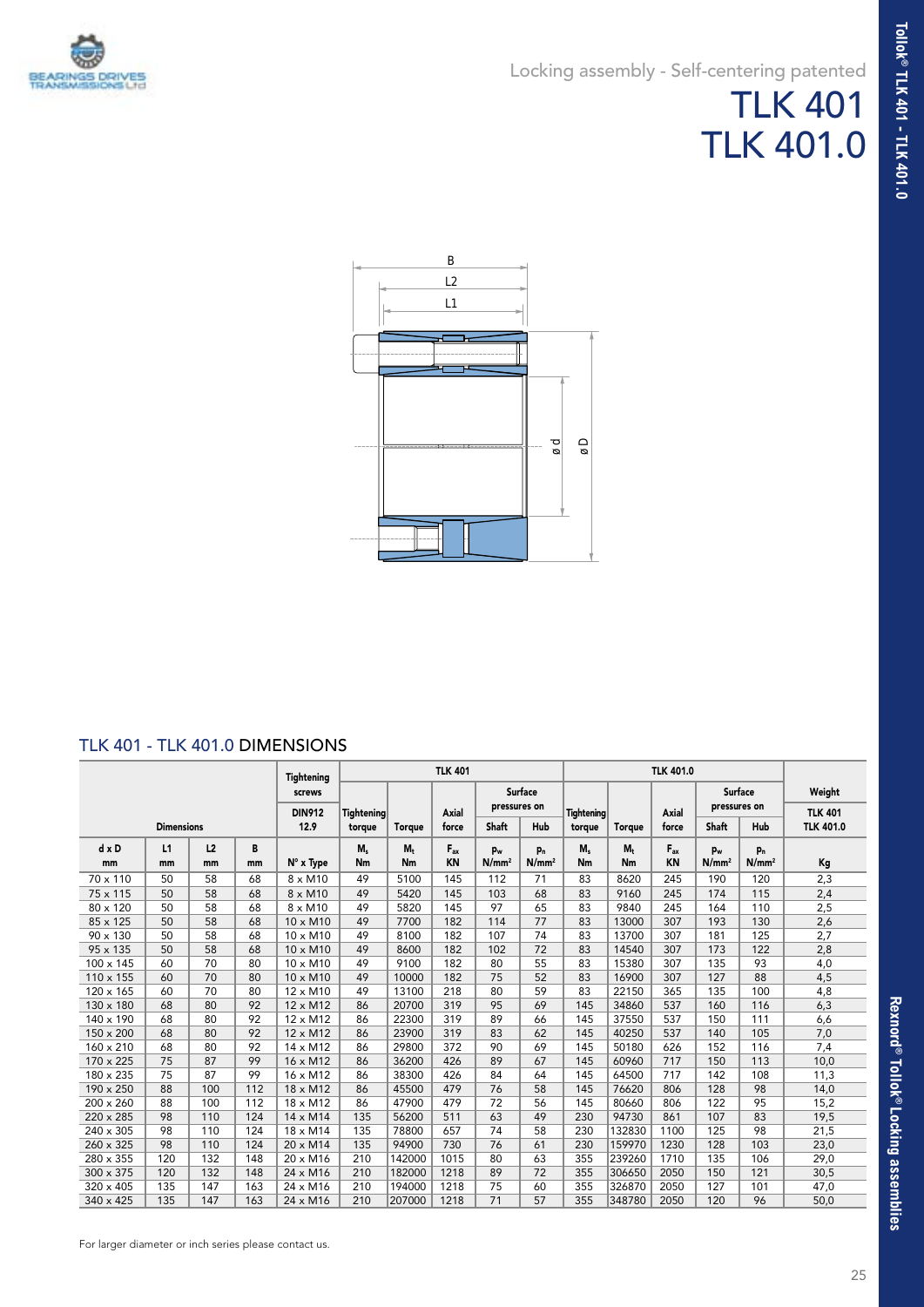Locking assembly - Self-centering patented

# TLK 401
# TLK 401.0

## TLK 401 - TLK 401.0 DIMENSIONS

| Dimensions | | | | Tightening screws DIN912 12.9 | TLK 401 | | | | | TLK 401.0 | | | | | Weight TLK 401 TLK 401.0 |
|---|---|---|---|---|---|---|---|---|---|---|---|---|---|---|---|
| | | | | | Tightening torque | Torque | Axial force | Surface pressures on Shaft | Surface pressures on Hub | Tightening torque | Torque | Axial force | Surface pressures on Shaft | Surface pressures on Hub | |
| d x D mm | L1 mm | L2 mm | B mm | N° x Type | $M_s$ Nm | $M_t$ Nm | $F_{ax}$ KN | $p_w$ N/mm² | $p_n$ N/mm² | $M_s$ Nm | $M_t$ Nm | $F_{ax}$ KN | $p_w$ N/mm² | $p_n$ N/mm² | Kg |
| 70 x 110 | 50 | 58 | 68 | 8 x M10 | 49 | 5100 | 145 | 112 | 71 | 83 | 8620 | 245 | 190 | 120 | 2,3 |
| 75 x 115 | 50 | 58 | 68 | 8 x M10 | 49 | 5420 | 145 | 103 | 68 | 83 | 9160 | 245 | 174 | 115 | 2,4 |
| 80 x 120 | 50 | 58 | 68 | 8 x M10 | 49 | 5820 | 145 | 97 | 65 | 83 | 9840 | 245 | 164 | 110 | 2,5 |
| 85 x 125 | 50 | 58 | 68 | 10 x M10 | 49 | 7700 | 182 | 114 | 77 | 83 | 13000 | 307 | 193 | 130 | 2,6 |
| 90 x 130 | 50 | 58 | 68 | 10 x M10 | 49 | 8100 | 182 | 107 | 74 | 83 | 13700 | 307 | 181 | 125 | 2,7 |
| 95 x 135 | 50 | 58 | 68 | 10 x M10 | 49 | 8600 | 182 | 102 | 72 | 83 | 14540 | 307 | 173 | 122 | 2,8 |
| 100 x 145 | 60 | 70 | 80 | 10 x M10 | 49 | 9100 | 182 | 80 | 55 | 83 | 15380 | 307 | 135 | 93 | 4,0 |
| 110 x 155 | 60 | 70 | 80 | 10 x M10 | 49 | 10000 | 182 | 75 | 52 | 83 | 16900 | 307 | 127 | 88 | 4,5 |
| 120 x 165 | 60 | 70 | 80 | 12 x M10 | 49 | 13100 | 218 | 80 | 59 | 83 | 22150 | 365 | 135 | 100 | 4,8 |
| 130 x 180 | 68 | 80 | 92 | 12 x M12 | 86 | 20700 | 319 | 95 | 69 | 145 | 34860 | 537 | 160 | 116 | 6,3 |
| 140 x 190 | 68 | 80 | 92 | 12 x M12 | 86 | 22300 | 319 | 89 | 66 | 145 | 37550 | 537 | 150 | 111 | 6,6 |
| 150 x 200 | 68 | 80 | 92 | 12 x M12 | 86 | 23900 | 319 | 83 | 62 | 145 | 40250 | 537 | 140 | 105 | 7,0 |
| 160 x 210 | 68 | 80 | 92 | 14 x M12 | 86 | 29800 | 372 | 90 | 69 | 145 | 50180 | 626 | 152 | 116 | 7,4 |
| 170 x 225 | 75 | 87 | 99 | 16 x M12 | 86 | 36200 | 426 | 89 | 67 | 145 | 60960 | 717 | 150 | 113 | 10,0 |
| 180 x 235 | 75 | 87 | 99 | 16 x M12 | 86 | 38300 | 426 | 84 | 64 | 145 | 64500 | 717 | 142 | 108 | 11,3 |
| 190 x 250 | 88 | 100 | 112 | 18 x M12 | 86 | 45500 | 479 | 76 | 58 | 145 | 76620 | 806 | 128 | 98 | 14,0 |
| 200 x 260 | 88 | 100 | 112 | 18 x M12 | 86 | 47900 | 479 | 72 | 56 | 145 | 80660 | 806 | 122 | 95 | 15,2 |
| 220 x 285 | 98 | 110 | 124 | 14 x M14 | 135 | 56200 | 511 | 63 | 49 | 230 | 94730 | 861 | 107 | 83 | 19,5 |
| 240 x 305 | 98 | 110 | 124 | 18 x M14 | 135 | 78800 | 657 | 74 | 58 | 230 | 132830 | 1100 | 125 | 98 | 21,5 |
| 260 x 325 | 98 | 110 | 124 | 20 x M14 | 135 | 94900 | 730 | 76 | 61 | 230 | 159970 | 1230 | 128 | 103 | 23,0 |
| 280 x 355 | 120 | 132 | 148 | 20 x M16 | 210 | 142000 | 1015 | 80 | 63 | 355 | 239260 | 1710 | 135 | 106 | 29,0 |
| 300 x 375 | 120 | 132 | 148 | 24 x M16 | 210 | 182000 | 1218 | 89 | 72 | 355 | 306650 | 2050 | 150 | 121 | 30,5 |
| 320 x 405 | 135 | 147 | 163 | 24 x M16 | 210 | 194000 | 1218 | 75 | 60 | 355 | 326870 | 2050 | 127 | 101 | 47,0 |
| 340 x 425 | 135 | 147 | 163 | 24 x M16 | 210 | 207000 | 1218 | 71 | 57 | 355 | 348780 | 2050 | 120 | 96 | 50,0 |

For larger diameter or inch series please contact us.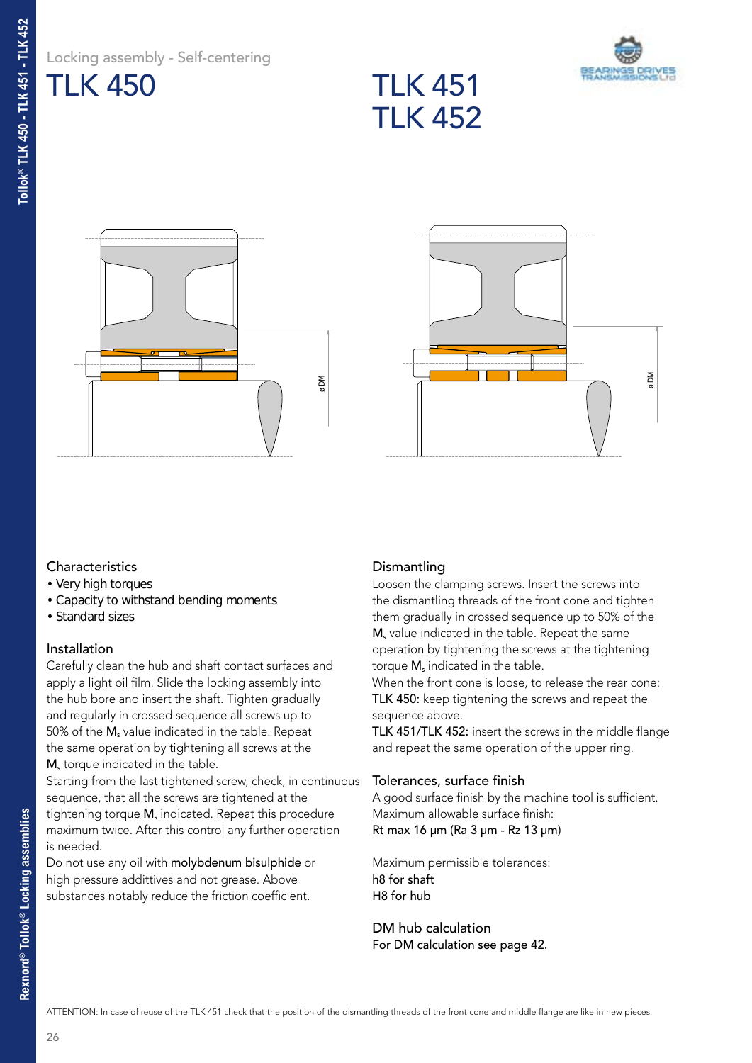Locking assembly - Self-centering

# TLK 450

# TLK 451
# TLK 452

ø DM

ø DM

## Characteristics

- Very high torques
- Capacity to withstand bending moments
- Standard sizes

## Installation

Carefully clean the hub and shaft contact surfaces and apply a light oil film. Slide the locking assembly into the hub bore and insert the shaft. Tighten gradually and regularly in crossed sequence all screws up to 50% of the **$M_s$** value indicated in the table. Repeat the same operation by tightening all screws at the **$M_s$** torque indicated in the table.

Starting from the last tightened screw, check, in continuous sequence, that all the screws are tightened at the tightening torque **$M_s$** indicated. Repeat this procedure maximum twice. After this control any further operation is needed.

Do not use any oil with **molybdenum bisulphide** or high pressure addittives and not grease. Above substances notably reduce the friction coefficient.

## Dismantling

Loosen the clamping screws. Insert the screws into the dismantling threads of the front cone and tighten them gradually in crossed sequence up to 50% of the **$M_s$** value indicated in the table. Repeat the same operation by tightening the screws at the tightening torque **$M_s$** indicated in the table.

When the front cone is loose, to release the rear cone:

**TLK 450:** keep tightening the screws and repeat the sequence above.

**TLK 451/TLK 452:** insert the screws in the middle flange and repeat the same operation of the upper ring.

## Tolerances, surface finish

A good surface finish by the machine tool is sufficient.
Maximum allowable surface finish:
Rt max 16 µm (Ra 3 µm - Rz 13 µm)

Maximum permissible tolerances:
h8 for shaft
H8 for hub

## DM hub calculation

For DM calculation see page 42.

ATTENTION: In case of reuse of the TLK 451 check that the position of the dismantling threads of the front cone and middle flange are like in new pieces.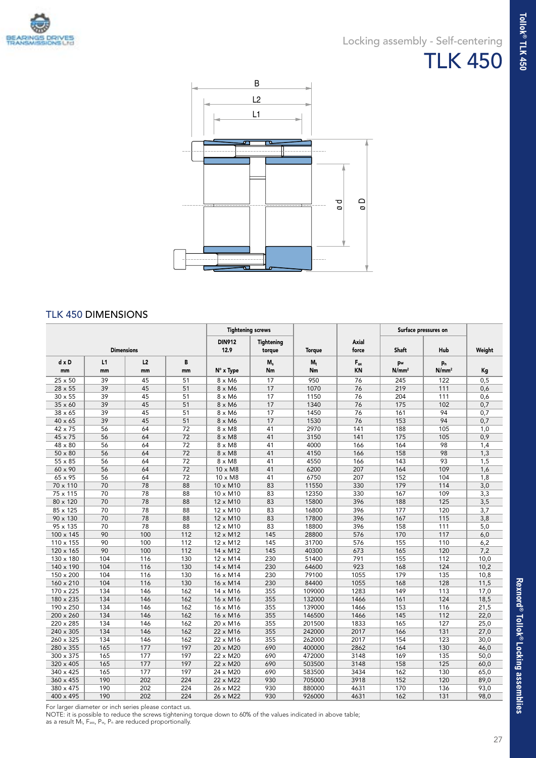Locking assembly - Self-centering

# TLK 450

## TLK 450 DIMENSIONS

| Dimensions | | | | Tightening screws | | Torque | Axial force | Surface pressures on | | Weight |
|---|---|---|---|---|---|---|---|---|---|---|
| | | | | DIN912 12.9 | Tightening torque | | | Shaft | Hub | |
| d x D mm | L1 mm | L2 mm | B mm | N° x Type | $M_s$ Nm | $M_t$ Nm | $F_{ax}$ KN | $p_w$ N/mm² | $p_n$ N/mm² | Kg |
| 25 x 50 | 39 | 45 | 51 | 8 x M6 | 17 | 950 | 76 | 245 | 122 | 0,5 |
| 28 x 55 | 39 | 45 | 51 | 8 x M6 | 17 | 1070 | 76 | 219 | 111 | 0,6 |
| 30 x 55 | 39 | 45 | 51 | 8 x M6 | 17 | 1150 | 76 | 204 | 111 | 0,6 |
| 35 x 60 | 39 | 45 | 51 | 8 x M6 | 17 | 1340 | 76 | 175 | 102 | 0,7 |
| 38 x 65 | 39 | 45 | 51 | 8 x M6 | 17 | 1450 | 76 | 161 | 94 | 0,7 |
| 40 x 65 | 39 | 45 | 51 | 8 x M6 | 17 | 1530 | 76 | 153 | 94 | 0,7 |
| 42 x 75 | 56 | 64 | 72 | 8 x M8 | 41 | 2970 | 141 | 188 | 105 | 1,0 |
| 45 x 75 | 56 | 64 | 72 | 8 x M8 | 41 | 3150 | 141 | 175 | 105 | 0,9 |
| 48 x 80 | 56 | 64 | 72 | 8 x M8 | 41 | 4000 | 166 | 164 | 98 | 1,4 |
| 50 x 80 | 56 | 64 | 72 | 8 x M8 | 41 | 4150 | 166 | 158 | 98 | 1,3 |
| 55 x 85 | 56 | 64 | 72 | 8 x M8 | 41 | 4550 | 166 | 143 | 93 | 1,5 |
| 60 x 90 | 56 | 64 | 72 | 10 x M8 | 41 | 6200 | 207 | 164 | 109 | 1,6 |
| 65 x 95 | 56 | 64 | 72 | 10 x M8 | 41 | 6750 | 207 | 152 | 104 | 1,8 |
| 70 x 110 | 70 | 78 | 88 | 10 x M10 | 83 | 11550 | 330 | 179 | 114 | 3,0 |
| 75 x 115 | 70 | 78 | 88 | 10 x M10 | 83 | 12350 | 330 | 167 | 109 | 3,3 |
| 80 x 120 | 70 | 78 | 88 | 12 x M10 | 83 | 15800 | 396 | 188 | 125 | 3,5 |
| 85 x 125 | 70 | 78 | 88 | 12 x M10 | 83 | 16800 | 396 | 177 | 120 | 3,7 |
| 90 x 130 | 70 | 78 | 88 | 12 x M10 | 83 | 17800 | 396 | 167 | 115 | 3,8 |
| 95 x 135 | 70 | 78 | 88 | 12 x M10 | 83 | 18800 | 396 | 158 | 111 | 5,0 |
| 100 x 145 | 90 | 100 | 112 | 12 x M12 | 145 | 28800 | 576 | 170 | 117 | 6,0 |
| 110 x 155 | 90 | 100 | 112 | 12 x M12 | 145 | 31700 | 576 | 155 | 110 | 6,2 |
| 120 x 165 | 90 | 100 | 112 | 14 x M12 | 145 | 40300 | 673 | 165 | 120 | 7,2 |
| 130 x 180 | 104 | 116 | 130 | 12 x M14 | 230 | 51400 | 791 | 155 | 112 | 10,0 |
| 140 x 190 | 104 | 116 | 130 | 14 x M14 | 230 | 64600 | 923 | 168 | 124 | 10,2 |
| 150 x 200 | 104 | 116 | 130 | 16 x M14 | 230 | 79100 | 1055 | 179 | 135 | 10,8 |
| 160 x 210 | 104 | 116 | 130 | 16 x M14 | 230 | 84400 | 1055 | 168 | 128 | 11,5 |
| 170 x 225 | 134 | 146 | 162 | 14 x M16 | 355 | 109000 | 1283 | 149 | 113 | 17,0 |
| 180 x 235 | 134 | 146 | 162 | 16 x M16 | 355 | 132000 | 1466 | 161 | 124 | 18,5 |
| 190 x 250 | 134 | 146 | 162 | 16 x M16 | 355 | 139000 | 1466 | 153 | 116 | 21,5 |
| 200 x 260 | 134 | 146 | 162 | 16 x M16 | 355 | 146500 | 1466 | 145 | 112 | 22,0 |
| 220 x 285 | 134 | 146 | 162 | 20 x M16 | 355 | 201500 | 1833 | 165 | 127 | 25,0 |
| 240 x 305 | 134 | 146 | 162 | 22 x M16 | 355 | 242000 | 2017 | 166 | 131 | 27,0 |
| 260 x 325 | 134 | 146 | 162 | 22 x M16 | 355 | 262000 | 2017 | 154 | 123 | 30,0 |
| 280 x 355 | 165 | 177 | 197 | 20 x M20 | 690 | 400000 | 2862 | 164 | 130 | 46,0 |
| 300 x 375 | 165 | 177 | 197 | 22 x M20 | 690 | 472000 | 3148 | 169 | 135 | 50,0 |
| 320 x 405 | 165 | 177 | 197 | 22 x M20 | 690 | 503500 | 3148 | 158 | 125 | 60,0 |
| 340 x 425 | 165 | 177 | 197 | 24 x M20 | 690 | 583500 | 3434 | 162 | 130 | 65,0 |
| 360 x 455 | 190 | 202 | 224 | 22 x M22 | 930 | 705000 | 3918 | 152 | 120 | 89,0 |
| 380 x 475 | 190 | 202 | 224 | 26 x M22 | 930 | 880000 | 4631 | 170 | 136 | 93,0 |
| 400 x 495 | 190 | 202 | 224 | 26 x M22 | 930 | 926000 | 4631 | 162 | 131 | 98,0 |

For larger diameter or inch series please contact us.
NOTE: it is possible to reduce the screws tightening torque down to 60% of the values indicated in above table; as a result $M_t$, $F_{ax}$, $P_w$, $P_n$ are reduced proportionally.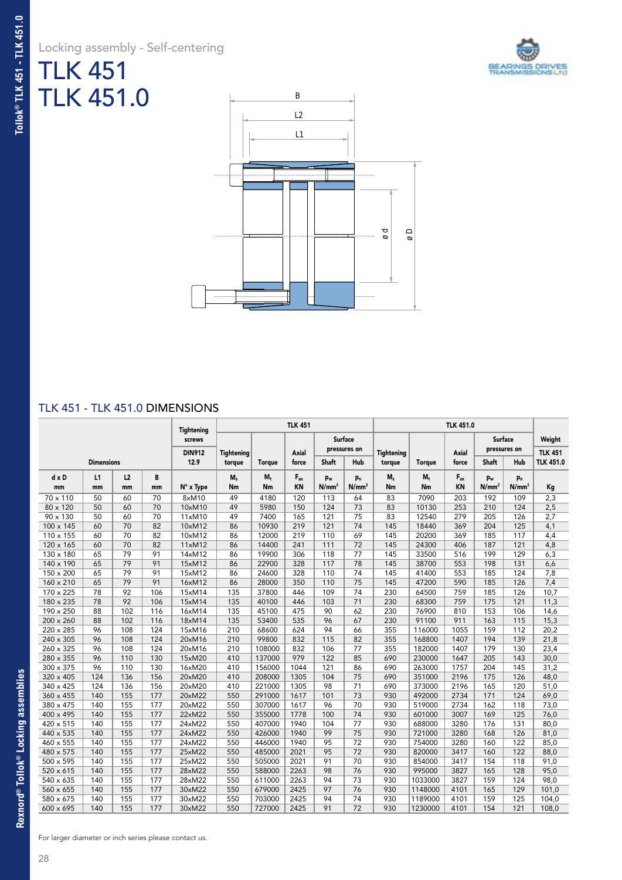Locking assembly - Self-centering

# TLK 451
# TLK 451.0

## TLK 451 - TLK 451.0 DIMENSIONS

| Dimensions | | | | Tightening screws DIN912 12.9 | TLK 451 | | | | | TLK 451.0 | | | | | Weight |
|---|---|---|---|---|---|---|---|---|---|---|---|---|---|---|---|
| | | | | | Tightening torque | Torque | Axial force | Surface pressures on Shaft | Hub | Tightening torque | Torque | Axial force | Surface pressures on Shaft | Hub | TLK 451 TLK 451.0 |
| d x D | L1 | L2 | B | | $M_s$ | $M_t$ | $F_{ax}$ | $p_w$ | $p_n$ | $M_s$ | $M_t$ | $F_{ax}$ | $p_w$ | $p_n$ | |
| mm | mm | mm | mm | N° x Type | Nm | Nm | KN | N/mm² | N/mm² | Nm | Nm | KN | N/mm² | N/mm² | Kg |
| 70 x 110 | 50 | 60 | 70 | 8xM10 | 49 | 4180 | 120 | 113 | 64 | 83 | 7090 | 203 | 192 | 109 | 2,3 |
| 80 x 120 | 50 | 60 | 70 | 10xM10 | 49 | 5980 | 150 | 124 | 73 | 83 | 10130 | 253 | 210 | 124 | 2,5 |
| 90 x 130 | 50 | 60 | 70 | 11xM10 | 49 | 7400 | 165 | 121 | 75 | 83 | 12540 | 279 | 205 | 126 | 2,7 |
| 100 x 145 | 60 | 70 | 82 | 10xM12 | 86 | 10930 | 219 | 121 | 74 | 145 | 18440 | 369 | 204 | 125 | 4,1 |
| 110 x 155 | 60 | 70 | 82 | 10xM12 | 86 | 12000 | 219 | 110 | 69 | 145 | 20200 | 369 | 185 | 117 | 4,4 |
| 120 x 165 | 60 | 70 | 82 | 11xM12 | 86 | 14400 | 241 | 111 | 72 | 145 | 24300 | 406 | 187 | 121 | 4,8 |
| 130 x 180 | 65 | 79 | 91 | 14xM12 | 86 | 19900 | 306 | 118 | 77 | 145 | 33500 | 516 | 199 | 129 | 6,3 |
| 140 x 190 | 65 | 79 | 91 | 15xM12 | 86 | 22900 | 328 | 117 | 78 | 145 | 38700 | 553 | 198 | 131 | 6,6 |
| 150 x 200 | 65 | 79 | 91 | 15xM12 | 86 | 24600 | 328 | 110 | 74 | 145 | 41400 | 553 | 185 | 124 | 7,8 |
| 160 x 210 | 65 | 79 | 91 | 16xM12 | 86 | 28000 | 350 | 110 | 75 | 145 | 47200 | 590 | 185 | 126 | 7,4 |
| 170 x 225 | 78 | 92 | 106 | 15xM14 | 135 | 37800 | 446 | 109 | 74 | 230 | 64500 | 759 | 185 | 126 | 10,7 |
| 180 x 235 | 78 | 92 | 106 | 15xM14 | 135 | 40100 | 446 | 103 | 71 | 230 | 68300 | 759 | 175 | 121 | 11,3 |
| 190 x 250 | 88 | 102 | 116 | 16xM14 | 135 | 45100 | 475 | 90 | 62 | 230 | 76900 | 810 | 153 | 106 | 14,6 |
| 200 x 260 | 88 | 102 | 116 | 18xM14 | 135 | 53400 | 535 | 96 | 67 | 230 | 91100 | 911 | 163 | 115 | 15,3 |
| 220 x 285 | 96 | 108 | 124 | 15xM16 | 210 | 68600 | 624 | 94 | 66 | 355 | 116000 | 1055 | 159 | 112 | 20,2 |
| 240 x 305 | 96 | 108 | 124 | 20xM16 | 210 | 99800 | 832 | 115 | 82 | 355 | 168800 | 1407 | 194 | 139 | 21,8 |
| 260 x 325 | 96 | 108 | 124 | 20xM16 | 210 | 108000 | 832 | 106 | 77 | 355 | 182000 | 1407 | 179 | 130 | 23,4 |
| 280 x 355 | 96 | 110 | 130 | 15xM20 | 410 | 137000 | 979 | 122 | 85 | 690 | 230000 | 1647 | 205 | 143 | 30,0 |
| 300 x 375 | 96 | 110 | 130 | 16xM20 | 410 | 156000 | 1044 | 121 | 86 | 690 | 263000 | 1757 | 204 | 145 | 31,2 |
| 320 x 405 | 124 | 136 | 156 | 20xM20 | 410 | 208000 | 1305 | 104 | 75 | 690 | 351000 | 2196 | 175 | 126 | 48,0 |
| 340 x 425 | 124 | 136 | 156 | 20xM20 | 410 | 221000 | 1305 | 98 | 71 | 690 | 373000 | 2196 | 165 | 120 | 51,0 |
| 360 x 455 | 140 | 155 | 177 | 20xM22 | 550 | 291000 | 1617 | 101 | 73 | 930 | 492000 | 2734 | 171 | 124 | 69,0 |
| 380 x 475 | 140 | 155 | 177 | 20xM22 | 550 | 307000 | 1617 | 96 | 70 | 930 | 519000 | 2734 | 162 | 118 | 73,0 |
| 400 x 495 | 140 | 155 | 177 | 22xM22 | 550 | 355000 | 1778 | 100 | 74 | 930 | 601000 | 3007 | 169 | 125 | 76,0 |
| 420 x 515 | 140 | 155 | 177 | 24xM22 | 550 | 407000 | 1940 | 104 | 77 | 930 | 688000 | 3280 | 176 | 131 | 80,0 |
| 440 x 535 | 140 | 155 | 177 | 24xM22 | 550 | 426000 | 1940 | 99 | 75 | 930 | 721000 | 3280 | 168 | 126 | 81,0 |
| 460 x 555 | 140 | 155 | 177 | 24xM22 | 550 | 446000 | 1940 | 95 | 72 | 930 | 754000 | 3280 | 160 | 122 | 85,0 |
| 480 x 575 | 140 | 155 | 177 | 25xM22 | 550 | 485000 | 2021 | 95 | 72 | 930 | 820000 | 3417 | 160 | 122 | 88,0 |
| 500 x 595 | 140 | 155 | 177 | 25xM22 | 550 | 505000 | 2021 | 91 | 70 | 930 | 854000 | 3417 | 154 | 118 | 91,0 |
| 520 x 615 | 140 | 155 | 177 | 28xM22 | 550 | 588000 | 2263 | 98 | 76 | 930 | 995000 | 3827 | 165 | 128 | 95,0 |
| 540 x 635 | 140 | 155 | 177 | 28xM22 | 550 | 611000 | 2263 | 94 | 73 | 930 | 1033000 | 3827 | 159 | 124 | 98,0 |
| 560 x 655 | 140 | 155 | 177 | 30xM22 | 550 | 679000 | 2425 | 97 | 76 | 930 | 1148000 | 4101 | 165 | 129 | 101,0 |
| 580 x 675 | 140 | 155 | 177 | 30xM22 | 550 | 703000 | 2425 | 94 | 74 | 930 | 1189000 | 4101 | 159 | 125 | 104,0 |
| 600 x 695 | 140 | 155 | 177 | 30xM22 | 550 | 727000 | 2425 | 91 | 72 | 930 | 1230000 | 4101 | 154 | 121 | 108,0 |

For larger diameter or inch series please contact us.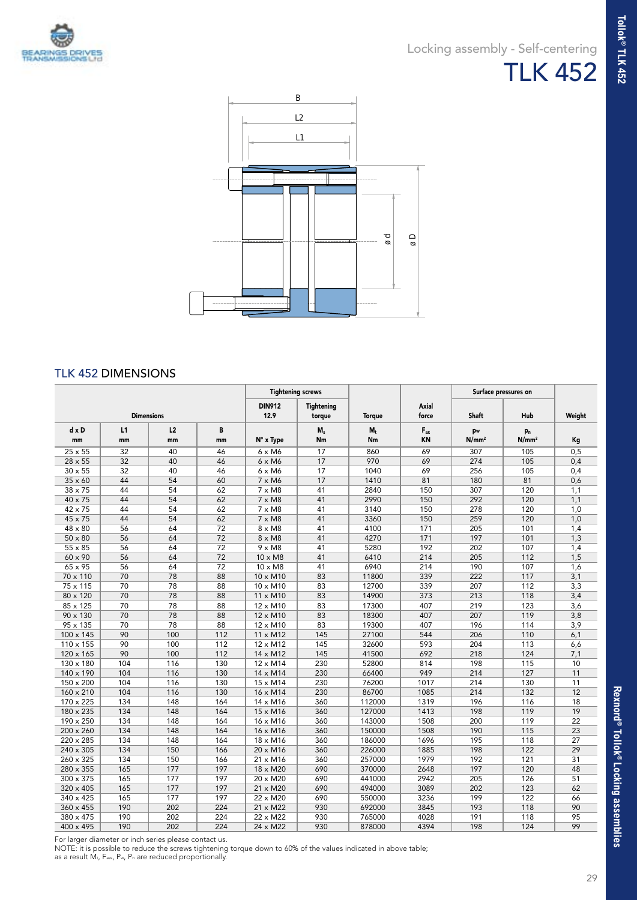Locking assembly - Self-centering

# TLK 452

## TLK 452 DIMENSIONS

| Dimensions | | | | Tightening screws | | | | Surface pressures on | | |
|---|---|---|---|---|---|---|---|---|---|---|
| | | | | DIN912 12.9 | Tightening torque | Torque | Axial force | Shaft | Hub | Weight |
| d x D mm | L1 mm | L2 mm | B mm | N° x Type | $M_s$ Nm | $M_t$ Nm | $F_{ax}$ KN | $p_w$ N/mm² | $p_n$ N/mm² | Kg |
| 25 x 55 | 32 | 40 | 46 | 6 x M6 | 17 | 860 | 69 | 307 | 105 | 0,5 |
| 28 x 55 | 32 | 40 | 46 | 6 x M6 | 17 | 970 | 69 | 274 | 105 | 0,4 |
| 30 x 55 | 32 | 40 | 46 | 6 x M6 | 17 | 1040 | 69 | 256 | 105 | 0,4 |
| 35 x 60 | 44 | 54 | 60 | 7 x M6 | 17 | 1410 | 81 | 180 | 81 | 0,6 |
| 38 x 75 | 44 | 54 | 62 | 7 x M8 | 41 | 2840 | 150 | 307 | 120 | 1,1 |
| 40 x 75 | 44 | 54 | 62 | 7 x M8 | 41 | 2990 | 150 | 292 | 120 | 1,1 |
| 42 x 75 | 44 | 54 | 62 | 7 x M8 | 41 | 3140 | 150 | 278 | 120 | 1,0 |
| 45 x 75 | 44 | 54 | 62 | 7 x M8 | 41 | 3360 | 150 | 259 | 120 | 1,0 |
| 48 x 80 | 56 | 64 | 72 | 8 x M8 | 41 | 4100 | 171 | 205 | 101 | 1,4 |
| 50 x 80 | 56 | 64 | 72 | 8 x M8 | 41 | 4270 | 171 | 197 | 101 | 1,3 |
| 55 x 85 | 56 | 64 | 72 | 9 x M8 | 41 | 5280 | 192 | 202 | 107 | 1,4 |
| 60 x 90 | 56 | 64 | 72 | 10 x M8 | 41 | 6410 | 214 | 205 | 112 | 1,5 |
| 65 x 95 | 56 | 64 | 72 | 10 x M8 | 41 | 6940 | 214 | 190 | 107 | 1,6 |
| 70 x 110 | 70 | 78 | 88 | 10 x M10 | 83 | 11800 | 339 | 222 | 117 | 3,1 |
| 75 x 115 | 70 | 78 | 88 | 10 x M10 | 83 | 12700 | 339 | 207 | 112 | 3,3 |
| 80 x 120 | 70 | 78 | 88 | 11 x M10 | 83 | 14900 | 373 | 213 | 118 | 3,4 |
| 85 x 125 | 70 | 78 | 88 | 12 x M10 | 83 | 17300 | 407 | 219 | 123 | 3,6 |
| 90 x 130 | 70 | 78 | 88 | 12 x M10 | 83 | 18300 | 407 | 207 | 119 | 3,8 |
| 95 x 135 | 70 | 78 | 88 | 12 x M10 | 83 | 19300 | 407 | 196 | 114 | 3,9 |
| 100 x 145 | 90 | 100 | 112 | 11 x M12 | 145 | 27100 | 544 | 206 | 110 | 6,1 |
| 110 x 155 | 90 | 100 | 112 | 12 x M12 | 145 | 32600 | 593 | 204 | 113 | 6,6 |
| 120 x 165 | 90 | 100 | 112 | 14 x M12 | 145 | 41500 | 692 | 218 | 124 | 7,1 |
| 130 x 180 | 104 | 116 | 130 | 12 x M14 | 230 | 52800 | 814 | 198 | 115 | 10 |
| 140 x 190 | 104 | 116 | 130 | 14 x M14 | 230 | 66400 | 949 | 214 | 127 | 11 |
| 150 x 200 | 104 | 116 | 130 | 15 x M14 | 230 | 76200 | 1017 | 214 | 130 | 11 |
| 160 x 210 | 104 | 116 | 130 | 16 x M14 | 230 | 86700 | 1085 | 214 | 132 | 12 |
| 170 x 225 | 134 | 148 | 164 | 14 x M16 | 360 | 112000 | 1319 | 196 | 116 | 18 |
| 180 x 235 | 134 | 148 | 164 | 15 x M16 | 360 | 127000 | 1413 | 198 | 119 | 19 |
| 190 x 250 | 134 | 148 | 164 | 16 x M16 | 360 | 143000 | 1508 | 200 | 119 | 22 |
| 200 x 260 | 134 | 148 | 164 | 16 x M16 | 360 | 150000 | 1508 | 190 | 115 | 23 |
| 220 x 285 | 134 | 148 | 164 | 18 x M16 | 360 | 186000 | 1696 | 195 | 118 | 27 |
| 240 x 305 | 134 | 150 | 166 | 20 x M16 | 360 | 226000 | 1885 | 198 | 122 | 29 |
| 260 x 325 | 134 | 150 | 166 | 21 x M16 | 360 | 257000 | 1979 | 192 | 121 | 31 |
| 280 x 355 | 165 | 177 | 197 | 18 x M20 | 690 | 370000 | 2648 | 197 | 120 | 48 |
| 300 x 375 | 165 | 177 | 197 | 20 x M20 | 690 | 441000 | 2942 | 205 | 126 | 51 |
| 320 x 405 | 165 | 177 | 197 | 21 x M20 | 690 | 494000 | 3089 | 202 | 123 | 62 |
| 340 x 425 | 165 | 177 | 197 | 22 x M20 | 690 | 550000 | 3236 | 199 | 122 | 66 |
| 360 x 455 | 190 | 202 | 224 | 21 x M22 | 930 | 692000 | 3845 | 193 | 118 | 90 |
| 380 x 475 | 190 | 202 | 224 | 22 x M22 | 930 | 765000 | 4028 | 191 | 118 | 95 |
| 400 x 495 | 190 | 202 | 224 | 24 x M22 | 930 | 878000 | 4394 | 198 | 124 | 99 |

For larger diameter or inch series please contact us.
NOTE: it is possible to reduce the screws tightening torque down to 60% of the values indicated in above table; as a result $M_t$, $F_{ax}$, $P_w$, $P_n$ are reduced proportionally.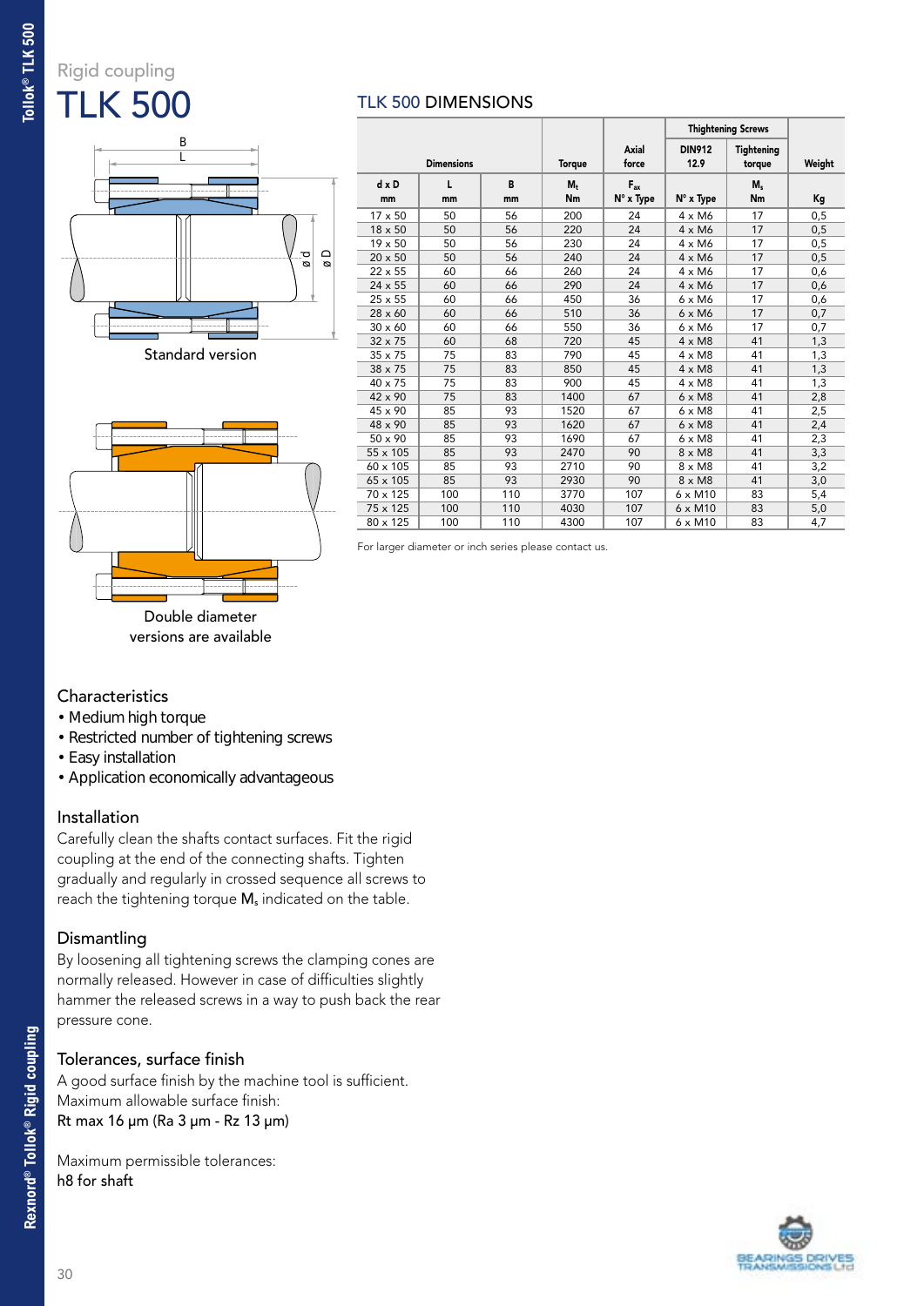Rigid coupling

# TLK 500

Standard version

Double diameter versions are available

## TLK 500 DIMENSIONS

| Dimensions | | | Torque | Axial force | Thightening Screws | | Weight |
|---|---|---|---|---|---|---|---|
| | | | | | DIN912 12.9 | Tightening torque | |
| d x D mm | L mm | B mm | $M_t$ Nm | $F_{ax}$ N° x Type | N° x Type | $M_s$ Nm | Kg |
| 17 x 50 | 50 | 56 | 200 | 24 | 4 x M6 | 17 | 0,5 |
| 18 x 50 | 50 | 56 | 220 | 24 | 4 x M6 | 17 | 0,5 |
| 19 x 50 | 50 | 56 | 230 | 24 | 4 x M6 | 17 | 0,5 |
| 20 x 50 | 50 | 56 | 240 | 24 | 4 x M6 | 17 | 0,5 |
| 22 x 55 | 60 | 66 | 260 | 24 | 4 x M6 | 17 | 0,6 |
| 24 x 55 | 60 | 66 | 290 | 24 | 4 x M6 | 17 | 0,6 |
| 25 x 55 | 60 | 66 | 450 | 36 | 6 x M6 | 17 | 0,6 |
| 28 x 60 | 60 | 66 | 510 | 36 | 6 x M6 | 17 | 0,7 |
| 30 x 60 | 60 | 66 | 550 | 36 | 6 x M6 | 17 | 0,7 |
| 32 x 75 | 60 | 68 | 720 | 45 | 4 x M8 | 41 | 1,3 |
| 35 x 75 | 75 | 83 | 790 | 45 | 4 x M8 | 41 | 1,3 |
| 38 x 75 | 75 | 83 | 850 | 45 | 4 x M8 | 41 | 1,3 |
| 40 x 75 | 75 | 83 | 900 | 45 | 4 x M8 | 41 | 1,3 |
| 42 x 90 | 75 | 83 | 1400 | 67 | 6 x M8 | 41 | 2,8 |
| 45 x 90 | 85 | 93 | 1520 | 67 | 6 x M8 | 41 | 2,5 |
| 48 x 90 | 85 | 93 | 1620 | 67 | 6 x M8 | 41 | 2,4 |
| 50 x 90 | 85 | 93 | 1690 | 67 | 6 x M8 | 41 | 2,3 |
| 55 x 105 | 85 | 93 | 2470 | 90 | 8 x M8 | 41 | 3,3 |
| 60 x 105 | 85 | 93 | 2710 | 90 | 8 x M8 | 41 | 3,2 |
| 65 x 105 | 85 | 93 | 2930 | 90 | 8 x M8 | 41 | 3,0 |
| 70 x 125 | 100 | 110 | 3770 | 107 | 6 x M10 | 83 | 5,4 |
| 75 x 125 | 100 | 110 | 4030 | 107 | 6 x M10 | 83 | 5,0 |
| 80 x 125 | 100 | 110 | 4300 | 107 | 6 x M10 | 83 | 4,7 |

For larger diameter or inch series please contact us.

### Characteristics

- Medium high torque
- Restricted number of tightening screws
- Easy installation
- Application economically advantageous

### Installation

Carefully clean the shafts contact surfaces. Fit the rigid coupling at the end of the connecting shafts. Tighten gradually and regularly in crossed sequence all screws to reach the tightening torque $M_s$ indicated on the table.

### Dismantling

By loosening all tightening screws the clamping cones are normally released. However in case of difficulties slightly hammer the released screws in a way to push back the rear pressure cone.

### Tolerances, surface finish

A good surface finish by the machine tool is sufficient.
Maximum allowable surface finish:
Rt max 16 µm (Ra 3 µm - Rz 13 µm)

Maximum permissible tolerances:
h8 for shaft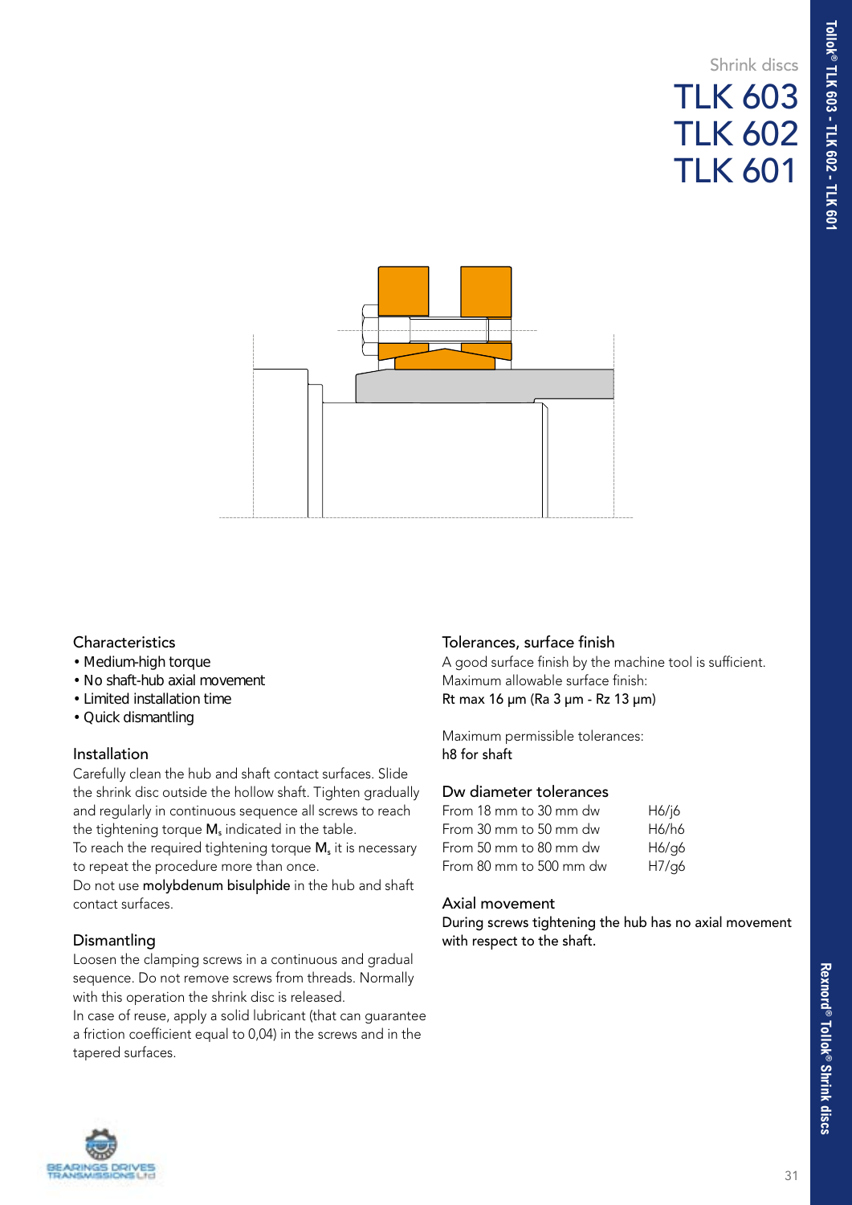Shrink discs

# TLK 603
# TLK 602
# TLK 601

### Characteristics

- Medium-high torque
- No shaft-hub axial movement
- Limited installation time
- Quick dismantling

### Installation

Carefully clean the hub and shaft contact surfaces. Slide the shrink disc outside the hollow shaft. Tighten gradually and regularly in continuous sequence all screws to reach the tightening torque $M_s$ indicated in the table.
To reach the required tightening torque $M_s$ it is necessary to repeat the procedure more than once.
Do not use molybdenum bisulphide in the hub and shaft contact surfaces.

### Dismantling

Loosen the clamping screws in a continuous and gradual sequence. Do not remove screws from threads. Normally with this operation the shrink disc is released.
In case of reuse, apply a solid lubricant (that can guarantee a friction coefficient equal to 0,04) in the screws and in the tapered surfaces.

### Tolerances, surface finish

A good surface finish by the machine tool is sufficient.
Maximum allowable surface finish:
Rt max 16 µm (Ra 3 µm - Rz 13 µm)

Maximum permissible tolerances:
h8 for shaft

### Dw diameter tolerances

| | |
|---|---|
| From 18 mm to 30 mm dw | H6/j6 |
| From 30 mm to 50 mm dw | H6/h6 |
| From 50 mm to 80 mm dw | H6/g6 |
| From 80 mm to 500 mm dw | H7/g6 |

### Axial movement

During screws tightening the hub has no axial movement with respect to the shaft.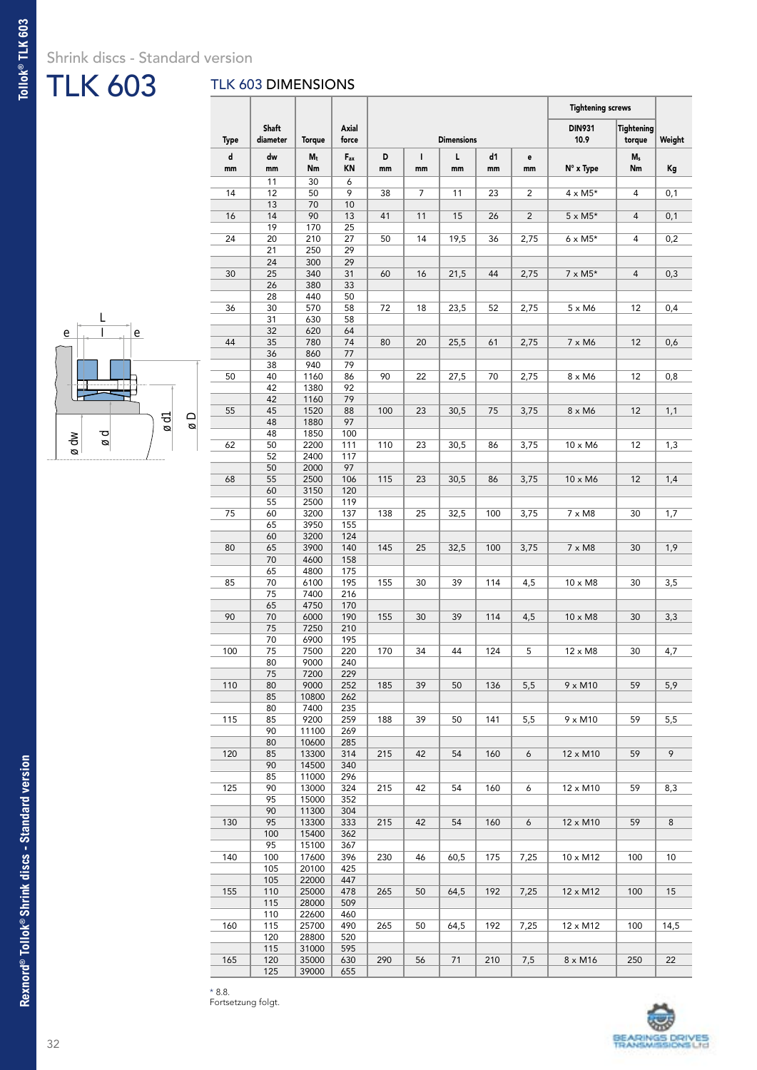Shrink discs - Standard version

# TLK 603

## TLK 603 DIMENSIONS

| Type | Shaft diameter | Torque | Axial force | Dimensions | | | | | Tightening screws | | Weight |
|---|---|---|---|---|---|---|---|---|---|---|---|
| | | | | | | | | | DIN931 10.9 | Tightening torque | |
| d mm | dw mm | $M_t$ Nm | $F_{ax}$ KN | D mm | l mm | L mm | d1 mm | e mm | N° x Type | $M_s$ Nm | Kg |
| | 11 | 30 | 6 | | | | | | | | |
| 14 | 12 | 50 | 9 | 38 | 7 | 11 | 23 | 2 | 4 x M5* | 4 | 0,1 |
| | 13 | 70 | 10 | | | | | | | | |
| 16 | 14 | 90 | 13 | 41 | 11 | 15 | 26 | 2 | 5 x M5* | 4 | 0,1 |
| | 19 | 170 | 25 | | | | | | | | |
| 24 | 20 | 210 | 27 | 50 | 14 | 19,5 | 36 | 2,75 | 6 x M5* | 4 | 0,2 |
| | 21 | 250 | 29 | | | | | | | | |
| | 24 | 300 | 29 | | | | | | | | |
| 30 | 25 | 340 | 31 | 60 | 16 | 21,5 | 44 | 2,75 | 7 x M5* | 4 | 0,3 |
| | 26 | 380 | 33 | | | | | | | | |
| | 28 | 440 | 50 | | | | | | | | |
| 36 | 30 | 570 | 58 | 72 | 18 | 23,5 | 52 | 2,75 | 5 x M6 | 12 | 0,4 |
| | 31 | 630 | 58 | | | | | | | | |
| | 32 | 620 | 64 | | | | | | | | |
| 44 | 35 | 780 | 74 | 80 | 20 | 25,5 | 61 | 2,75 | 7 x M6 | 12 | 0,6 |
| | 36 | 860 | 77 | | | | | | | | |
| | 38 | 940 | 79 | | | | | | | | |
| 50 | 40 | 1160 | 86 | 90 | 22 | 27,5 | 70 | 2,75 | 8 x M6 | 12 | 0,8 |
| | 42 | 1380 | 92 | | | | | | | | |
| | 42 | 1160 | 79 | | | | | | | | |
| 55 | 45 | 1520 | 88 | 100 | 23 | 30,5 | 75 | 3,75 | 8 x M6 | 12 | 1,1 |
| | 48 | 1880 | 97 | | | | | | | | |
| | 48 | 1850 | 100 | | | | | | | | |
| 62 | 50 | 2200 | 111 | 110 | 23 | 30,5 | 86 | 3,75 | 10 x M6 | 12 | 1,3 |
| | 52 | 2400 | 117 | | | | | | | | |
| | 50 | 2000 | 97 | | | | | | | | |
| 68 | 55 | 2500 | 106 | 115 | 23 | 30,5 | 86 | 3,75 | 10 x M6 | 12 | 1,4 |
| | 60 | 3150 | 120 | | | | | | | | |
| | 55 | 2500 | 119 | | | | | | | | |
| 75 | 60 | 3200 | 137 | 138 | 25 | 32,5 | 100 | 3,75 | 7 x M8 | 30 | 1,7 |
| | 65 | 3950 | 155 | | | | | | | | |
| | 60 | 3200 | 124 | | | | | | | | |
| 80 | 65 | 3900 | 140 | 145 | 25 | 32,5 | 100 | 3,75 | 7 x M8 | 30 | 1,9 |
| | 70 | 4600 | 158 | | | | | | | | |
| | 65 | 4800 | 175 | | | | | | | | |
| 85 | 70 | 6100 | 195 | 155 | 30 | 39 | 114 | 4,5 | 10 x M8 | 30 | 3,5 |
| | 75 | 7400 | 216 | | | | | | | | |
| | 65 | 4750 | 170 | | | | | | | | |
| 90 | 70 | 6000 | 190 | 155 | 30 | 39 | 114 | 4,5 | 10 x M8 | 30 | 3,3 |
| | 75 | 7250 | 210 | | | | | | | | |
| | 70 | 6900 | 195 | | | | | | | | |
| 100 | 75 | 7500 | 220 | 170 | 34 | 44 | 124 | 5 | 12 x M8 | 30 | 4,7 |
| | 80 | 9000 | 240 | | | | | | | | |
| | 75 | 7200 | 229 | | | | | | | | |
| 110 | 80 | 9000 | 252 | 185 | 39 | 50 | 136 | 5,5 | 9 x M10 | 59 | 5,9 |
| | 85 | 10800 | 262 | | | | | | | | |
| | 80 | 7400 | 235 | | | | | | | | |
| 115 | 85 | 9200 | 259 | 188 | 39 | 50 | 141 | 5,5 | 9 x M10 | 59 | 5,5 |
| | 90 | 11100 | 269 | | | | | | | | |
| | 80 | 10600 | 285 | | | | | | | | |
| 120 | 85 | 13300 | 314 | 215 | 42 | 54 | 160 | 6 | 12 x M10 | 59 | 9 |
| | 90 | 14500 | 340 | | | | | | | | |
| | 85 | 11000 | 296 | | | | | | | | |
| 125 | 90 | 13000 | 324 | 215 | 42 | 54 | 160 | 6 | 12 x M10 | 59 | 8,3 |
| | 95 | 15000 | 352 | | | | | | | | |
| | 90 | 11300 | 304 | | | | | | | | |
| 130 | 95 | 13300 | 333 | 215 | 42 | 54 | 160 | 6 | 12 x M10 | 59 | 8 |
| | 100 | 15400 | 362 | | | | | | | | |
| | 95 | 15100 | 367 | | | | | | | | |
| 140 | 100 | 17600 | 396 | 230 | 46 | 60,5 | 175 | 7,25 | 10 x M12 | 100 | 10 |
| | 105 | 20100 | 425 | | | | | | | | |
| | 105 | 22000 | 447 | | | | | | | | |
| 155 | 110 | 25000 | 478 | 265 | 50 | 64,5 | 192 | 7,25 | 12 x M12 | 100 | 15 |
| | 115 | 28000 | 509 | | | | | | | | |
| | 110 | 22600 | 460 | | | | | | | | |
| 160 | 115 | 25700 | 490 | 265 | 50 | 64,5 | 192 | 7,25 | 12 x M12 | 100 | 14,5 |
| | 120 | 28800 | 520 | | | | | | | | |
| | 115 | 31000 | 595 | | | | | | | | |
| 165 | 120 | 35000 | 630 | 290 | 56 | 71 | 210 | 7,5 | 8 x M16 | 250 | 22 |
| | 125 | 39000 | 655 | | | | | | | | |

\* 8.8.
Fortsetzung folgt.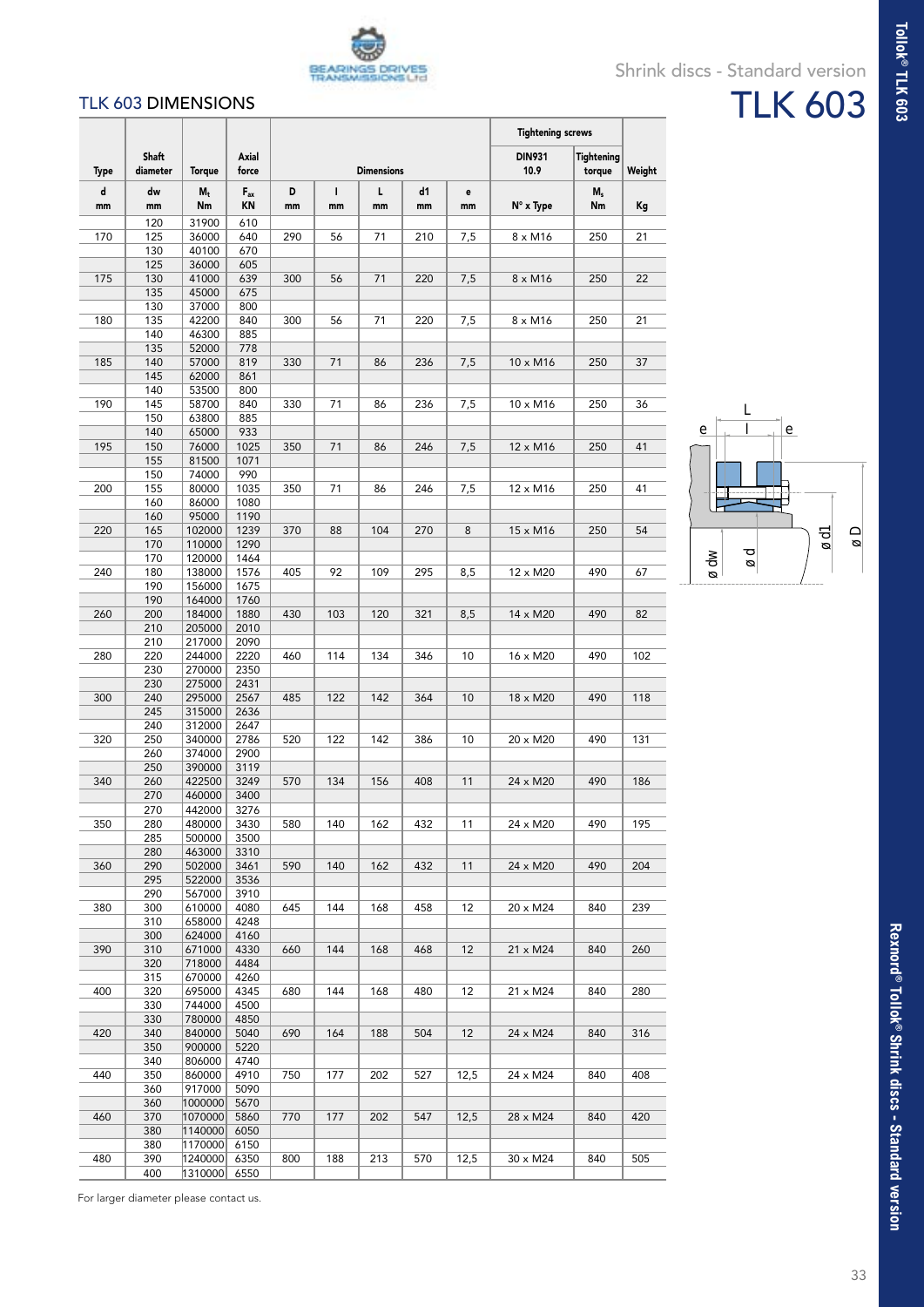## TLK 603 DIMENSIONS

Shrink discs - Standard version

# TLK 603

| Type | Shaft diameter | Torque | Axial force | Dimensions | | | | | Tightening screws | | Weight |
|---|---|---|---|---|---|---|---|---|---|---|---|
| | | | | | | | | | DIN931 10.9 | Tightening torque | |
| d mm | dw mm | $M_t$ Nm | $F_{ax}$ KN | D mm | l mm | L mm | d1 mm | e mm | N° x Type | $M_s$ Nm | Kg |
| | 120 | 31900 | 610 | | | | | | | | |
| 170 | 125 | 36000 | 640 | 290 | 56 | 71 | 210 | 7,5 | 8 x M16 | 250 | 21 |
| | 130 | 40100 | 670 | | | | | | | | |
| | 125 | 36000 | 605 | | | | | | | | |
| 175 | 130 | 41000 | 639 | 300 | 56 | 71 | 220 | 7,5 | 8 x M16 | 250 | 22 |
| | 135 | 45000 | 675 | | | | | | | | |
| | 130 | 37000 | 800 | | | | | | | | |
| 180 | 135 | 42200 | 840 | 300 | 56 | 71 | 220 | 7,5 | 8 x M16 | 250 | 21 |
| | 140 | 46300 | 885 | | | | | | | | |
| | 135 | 52000 | 778 | | | | | | | | |
| 185 | 140 | 57000 | 819 | 330 | 71 | 86 | 236 | 7,5 | 10 x M16 | 250 | 37 |
| | 145 | 62000 | 861 | | | | | | | | |
| | 140 | 53500 | 800 | | | | | | | | |
| 190 | 145 | 58700 | 840 | 330 | 71 | 86 | 236 | 7,5 | 10 x M16 | 250 | 36 |
| | 150 | 63800 | 885 | | | | | | | | |
| | 140 | 65000 | 933 | | | | | | | | |
| 195 | 150 | 76000 | 1025 | 350 | 71 | 86 | 246 | 7,5 | 12 x M16 | 250 | 41 |
| | 155 | 81500 | 1071 | | | | | | | | |
| | 150 | 74000 | 990 | | | | | | | | |
| 200 | 155 | 80000 | 1035 | 350 | 71 | 86 | 246 | 7,5 | 12 x M16 | 250 | 41 |
| | 160 | 86000 | 1080 | | | | | | | | |
| | 160 | 95000 | 1190 | | | | | | | | |
| 220 | 165 | 102000 | 1239 | 370 | 88 | 104 | 270 | 8 | 15 x M16 | 250 | 54 |
| | 170 | 110000 | 1290 | | | | | | | | |
| | 170 | 120000 | 1464 | | | | | | | | |
| 240 | 180 | 138000 | 1576 | 405 | 92 | 109 | 295 | 8,5 | 12 x M20 | 490 | 67 |
| | 190 | 156000 | 1675 | | | | | | | | |
| | 190 | 164000 | 1760 | | | | | | | | |
| 260 | 200 | 184000 | 1880 | 430 | 103 | 120 | 321 | 8,5 | 14 x M20 | 490 | 82 |
| | 210 | 205000 | 2010 | | | | | | | | |
| | 210 | 217000 | 2090 | | | | | | | | |
| 280 | 220 | 244000 | 2220 | 460 | 114 | 134 | 346 | 10 | 16 x M20 | 490 | 102 |
| | 230 | 270000 | 2350 | | | | | | | | |
| | 230 | 275000 | 2431 | | | | | | | | |
| 300 | 240 | 295000 | 2567 | 485 | 122 | 142 | 364 | 10 | 18 x M20 | 490 | 118 |
| | 245 | 315000 | 2636 | | | | | | | | |
| | 240 | 312000 | 2647 | | | | | | | | |
| 320 | 250 | 340000 | 2786 | 520 | 122 | 142 | 386 | 10 | 20 x M20 | 490 | 131 |
| | 260 | 374000 | 2900 | | | | | | | | |
| | 250 | 390000 | 3119 | | | | | | | | |
| 340 | 260 | 422500 | 3249 | 570 | 134 | 156 | 408 | 11 | 24 x M20 | 490 | 186 |
| | 270 | 460000 | 3400 | | | | | | | | |
| | 270 | 442000 | 3276 | | | | | | | | |
| 350 | 280 | 480000 | 3430 | 580 | 140 | 162 | 432 | 11 | 24 x M20 | 490 | 195 |
| | 285 | 500000 | 3500 | | | | | | | | |
| | 280 | 463000 | 3310 | | | | | | | | |
| 360 | 290 | 502000 | 3461 | 590 | 140 | 162 | 432 | 11 | 24 x M20 | 490 | 204 |
| | 295 | 522000 | 3536 | | | | | | | | |
| | 290 | 567000 | 3910 | | | | | | | | |
| 380 | 300 | 610000 | 4080 | 645 | 144 | 168 | 458 | 12 | 20 x M24 | 840 | 239 |
| | 310 | 658000 | 4248 | | | | | | | | |
| | 300 | 624000 | 4160 | | | | | | | | |
| 390 | 310 | 671000 | 4330 | 660 | 144 | 168 | 468 | 12 | 21 x M24 | 840 | 260 |
| | 320 | 718000 | 4484 | | | | | | | | |
| | 315 | 670000 | 4260 | | | | | | | | |
| 400 | 320 | 695000 | 4345 | 680 | 144 | 168 | 480 | 12 | 21 x M24 | 840 | 280 |
| | 330 | 744000 | 4500 | | | | | | | | |
| | 330 | 780000 | 4850 | | | | | | | | |
| 420 | 340 | 840000 | 5040 | 690 | 164 | 188 | 504 | 12 | 24 x M24 | 840 | 316 |
| | 350 | 900000 | 5220 | | | | | | | | |
| | 340 | 806000 | 4740 | | | | | | | | |
| 440 | 350 | 860000 | 4910 | 750 | 177 | 202 | 527 | 12,5 | 24 x M24 | 840 | 408 |
| | 360 | 917000 | 5090 | | | | | | | | |
| | 360 | 1000000 | 5670 | | | | | | | | |
| 460 | 370 | 1070000 | 5860 | 770 | 177 | 202 | 547 | 12,5 | 28 x M24 | 840 | 420 |
| | 380 | 1140000 | 6050 | | | | | | | | |
| | 380 | 1170000 | 6150 | | | | | | | | |
| 480 | 390 | 1240000 | 6350 | 800 | 188 | 213 | 570 | 12,5 | 30 x M24 | 840 | 505 |
| | 400 | 1310000 | 6550 | | | | | | | | |

For larger diameter please contact us.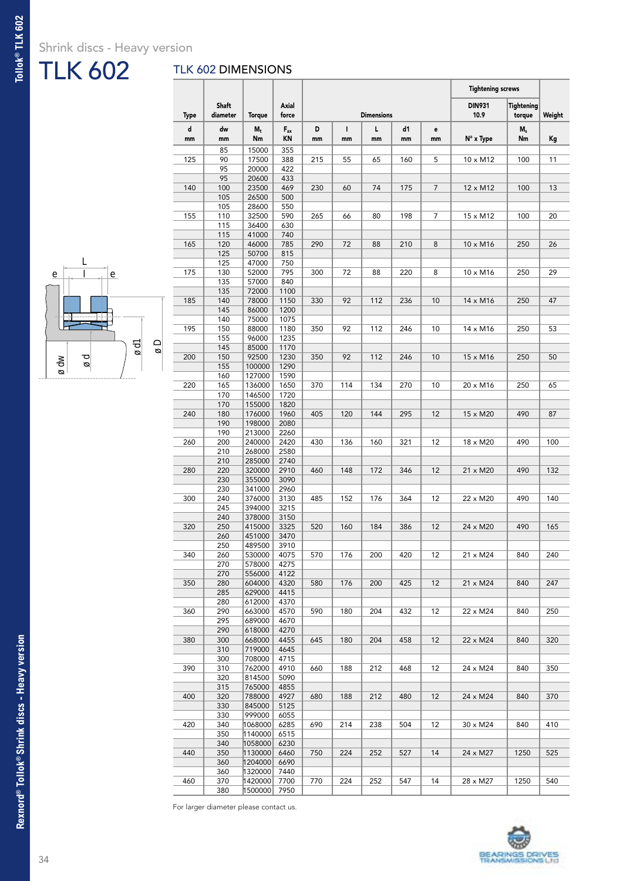Shrink discs - Heavy version

# TLK 602

## TLK 602 DIMENSIONS

| Type | Shaft diameter | Torque | Axial force | Dimensions | | | | | Tightening screws | | Weight |
|---|---|---|---|---|---|---|---|---|---|---|---|
| | | | | | | | | | DIN931 10.9 | Tightening torque | |
| d mm | dw mm | $M_t$ Nm | $F_{ax}$ KN | D mm | l mm | L mm | d1 mm | e mm | N° x Type | $M_s$ Nm | Kg |
| | 85 | 15000 | 355 | | | | | | | | |
| 125 | 90 | 17500 | 388 | 215 | 55 | 65 | 160 | 5 | 10 x M12 | 100 | 11 |
| | 95 | 20000 | 422 | | | | | | | | |
| | 95 | 20600 | 433 | | | | | | | | |
| 140 | 100 | 23500 | 469 | 230 | 60 | 74 | 175 | 7 | 12 x M12 | 100 | 13 |
| | 105 | 26500 | 500 | | | | | | | | |
| | 105 | 28600 | 550 | | | | | | | | |
| 155 | 110 | 32500 | 590 | 265 | 66 | 80 | 198 | 7 | 15 x M12 | 100 | 20 |
| | 115 | 36400 | 630 | | | | | | | | |
| | 115 | 41000 | 740 | | | | | | | | |
| 165 | 120 | 46000 | 785 | 290 | 72 | 88 | 210 | 8 | 10 x M16 | 250 | 26 |
| | 125 | 50700 | 815 | | | | | | | | |
| | 125 | 47000 | 750 | | | | | | | | |
| 175 | 130 | 52000 | 795 | 300 | 72 | 88 | 220 | 8 | 10 x M16 | 250 | 29 |
| | 135 | 57000 | 840 | | | | | | | | |
| | 135 | 72000 | 1100 | | | | | | | | |
| 185 | 140 | 78000 | 1150 | 330 | 92 | 112 | 236 | 10 | 14 x M16 | 250 | 47 |
| | 145 | 86000 | 1200 | | | | | | | | |
| | 140 | 75000 | 1075 | | | | | | | | |
| 195 | 150 | 88000 | 1180 | 350 | 92 | 112 | 246 | 10 | 14 x M16 | 250 | 53 |
| | 155 | 96000 | 1235 | | | | | | | | |
| | 145 | 85000 | 1170 | | | | | | | | |
| 200 | 150 | 92500 | 1230 | 350 | 92 | 112 | 246 | 10 | 15 x M16 | 250 | 50 |
| | 155 | 100000 | 1290 | | | | | | | | |
| | 160 | 127000 | 1590 | | | | | | | | |
| 220 | 165 | 136000 | 1650 | 370 | 114 | 134 | 270 | 10 | 20 x M16 | 250 | 65 |
| | 170 | 146500 | 1720 | | | | | | | | |
| | 170 | 155000 | 1820 | | | | | | | | |
| 240 | 180 | 176000 | 1960 | 405 | 120 | 144 | 295 | 12 | 15 x M20 | 490 | 87 |
| | 190 | 198000 | 2080 | | | | | | | | |
| | 190 | 213000 | 2260 | | | | | | | | |
| 260 | 200 | 240000 | 2420 | 430 | 136 | 160 | 321 | 12 | 18 x M20 | 490 | 100 |
| | 210 | 268000 | 2580 | | | | | | | | |
| | 210 | 285000 | 2740 | | | | | | | | |
| 280 | 220 | 320000 | 2910 | 460 | 148 | 172 | 346 | 12 | 21 x M20 | 490 | 132 |
| | 230 | 355000 | 3090 | | | | | | | | |
| | 230 | 341000 | 2960 | | | | | | | | |
| 300 | 240 | 376000 | 3130 | 485 | 152 | 176 | 364 | 12 | 22 x M20 | 490 | 140 |
| | 245 | 394000 | 3215 | | | | | | | | |
| | 240 | 378000 | 3150 | | | | | | | | |
| 320 | 250 | 415000 | 3325 | 520 | 160 | 184 | 386 | 12 | 24 x M20 | 490 | 165 |
| | 260 | 451000 | 3470 | | | | | | | | |
| | 250 | 489500 | 3910 | | | | | | | | |
| 340 | 260 | 530000 | 4075 | 570 | 176 | 200 | 420 | 12 | 21 x M24 | 840 | 240 |
| | 270 | 578000 | 4275 | | | | | | | | |
| | 270 | 556000 | 4122 | | | | | | | | |
| 350 | 280 | 604000 | 4320 | 580 | 176 | 200 | 425 | 12 | 21 x M24 | 840 | 247 |
| | 285 | 629000 | 4415 | | | | | | | | |
| | 280 | 612000 | 4370 | | | | | | | | |
| 360 | 290 | 663000 | 4570 | 590 | 180 | 204 | 432 | 12 | 22 x M24 | 840 | 250 |
| | 295 | 689000 | 4670 | | | | | | | | |
| | 290 | 618000 | 4270 | | | | | | | | |
| 380 | 300 | 668000 | 4455 | 645 | 180 | 204 | 458 | 12 | 22 x M24 | 840 | 320 |
| | 310 | 719000 | 4645 | | | | | | | | |
| | 300 | 708000 | 4715 | | | | | | | | |
| 390 | 310 | 762000 | 4910 | 660 | 188 | 212 | 468 | 12 | 24 x M24 | 840 | 350 |
| | 320 | 814500 | 5090 | | | | | | | | |
| | 315 | 765000 | 4855 | | | | | | | | |
| 400 | 320 | 788000 | 4927 | 680 | 188 | 212 | 480 | 12 | 24 x M24 | 840 | 370 |
| | 330 | 845000 | 5125 | | | | | | | | |
| | 330 | 999000 | 6055 | | | | | | | | |
| 420 | 340 | 1068000 | 6285 | 690 | 214 | 238 | 504 | 12 | 30 x M24 | 840 | 410 |
| | 350 | 1140000 | 6515 | | | | | | | | |
| | 340 | 1058000 | 6230 | | | | | | | | |
| 440 | 350 | 1130000 | 6460 | 750 | 224 | 252 | 527 | 14 | 24 x M27 | 1250 | 525 |
| | 360 | 1204000 | 6690 | | | | | | | | |
| | 360 | 1320000 | 7440 | | | | | | | | |
| 460 | 370 | 1420000 | 7700 | 770 | 224 | 252 | 547 | 14 | 28 x M27 | 1250 | 540 |
| | 380 | 1500000 | 7950 | | | | | | | | |

For larger diameter please contact us.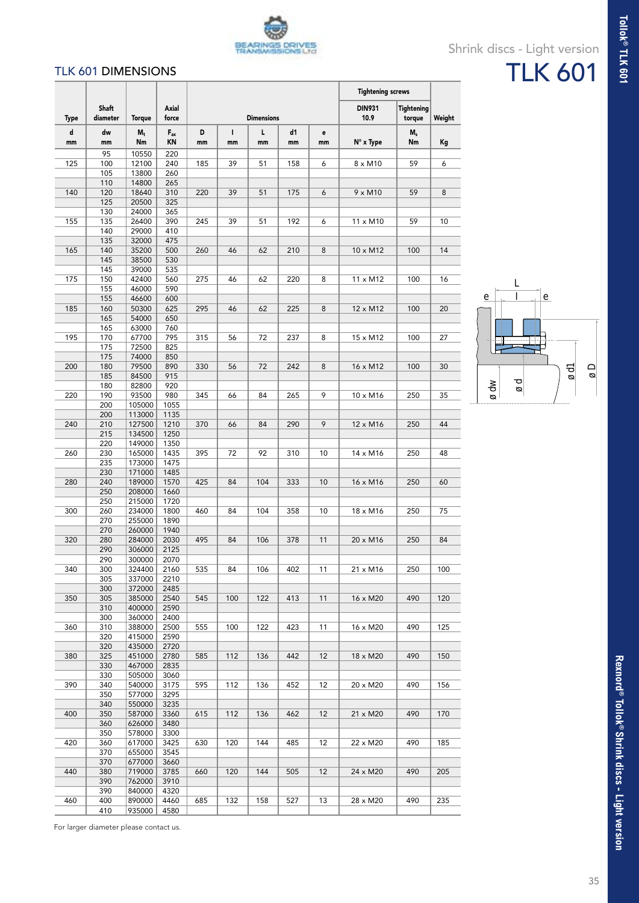# TLK 601

Shrink discs - Light version

## TLK 601 DIMENSIONS

| Type | Shaft diameter | Torque | Axial force | Dimensions | | | | | Tightening screws DIN931 10.9 | Tightening torque | Weight |
|---|---|---|---|---|---|---|---|---|---|---|---|
| d | dw | $M_t$ | $F_{ax}$ | D | l | L | d1 | e | | $M_s$ | |
| mm | mm | Nm | KN | mm | mm | mm | mm | mm | N° x Type | Nm | Kg |
| | 95 | 10550 | 220 | | | | | | | | |
| 125 | 100 | 12100 | 240 | 185 | 39 | 51 | 158 | 6 | 8 x M10 | 59 | 6 |
| | 105 | 13800 | 260 | | | | | | | | |
| | 110 | 14800 | 265 | | | | | | | | |
| 140 | 120 | 18640 | 310 | 220 | 39 | 51 | 175 | 6 | 9 x M10 | 59 | 8 |
| | 125 | 20500 | 325 | | | | | | | | |
| | 130 | 24000 | 365 | | | | | | | | |
| 155 | 135 | 26400 | 390 | 245 | 39 | 51 | 192 | 6 | 11 x M10 | 59 | 10 |
| | 140 | 29000 | 410 | | | | | | | | |
| | 135 | 32000 | 475 | | | | | | | | |
| 165 | 140 | 35200 | 500 | 260 | 46 | 62 | 210 | 8 | 10 x M12 | 100 | 14 |
| | 145 | 38500 | 530 | | | | | | | | |
| | 145 | 39000 | 535 | | | | | | | | |
| 175 | 150 | 42400 | 560 | 275 | 46 | 62 | 220 | 8 | 11 x M12 | 100 | 16 |
| | 155 | 46000 | 590 | | | | | | | | |
| | 155 | 46600 | 600 | | | | | | | | |
| 185 | 160 | 50300 | 625 | 295 | 46 | 62 | 225 | 8 | 12 x M12 | 100 | 20 |
| | 165 | 54000 | 650 | | | | | | | | |
| | 165 | 63000 | 760 | | | | | | | | |
| 195 | 170 | 67700 | 795 | 315 | 56 | 72 | 237 | 8 | 15 x M12 | 100 | 27 |
| | 175 | 72500 | 825 | | | | | | | | |
| | 175 | 74000 | 850 | | | | | | | | |
| 200 | 180 | 79500 | 890 | 330 | 56 | 72 | 242 | 8 | 16 x M12 | 100 | 30 |
| | 185 | 84500 | 915 | | | | | | | | |
| | 180 | 82800 | 920 | | | | | | | | |
| 220 | 190 | 93500 | 980 | 345 | 66 | 84 | 265 | 9 | 10 x M16 | 250 | 35 |
| | 200 | 105000 | 1055 | | | | | | | | |
| | 200 | 113000 | 1135 | | | | | | | | |
| 240 | 210 | 127500 | 1210 | 370 | 66 | 84 | 290 | 9 | 12 x M16 | 250 | 44 |
| | 215 | 134500 | 1250 | | | | | | | | |
| | 220 | 149000 | 1350 | | | | | | | | |
| 260 | 230 | 165000 | 1435 | 395 | 72 | 92 | 310 | 10 | 14 x M16 | 250 | 48 |
| | 235 | 173000 | 1475 | | | | | | | | |
| | 230 | 171000 | 1485 | | | | | | | | |
| 280 | 240 | 189000 | 1570 | 425 | 84 | 104 | 333 | 10 | 16 x M16 | 250 | 60 |
| | 250 | 208000 | 1660 | | | | | | | | |
| | 250 | 215000 | 1720 | | | | | | | | |
| 300 | 260 | 234000 | 1800 | 460 | 84 | 104 | 358 | 10 | 18 x M16 | 250 | 75 |
| | 270 | 255000 | 1890 | | | | | | | | |
| | 270 | 260000 | 1940 | | | | | | | | |
| 320 | 280 | 284000 | 2030 | 495 | 84 | 106 | 378 | 11 | 20 x M16 | 250 | 84 |
| | 290 | 306000 | 2125 | | | | | | | | |
| | 290 | 300000 | 2070 | | | | | | | | |
| 340 | 300 | 324400 | 2160 | 535 | 84 | 106 | 402 | 11 | 21 x M16 | 250 | 100 |
| | 305 | 337000 | 2210 | | | | | | | | |
| | 300 | 372000 | 2485 | | | | | | | | |
| 350 | 305 | 385000 | 2540 | 545 | 100 | 122 | 413 | 11 | 16 x M20 | 490 | 120 |
| | 310 | 400000 | 2590 | | | | | | | | |
| | 300 | 360000 | 2400 | | | | | | | | |
| 360 | 310 | 388000 | 2500 | 555 | 100 | 122 | 423 | 11 | 16 x M20 | 490 | 125 |
| | 320 | 415000 | 2590 | | | | | | | | |
| | 320 | 435000 | 2720 | | | | | | | | |
| 380 | 325 | 451000 | 2780 | 585 | 112 | 136 | 442 | 12 | 18 x M20 | 490 | 150 |
| | 330 | 467000 | 2835 | | | | | | | | |
| | 330 | 505000 | 3060 | | | | | | | | |
| 390 | 340 | 540000 | 3175 | 595 | 112 | 136 | 452 | 12 | 20 x M20 | 490 | 156 |
| | 350 | 577000 | 3295 | | | | | | | | |
| | 340 | 550000 | 3235 | | | | | | | | |
| 400 | 350 | 587000 | 3360 | 615 | 112 | 136 | 462 | 12 | 21 x M20 | 490 | 170 |
| | 360 | 626000 | 3480 | | | | | | | | |
| | 350 | 578000 | 3300 | | | | | | | | |
| 420 | 360 | 617000 | 3425 | 630 | 120 | 144 | 485 | 12 | 22 x M20 | 490 | 185 |
| | 370 | 655000 | 3545 | | | | | | | | |
| | 370 | 677000 | 3660 | | | | | | | | |
| 440 | 380 | 719000 | 3785 | 660 | 120 | 144 | 505 | 12 | 24 x M20 | 490 | 205 |
| | 390 | 762000 | 3910 | | | | | | | | |
| | 390 | 840000 | 4320 | | | | | | | | |
| 460 | 400 | 890000 | 4460 | 685 | 132 | 158 | 527 | 13 | 28 x M20 | 490 | 235 |
| | 410 | 935000 | 4580 | | | | | | | | |

For larger diameter please contact us.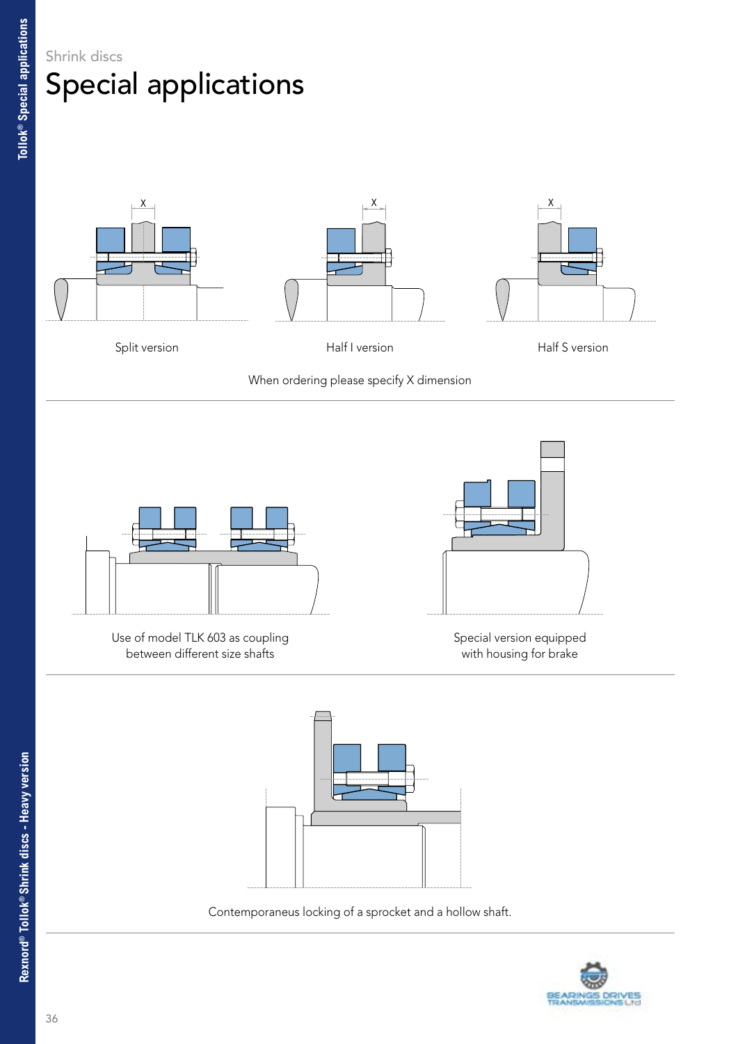Shrink discs

# Special applications

Split version

Half I version

Half S version

When ordering please specify X dimension

Use of model TLK 603 as coupling between different size shafts

Special version equipped with housing for brake

Contemporaneus locking of a sprocket and a hollow shaft.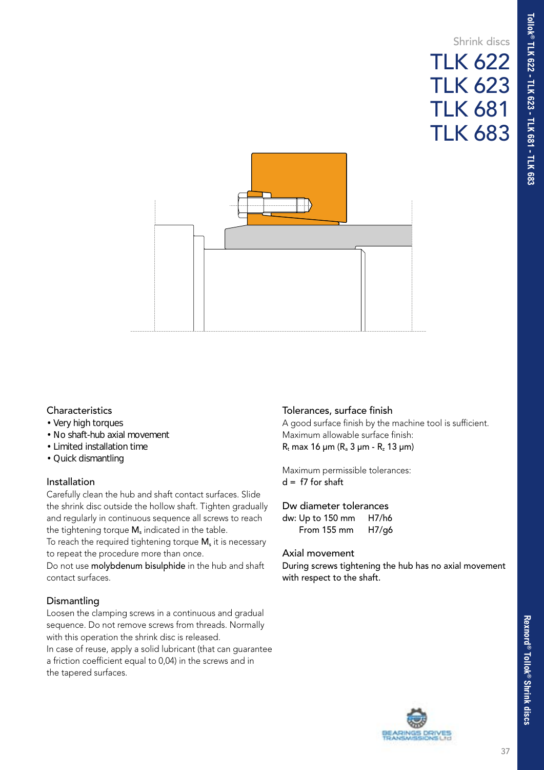Shrink discs

# TLK 622
# TLK 623
# TLK 681
# TLK 683

### Characteristics

- Very high torques
- No shaft-hub axial movement
- Limited installation time
- Quick dismantling

### Installation

Carefully clean the hub and shaft contact surfaces. Slide the shrink disc outside the hollow shaft. Tighten gradually and regularly in continuous sequence all screws to reach the tightening torque $M_s$ indicated in the table.
To reach the required tightening torque $M_s$ it is necessary to repeat the procedure more than once.
Do not use molybdenum bisulphide in the hub and shaft contact surfaces.

### Dismantling

Loosen the clamping screws in a continuous and gradual sequence. Do not remove screws from threads. Normally with this operation the shrink disc is released.
In case of reuse, apply a solid lubricant (that can guarantee a friction coefficient equal to 0,04) in the screws and in the tapered surfaces.

### Tolerances, surface finish

A good surface finish by the machine tool is sufficient.
Maximum allowable surface finish:
$R_t$ max 16 µm ($R_a$ 3 µm - $R_z$ 13 µm)

Maximum permissible tolerances:
d = f7 for shaft

### Dw diameter tolerances

| dw: Up to 150 mm | H7/h6 |
|---|---|
| From 155 mm | H7/g6 |

### Axial movement

During screws tightening the hub has no axial movement with respect to the shaft.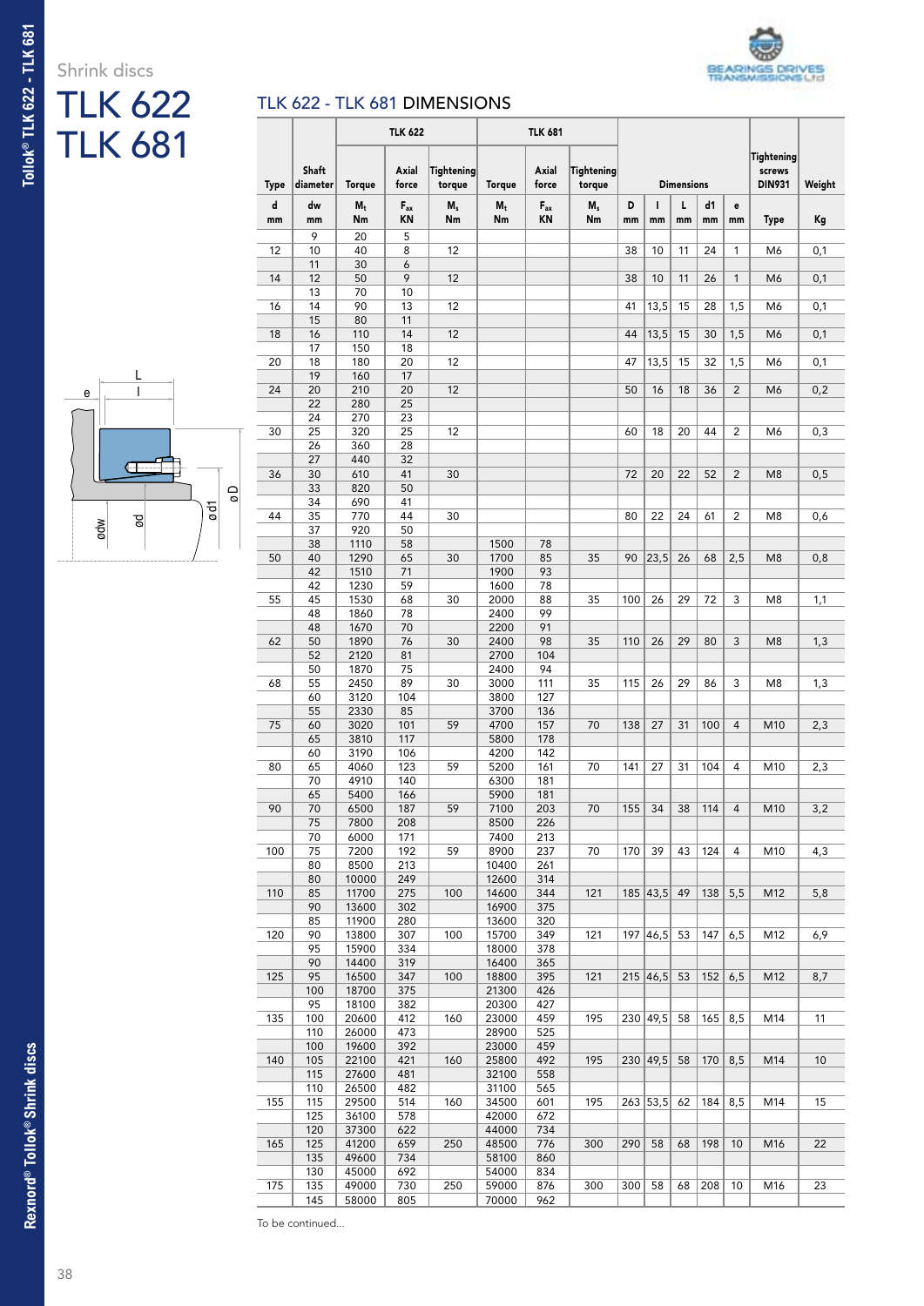Shrink discs

# TLK 622
# TLK 681

## TLK 622 - TLK 681 DIMENSIONS

| Type | Shaft diameter | TLK 622 | | | TLK 681 | | | Dimensions | | | | | Tightening screws DIN931 | Weight |
|---|---|---|---|---|---|---|---|---|---|---|---|---|---|---|
| | | Torque | Axial force | Tightening torque | Torque | Axial force | Tightening torque | | | | | | | |
| d mm | dw mm | $M_t$ Nm | $F_{ax}$ KN | $M_s$ Nm | $M_t$ Nm | $F_{ax}$ KN | $M_s$ Nm | D mm | l mm | L mm | d1 mm | e mm | Type | Kg |
| | 9 | 20 | 5 | | | | | | | | | | | |
| 12 | 10 | 40 | 8 | 12 | | | | 38 | 10 | 11 | 24 | 1 | M6 | 0,1 |
| | 11 | 30 | 6 | | | | | | | | | | | |
| 14 | 12 | 50 | 9 | 12 | | | | 38 | 10 | 11 | 26 | 1 | M6 | 0,1 |
| | 13 | 70 | 10 | | | | | | | | | | | |
| 16 | 14 | 90 | 13 | 12 | | | | 41 | 13,5 | 15 | 28 | 1,5 | M6 | 0,1 |
| | 15 | 80 | 11 | | | | | | | | | | | |
| 18 | 16 | 110 | 14 | 12 | | | | 44 | 13,5 | 15 | 30 | 1,5 | M6 | 0,1 |
| | 17 | 150 | 18 | | | | | | | | | | | |
| 20 | 18 | 180 | 20 | 12 | | | | 47 | 13,5 | 15 | 32 | 1,5 | M6 | 0,1 |
| | 19 | 160 | 17 | | | | | | | | | | | |
| 24 | 20 | 210 | 20 | 12 | | | | 50 | 16 | 18 | 36 | 2 | M6 | 0,2 |
| | 22 | 280 | 25 | | | | | | | | | | | |
| | 24 | 270 | 23 | | | | | | | | | | | |
| 30 | 25 | 320 | 25 | 12 | | | | 60 | 18 | 20 | 44 | 2 | M6 | 0,3 |
| | 26 | 360 | 28 | | | | | | | | | | | |
| | 27 | 440 | 32 | | | | | | | | | | | |
| 36 | 30 | 610 | 41 | 30 | | | | 72 | 20 | 22 | 52 | 2 | M8 | 0,5 |
| | 33 | 820 | 50 | | | | | | | | | | | |
| | 34 | 690 | 41 | | | | | | | | | | | |
| 44 | 35 | 770 | 44 | 30 | | | | 80 | 22 | 24 | 61 | 2 | M8 | 0,6 |
| | 37 | 920 | 50 | | | | | | | | | | | |
| | 38 | 1110 | 58 | | 1500 | 78 | | | | | | | | |
| 50 | 40 | 1290 | 65 | 30 | 1700 | 85 | 35 | 90 | 23,5 | 26 | 68 | 2,5 | M8 | 0,8 |
| | 42 | 1510 | 71 | | 1900 | 93 | | | | | | | | |
| | 42 | 1230 | 59 | | 1600 | 78 | | | | | | | | |
| 55 | 45 | 1530 | 68 | 30 | 2000 | 88 | 35 | 100 | 26 | 29 | 72 | 3 | M8 | 1,1 |
| | 48 | 1860 | 78 | | 2400 | 99 | | | | | | | | |
| | 48 | 1670 | 70 | | 2200 | 91 | | | | | | | | |
| 62 | 50 | 1890 | 76 | 30 | 2400 | 98 | 35 | 110 | 26 | 29 | 80 | 3 | M8 | 1,3 |
| | 52 | 2120 | 81 | | 2700 | 104 | | | | | | | | |
| | 50 | 1870 | 75 | | 2400 | 94 | | | | | | | | |
| 68 | 55 | 2450 | 89 | 30 | 3000 | 111 | 35 | 115 | 26 | 29 | 86 | 3 | M8 | 1,3 |
| | 60 | 3120 | 104 | | 3800 | 127 | | | | | | | | |
| | 55 | 2330 | 85 | | 3700 | 136 | | | | | | | | |
| 75 | 60 | 3020 | 101 | 59 | 4700 | 157 | 70 | 138 | 27 | 31 | 100 | 4 | M10 | 2,3 |
| | 65 | 3810 | 117 | | 5800 | 178 | | | | | | | | |
| | 60 | 3190 | 106 | | 4200 | 142 | | | | | | | | |
| 80 | 65 | 4060 | 123 | 59 | 5200 | 161 | 70 | 141 | 27 | 31 | 104 | 4 | M10 | 2,3 |
| | 70 | 4910 | 140 | | 6300 | 181 | | | | | | | | |
| | 65 | 5400 | 166 | | 5900 | 181 | | | | | | | | |
| 90 | 70 | 6500 | 187 | 59 | 7100 | 203 | 70 | 155 | 34 | 38 | 114 | 4 | M10 | 3,2 |
| | 75 | 7800 | 208 | | 8500 | 226 | | | | | | | | |
| | 70 | 6000 | 171 | | 7400 | 213 | | | | | | | | |
| 100 | 75 | 7200 | 192 | 59 | 8900 | 237 | 70 | 170 | 39 | 43 | 124 | 4 | M10 | 4,3 |
| | 80 | 8500 | 213 | | 10400 | 261 | | | | | | | | |
| | 80 | 10000 | 249 | | 12600 | 314 | | | | | | | | |
| 110 | 85 | 11700 | 275 | 100 | 14600 | 344 | 121 | 185 | 43,5 | 49 | 138 | 5,5 | M12 | 5,8 |
| | 90 | 13600 | 302 | | 16900 | 375 | | | | | | | | |
| | 85 | 11900 | 280 | | 13600 | 320 | | | | | | | | |
| 120 | 90 | 13800 | 307 | 100 | 15700 | 349 | 121 | 197 | 46,5 | 53 | 147 | 6,5 | M12 | 6,9 |
| | 95 | 15900 | 334 | | 18000 | 378 | | | | | | | | |
| | 90 | 14400 | 319 | | 16400 | 365 | | | | | | | | |
| 125 | 95 | 16500 | 347 | 100 | 18800 | 395 | 121 | 215 | 46,5 | 53 | 152 | 6,5 | M12 | 8,7 |
| | 100 | 18700 | 375 | | 21300 | 426 | | | | | | | | |
| | 95 | 18100 | 382 | | 20300 | 427 | | | | | | | | |
| 135 | 100 | 20600 | 412 | 160 | 23000 | 459 | 195 | 230 | 49,5 | 58 | 165 | 8,5 | M14 | 11 |
| | 110 | 26000 | 473 | | 28900 | 525 | | | | | | | | |
| | 100 | 19600 | 392 | | 23000 | 459 | | | | | | | | |
| 140 | 105 | 22100 | 421 | 160 | 25800 | 492 | 195 | 230 | 49,5 | 58 | 170 | 8,5 | M14 | 10 |
| | 115 | 27600 | 481 | | 32100 | 558 | | | | | | | | |
| | 110 | 26500 | 482 | | 31100 | 565 | | | | | | | | |
| 155 | 115 | 29500 | 514 | 160 | 34500 | 601 | 195 | 263 | 53,5 | 62 | 184 | 8,5 | M14 | 15 |
| | 125 | 36100 | 578 | | 42000 | 672 | | | | | | | | |
| | 120 | 37300 | 622 | | 44000 | 734 | | | | | | | | |
| 165 | 125 | 41200 | 659 | 250 | 48500 | 776 | 300 | 290 | 58 | 68 | 198 | 10 | M16 | 22 |
| | 135 | 49600 | 734 | | 58100 | 860 | | | | | | | | |
| | 130 | 45000 | 692 | | 54000 | 834 | | | | | | | | |
| 175 | 135 | 49000 | 730 | 250 | 59000 | 876 | 300 | 300 | 58 | 68 | 208 | 10 | M16 | 23 |
| | 145 | 58000 | 805 | | 70000 | 962 | | | | | | | | |

To be continued...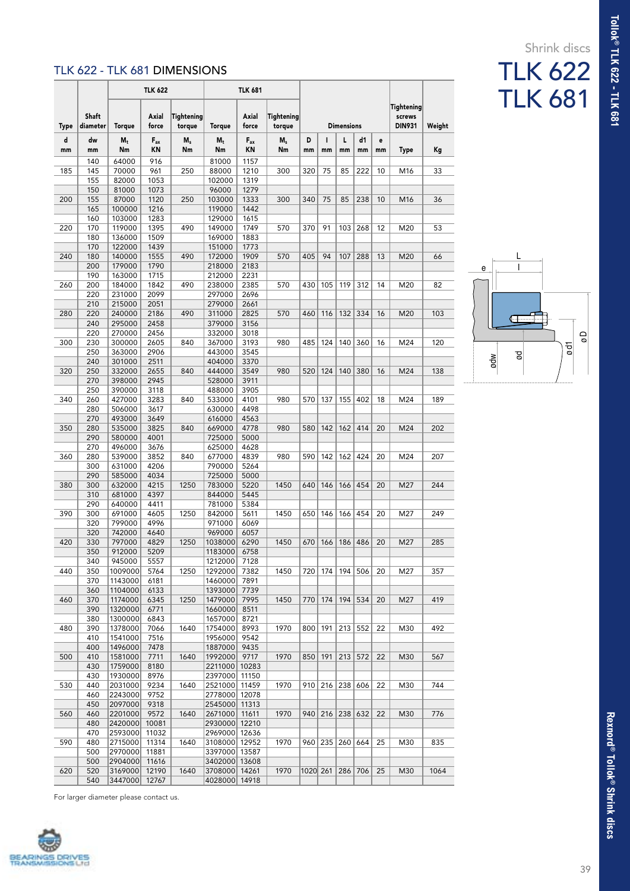Shrink discs

# TLK 622
# TLK 681

## TLK 622 - TLK 681 DIMENSIONS

| Type | Shaft diameter | TLK 622 Torque | TLK 622 Axial force | TLK 622 Tightening torque | TLK 681 Torque | TLK 681 Axial force | TLK 681 Tightening torque | Dimensions | | | | | Tightening screws DIN931 | Weight |
|---|---|---|---|---|---|---|---|---|---|---|---|---|---|---|
| d | dw | $M_t$ | $F_{ax}$ | $M_s$ | $M_t$ | $F_{ax}$ | $M_s$ | D | l | L | d1 | e | | |
| mm | mm | Nm | KN | Nm | Nm | KN | Nm | mm | mm | mm | mm | mm | Type | Kg |
| | 140 | 64000 | 916 | | 81000 | 1157 | | | | | | | | |
| 185 | 145 | 70000 | 961 | 250 | 88000 | 1210 | 300 | 320 | 75 | 85 | 222 | 10 | M16 | 33 |
| | 155 | 82000 | 1053 | | 102000 | 1319 | | | | | | | | |
| | 150 | 81000 | 1073 | | 96000 | 1279 | | | | | | | | |
| 200 | 155 | 87000 | 1120 | 250 | 103000 | 1333 | 300 | 340 | 75 | 85 | 238 | 10 | M16 | 36 |
| | 165 | 100000 | 1216 | | 119000 | 1442 | | | | | | | | |
| | 160 | 103000 | 1283 | | 129000 | 1615 | | | | | | | | |
| 220 | 170 | 119000 | 1395 | 490 | 149000 | 1749 | 570 | 370 | 91 | 103 | 268 | 12 | M20 | 53 |
| | 180 | 136000 | 1509 | | 169000 | 1883 | | | | | | | | |
| | 170 | 122000 | 1439 | | 151000 | 1773 | | | | | | | | |
| 240 | 180 | 140000 | 1555 | 490 | 172000 | 1909 | 570 | 405 | 94 | 107 | 288 | 13 | M20 | 66 |
| | 200 | 179000 | 1790 | | 218000 | 2183 | | | | | | | | |
| | 190 | 163000 | 1715 | | 212000 | 2231 | | | | | | | | |
| 260 | 200 | 184000 | 1842 | 490 | 238000 | 2385 | 570 | 430 | 105 | 119 | 312 | 14 | M20 | 82 |
| | 220 | 231000 | 2099 | | 297000 | 2696 | | | | | | | | |
| | 210 | 215000 | 2051 | | 279000 | 2661 | | | | | | | | |
| 280 | 220 | 240000 | 2186 | 490 | 311000 | 2825 | 570 | 460 | 116 | 132 | 334 | 16 | M20 | 103 |
| | 240 | 295000 | 2458 | | 379000 | 3156 | | | | | | | | |
| | 220 | 270000 | 2456 | | 332000 | 3018 | | | | | | | | |
| 300 | 230 | 300000 | 2605 | 840 | 367000 | 3193 | 980 | 485 | 124 | 140 | 360 | 16 | M24 | 120 |
| | 250 | 363000 | 2906 | | 443000 | 3545 | | | | | | | | |
| | 240 | 301000 | 2511 | | 404000 | 3370 | | | | | | | | |
| 320 | 250 | 332000 | 2655 | 840 | 444000 | 3549 | 980 | 520 | 124 | 140 | 380 | 16 | M24 | 138 |
| | 270 | 398000 | 2945 | | 528000 | 3911 | | | | | | | | |
| | 250 | 390000 | 3118 | | 488000 | 3905 | | | | | | | | |
| 340 | 260 | 427000 | 3283 | 840 | 533000 | 4101 | 980 | 570 | 137 | 155 | 402 | 18 | M24 | 189 |
| | 280 | 506000 | 3617 | | 630000 | 4498 | | | | | | | | |
| | 270 | 493000 | 3649 | | 616000 | 4563 | | | | | | | | |
| 350 | 280 | 535000 | 3825 | 840 | 669000 | 4778 | 980 | 580 | 142 | 162 | 414 | 20 | M24 | 202 |
| | 290 | 580000 | 4001 | | 725000 | 5000 | | | | | | | | |
| | 270 | 496000 | 3676 | | 625000 | 4628 | | | | | | | | |
| 360 | 280 | 539000 | 3852 | 840 | 677000 | 4839 | 980 | 590 | 142 | 162 | 424 | 20 | M24 | 207 |
| | 300 | 631000 | 4206 | | 790000 | 5264 | | | | | | | | |
| | 290 | 585000 | 4034 | | 725000 | 5000 | | | | | | | | |
| 380 | 300 | 632000 | 4215 | 1250 | 783000 | 5220 | 1450 | 640 | 146 | 166 | 454 | 20 | M27 | 244 |
| | 310 | 681000 | 4397 | | 844000 | 5445 | | | | | | | | |
| | 290 | 640000 | 4411 | | 781000 | 5384 | | | | | | | | |
| 390 | 300 | 691000 | 4605 | 1250 | 842000 | 5611 | 1450 | 650 | 146 | 166 | 454 | 20 | M27 | 249 |
| | 320 | 799000 | 4996 | | 971000 | 6069 | | | | | | | | |
| | 320 | 742000 | 4640 | | 969000 | 6057 | | | | | | | | |
| 420 | 330 | 797000 | 4829 | 1250 | 1038000 | 6290 | 1450 | 670 | 166 | 186 | 486 | 20 | M27 | 285 |
| | 350 | 912000 | 5209 | | 1183000 | 6758 | | | | | | | | |
| | 340 | 945000 | 5557 | | 1212000 | 7128 | | | | | | | | |
| 440 | 350 | 1009000 | 5764 | 1250 | 1292000 | 7382 | 1450 | 720 | 174 | 194 | 506 | 20 | M27 | 357 |
| | 370 | 1143000 | 6181 | | 1460000 | 7891 | | | | | | | | |
| | 360 | 1104000 | 6133 | | 1393000 | 7739 | | | | | | | | |
| 460 | 370 | 1174000 | 6345 | 1250 | 1479000 | 7995 | 1450 | 770 | 174 | 194 | 534 | 20 | M27 | 419 |
| | 390 | 1320000 | 6771 | | 1660000 | 8511 | | | | | | | | |
| | 380 | 1300000 | 6843 | | 1657000 | 8721 | | | | | | | | |
| 480 | 390 | 1378000 | 7066 | 1640 | 1754000 | 8993 | 1970 | 800 | 191 | 213 | 552 | 22 | M30 | 492 |
| | 410 | 1541000 | 7516 | | 1956000 | 9542 | | | | | | | | |
| | 400 | 1496000 | 7478 | | 1887000 | 9435 | | | | | | | | |
| 500 | 410 | 1581000 | 7711 | 1640 | 1992000 | 9717 | 1970 | 850 | 191 | 213 | 572 | 22 | M30 | 567 |
| | 430 | 1759000 | 8180 | | 2211000 | 10283 | | | | | | | | |
| | 430 | 1930000 | 8976 | | 2397000 | 11150 | | | | | | | | |
| 530 | 440 | 2031000 | 9234 | 1640 | 2521000 | 11459 | 1970 | 910 | 216 | 238 | 606 | 22 | M30 | 744 |
| | 460 | 2243000 | 9752 | | 2778000 | 12078 | | | | | | | | |
| | 450 | 2097000 | 9318 | | 2545000 | 11313 | | | | | | | | |
| 560 | 460 | 2201000 | 9572 | 1640 | 2671000 | 11611 | 1970 | 940 | 216 | 238 | 632 | 22 | M30 | 776 |
| | 480 | 2420000 | 10081 | | 2930000 | 12210 | | | | | | | | |
| | 470 | 2593000 | 11032 | | 2969000 | 12636 | | | | | | | | |
| 590 | 480 | 2715000 | 11314 | 1640 | 3108000 | 12952 | 1970 | 960 | 235 | 260 | 664 | 25 | M30 | 835 |
| | 500 | 2970000 | 11881 | | 3397000 | 13587 | | | | | | | | |
| | 500 | 2904000 | 11616 | | 3402000 | 13608 | | | | | | | | |
| 620 | 520 | 3169000 | 12190 | 1640 | 3708000 | 14261 | 1970 | 1020 | 261 | 286 | 706 | 25 | M30 | 1064 |
| | 540 | 3447000 | 12767 | | 4028000 | 14918 | | | | | | | | |

For larger diameter please contact us.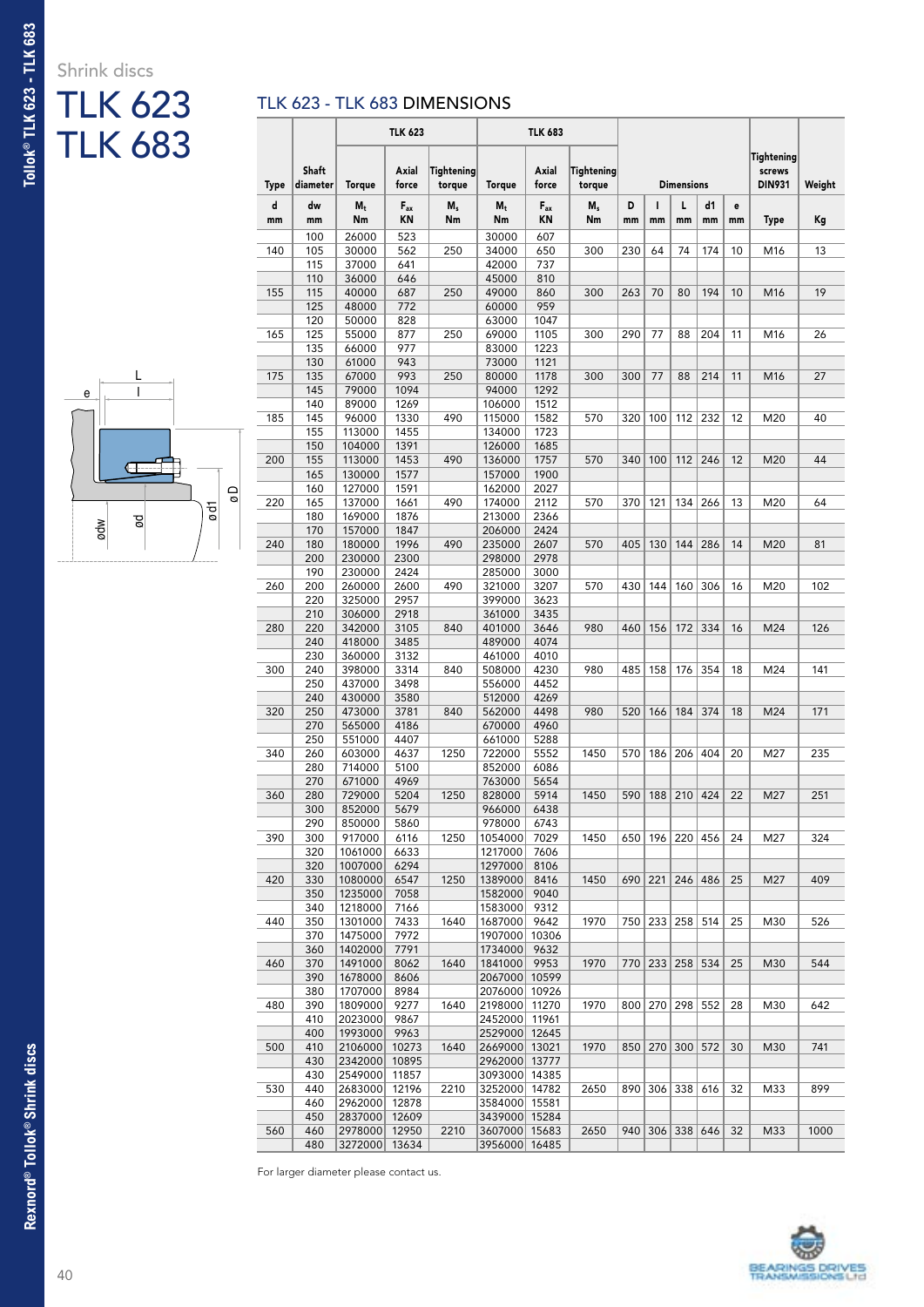Shrink discs

# TLK 623
# TLK 683

## TLK 623 - TLK 683 DIMENSIONS

| Type | Shaft diameter | TLK 623 | | | TLK 683 | | | Dimensions | | | | | Tightening screws DIN931 | Weight |
|---|---|---|---|---|---|---|---|---|---|---|---|---|---|---|
| | | Torque | Axial force | Tightening torque | Torque | Axial force | Tightening torque | | | | | | | |
| d mm | dw mm | $M_t$ Nm | $F_{ax}$ KN | $M_s$ Nm | $M_t$ Nm | $F_{ax}$ KN | $M_s$ Nm | D mm | l mm | L mm | d1 mm | e mm | Type | Kg |
| | 100 | 26000 | 523 | | 30000 | 607 | | | | | | | | |
| 140 | 105 | 30000 | 562 | 250 | 34000 | 650 | 300 | 230 | 64 | 74 | 174 | 10 | M16 | 13 |
| | 115 | 37000 | 641 | | 42000 | 737 | | | | | | | | |
| | 110 | 36000 | 646 | | 45000 | 810 | | | | | | | | |
| 155 | 115 | 40000 | 687 | 250 | 49000 | 860 | 300 | 263 | 70 | 80 | 194 | 10 | M16 | 19 |
| | 125 | 48000 | 772 | | 60000 | 959 | | | | | | | | |
| | 120 | 50000 | 828 | | 63000 | 1047 | | | | | | | | |
| 165 | 125 | 55000 | 877 | 250 | 69000 | 1105 | 300 | 290 | 77 | 88 | 204 | 11 | M16 | 26 |
| | 135 | 66000 | 977 | | 83000 | 1223 | | | | | | | | |
| | 130 | 61000 | 943 | | 73000 | 1121 | | | | | | | | |
| 175 | 135 | 67000 | 993 | 250 | 80000 | 1178 | 300 | 300 | 77 | 88 | 214 | 11 | M16 | 27 |
| | 145 | 79000 | 1094 | | 94000 | 1292 | | | | | | | | |
| | 140 | 89000 | 1269 | | 106000 | 1512 | | | | | | | | |
| 185 | 145 | 96000 | 1330 | 490 | 115000 | 1582 | 570 | 320 | 100 | 112 | 232 | 12 | M20 | 40 |
| | 155 | 113000 | 1455 | | 134000 | 1723 | | | | | | | | |
| | 150 | 104000 | 1391 | | 126000 | 1685 | | | | | | | | |
| 200 | 155 | 113000 | 1453 | 490 | 136000 | 1757 | 570 | 340 | 100 | 112 | 246 | 12 | M20 | 44 |
| | 165 | 130000 | 1577 | | 157000 | 1900 | | | | | | | | |
| | 160 | 127000 | 1591 | | 162000 | 2027 | | | | | | | | |
| 220 | 165 | 137000 | 1661 | 490 | 174000 | 2112 | 570 | 370 | 121 | 134 | 266 | 13 | M20 | 64 |
| | 180 | 169000 | 1876 | | 213000 | 2366 | | | | | | | | |
| | 170 | 157000 | 1847 | | 206000 | 2424 | | | | | | | | |
| 240 | 180 | 180000 | 1996 | 490 | 235000 | 2607 | 570 | 405 | 130 | 144 | 286 | 14 | M20 | 81 |
| | 200 | 230000 | 2300 | | 298000 | 2978 | | | | | | | | |
| | 190 | 230000 | 2424 | | 285000 | 3000 | | | | | | | | |
| 260 | 200 | 260000 | 2600 | 490 | 321000 | 3207 | 570 | 430 | 144 | 160 | 306 | 16 | M20 | 102 |
| | 220 | 325000 | 2957 | | 399000 | 3623 | | | | | | | | |
| | 210 | 306000 | 2918 | | 361000 | 3435 | | | | | | | | |
| 280 | 220 | 342000 | 3105 | 840 | 401000 | 3646 | 980 | 460 | 156 | 172 | 334 | 16 | M24 | 126 |
| | 240 | 418000 | 3485 | | 489000 | 4074 | | | | | | | | |
| | 230 | 360000 | 3132 | | 461000 | 4010 | | | | | | | | |
| 300 | 240 | 398000 | 3314 | 840 | 508000 | 4230 | 980 | 485 | 158 | 176 | 354 | 18 | M24 | 141 |
| | 250 | 437000 | 3498 | | 556000 | 4452 | | | | | | | | |
| | 240 | 430000 | 3580 | | 512000 | 4269 | | | | | | | | |
| 320 | 250 | 473000 | 3781 | 840 | 562000 | 4498 | 980 | 520 | 166 | 184 | 374 | 18 | M24 | 171 |
| | 270 | 565000 | 4186 | | 670000 | 4960 | | | | | | | | |
| | 250 | 551000 | 4407 | | 661000 | 5288 | | | | | | | | |
| 340 | 260 | 603000 | 4637 | 1250 | 722000 | 5552 | 1450 | 570 | 186 | 206 | 404 | 20 | M27 | 235 |
| | 280 | 714000 | 5100 | | 852000 | 6086 | | | | | | | | |
| | 270 | 671000 | 4969 | | 763000 | 5654 | | | | | | | | |
| 360 | 280 | 729000 | 5204 | 1250 | 828000 | 5914 | 1450 | 590 | 188 | 210 | 424 | 22 | M27 | 251 |
| | 300 | 852000 | 5679 | | 966000 | 6438 | | | | | | | | |
| | 290 | 850000 | 5860 | | 978000 | 6743 | | | | | | | | |
| 390 | 300 | 917000 | 6116 | 1250 | 1054000 | 7029 | 1450 | 650 | 196 | 220 | 456 | 24 | M27 | 324 |
| | 320 | 1061000 | 6633 | | 1217000 | 7606 | | | | | | | | |
| | 320 | 1007000 | 6294 | | 1297000 | 8106 | | | | | | | | |
| 420 | 330 | 1080000 | 6547 | 1250 | 1389000 | 8416 | 1450 | 690 | 221 | 246 | 486 | 25 | M27 | 409 |
| | 350 | 1235000 | 7058 | | 1582000 | 9040 | | | | | | | | |
| | 340 | 1218000 | 7166 | | 1583000 | 9312 | | | | | | | | |
| 440 | 350 | 1301000 | 7433 | 1640 | 1687000 | 9642 | 1970 | 750 | 233 | 258 | 514 | 25 | M30 | 526 |
| | 370 | 1475000 | 7972 | | 1907000 | 10306 | | | | | | | | |
| | 360 | 1402000 | 7791 | | 1734000 | 9632 | | | | | | | | |
| 460 | 370 | 1491000 | 8062 | 1640 | 1841000 | 9953 | 1970 | 770 | 233 | 258 | 534 | 25 | M30 | 544 |
| | 390 | 1678000 | 8606 | | 2067000 | 10599 | | | | | | | | |
| | 380 | 1707000 | 8984 | | 2076000 | 10926 | | | | | | | | |
| 480 | 390 | 1809000 | 9277 | 1640 | 2198000 | 11270 | 1970 | 800 | 270 | 298 | 552 | 28 | M30 | 642 |
| | 410 | 2023000 | 9867 | | 2452000 | 11961 | | | | | | | | |
| | 400 | 1993000 | 9963 | | 2529000 | 12645 | | | | | | | | |
| 500 | 410 | 2106000 | 10273 | 1640 | 2669000 | 13021 | 1970 | 850 | 270 | 300 | 572 | 30 | M30 | 741 |
| | 430 | 2342000 | 10895 | | 2962000 | 13777 | | | | | | | | |
| | 430 | 2549000 | 11857 | | 3093000 | 14385 | | | | | | | | |
| 530 | 440 | 2683000 | 12196 | 2210 | 3252000 | 14782 | 2650 | 890 | 306 | 338 | 616 | 32 | M33 | 899 |
| | 460 | 2962000 | 12878 | | 3584000 | 15581 | | | | | | | | |
| | 450 | 2837000 | 12609 | | 3439000 | 15284 | | | | | | | | |
| 560 | 460 | 2978000 | 12950 | 2210 | 3607000 | 15683 | 2650 | 940 | 306 | 338 | 646 | 32 | M33 | 1000 |
| | 480 | 3272000 | 13634 | | 3956000 | 16485 | | | | | | | | |

For larger diameter please contact us.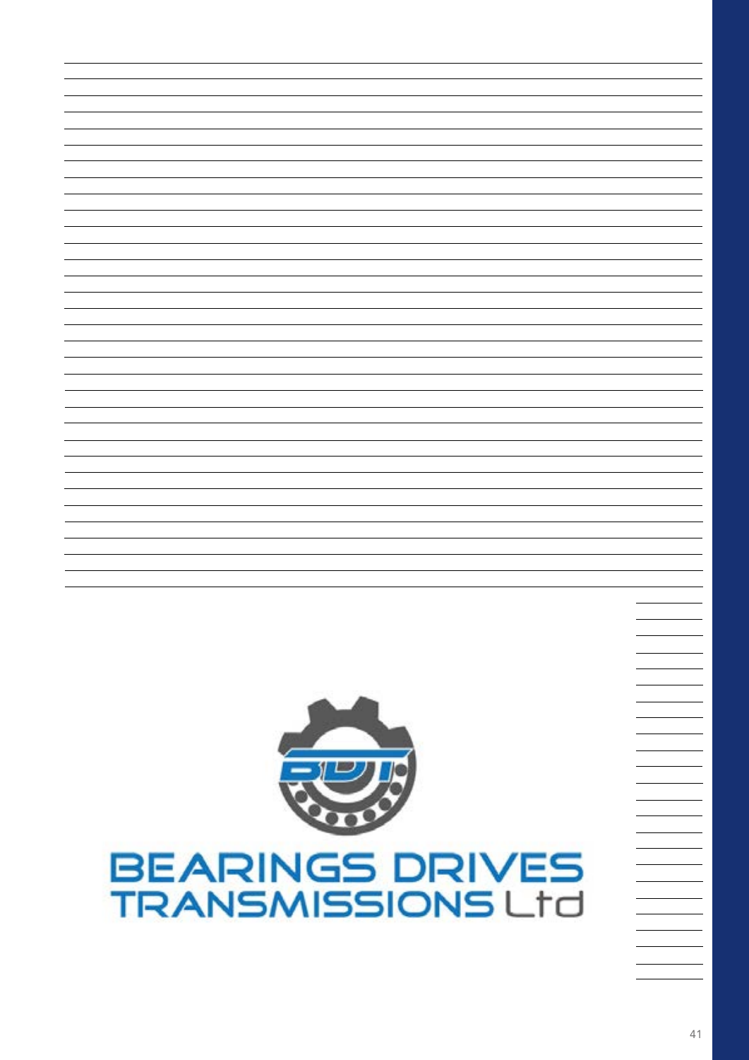BEARINGS DRIVES TRANSMISSIONS Ltd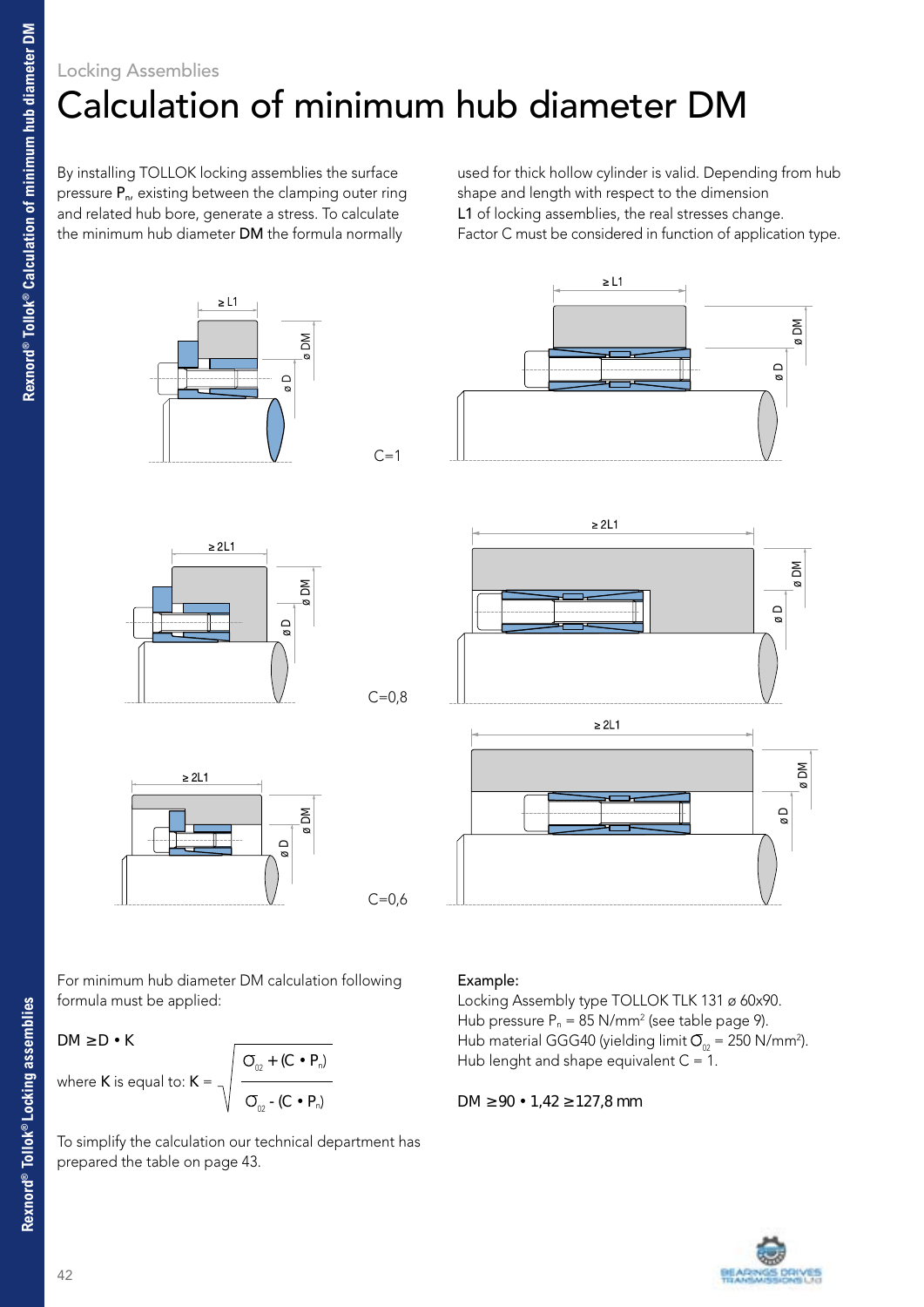Locking Assemblies

# Calculation of minimum hub diameter DM

By installing TOLLOK locking assemblies the surface pressure $P_n$, existing between the clamping outer ring and related hub bore, generate a stress. To calculate the minimum hub diameter **DM** the formula normally used for thick hollow cylinder is valid. Depending from hub shape and length with respect to the dimension **L1** of locking assemblies, the real stresses change. Factor C must be considered in function of application type.

C=1

C=0,8

C=0,6

For minimum hub diameter DM calculation following formula must be applied:

$$DM \geq D \cdot K$$

where **K** is equal to: 

$$K = \sqrt{\frac{\sigma_{02} + (C \cdot P_n)}{\sigma_{02} - (C \cdot P_n)}}$$

To simplify the calculation our technical department has prepared the table on page 43.

**Example:**

Locking Assembly type TOLLOK TLK 131 ø 60x90.
Hub pressure $P_n$ = 85 N/mm² (see table page 9).
Hub material GGG40 (yielding limit $\sigma_{02}$ = 250 N/mm²).
Hub lenght and shape equivalent C = 1.

$$DM \geq 90 \cdot 1{,}42 \geq 127{,}8 \text{ mm}$$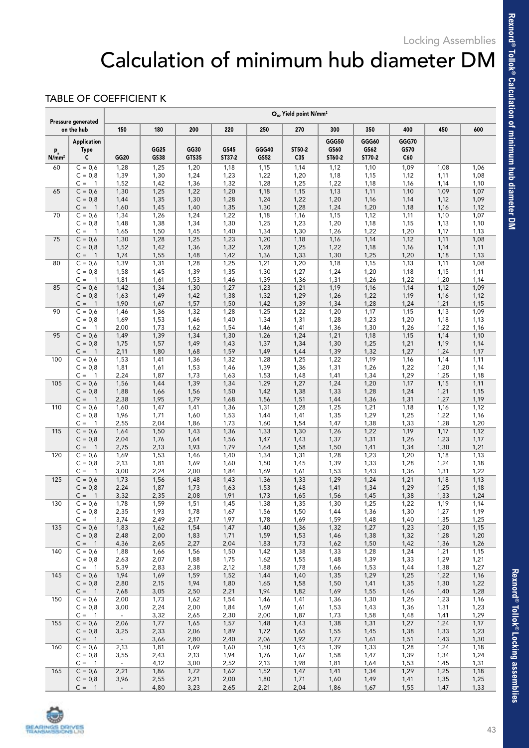# Calculation of minimum hub diameter DM

## TABLE OF COEFFICIENT K

| Pressure generated on the hub | | $\sigma_{02}$ Yield point N/mm² | | | | | | | | | | |
|---|---|---|---|---|---|---|---|---|---|---|---|---|
| | | 150 | 180 | 200 | 220 | 250 | 270 | 300 | 350 | 400 | 450 | 600 |
| $P_n$ N/mm² | Application Type C | GG20 | GG25 GS38 | GG30 GTS35 | GS45 ST37-2 | GGG40 GS52 | ST50-2 C35 | GGG50 GS60 ST60-2 | GGG60 GS62 ST70-2 | GGG70 GS70 C60 | | |
| 60 | C = 0,6 | 1,28 | 1,25 | 1,20 | 1,18 | 1,15 | 1,14 | 1,12 | 1,10 | 1,09 | 1,08 | 1,06 |
| | C = 0,8 | 1,39 | 1,30 | 1,24 | 1,23 | 1,22 | 1,20 | 1,18 | 1,15 | 1,12 | 1,11 | 1,08 |
| | C = 1 | 1,52 | 1,42 | 1,36 | 1,32 | 1,28 | 1,25 | 1,22 | 1,18 | 1,16 | 1,14 | 1,10 |
| 65 | C = 0,6 | 1,30 | 1,25 | 1,22 | 1,20 | 1,18 | 1,15 | 1,13 | 1,11 | 1,10 | 1,09 | 1,07 |
| | C = 0,8 | 1,44 | 1,35 | 1,30 | 1,28 | 1,24 | 1,22 | 1,20 | 1,16 | 1,14 | 1,12 | 1,09 |
| | C = 1 | 1,60 | 1,45 | 1,40 | 1,35 | 1,30 | 1,28 | 1,24 | 1,20 | 1,18 | 1,16 | 1,12 |
| 70 | C = 0,6 | 1,34 | 1,26 | 1,24 | 1,22 | 1,18 | 1,16 | 1,15 | 1,12 | 1,11 | 1,10 | 1,07 |
| | C = 0,8 | 1,48 | 1,38 | 1,34 | 1,30 | 1,25 | 1,23 | 1,20 | 1,18 | 1,15 | 1,13 | 1,10 |
| | C = 1 | 1,65 | 1,50 | 1,45 | 1,40 | 1,34 | 1,30 | 1,26 | 1,22 | 1,20 | 1,17 | 1,13 |
| 75 | C = 0,6 | 1,30 | 1,28 | 1,25 | 1,23 | 1,20 | 1,18 | 1,16 | 1,14 | 1,12 | 1,11 | 1,08 |
| | C = 0,8 | 1,52 | 1,42 | 1,36 | 1,32 | 1,28 | 1,25 | 1,22 | 1,18 | 1,16 | 1,14 | 1,11 |
| | C = 1 | 1,74 | 1,55 | 1,48 | 1,42 | 1,36 | 1,33 | 1,30 | 1,25 | 1,20 | 1,18 | 1,13 |
| 80 | C = 0,6 | 1,39 | 1,31 | 1,28 | 1,25 | 1,21 | 1,20 | 1,18 | 1,15 | 1,13 | 1,11 | 1,08 |
| | C = 0,8 | 1,58 | 1,45 | 1,39 | 1,35 | 1,30 | 1,27 | 1,24 | 1,20 | 1,18 | 1,15 | 1,11 |
| | C = 1 | 1,81 | 1,61 | 1,53 | 1,46 | 1,39 | 1,36 | 1,31 | 1,26 | 1,22 | 1,20 | 1,14 |
| 85 | C = 0,6 | 1,42 | 1,34 | 1,30 | 1,27 | 1,23 | 1,21 | 1,19 | 1,16 | 1,14 | 1,12 | 1,09 |
| | C = 0,8 | 1,63 | 1,49 | 1,42 | 1,38 | 1,32 | 1,29 | 1,26 | 1,22 | 1,19 | 1,16 | 1,12 |
| | C = 1 | 1,90 | 1,67 | 1,57 | 1,50 | 1,42 | 1,39 | 1,34 | 1,28 | 1,24 | 1,21 | 1,15 |
| 90 | C = 0,6 | 1,46 | 1,36 | 1,32 | 1,28 | 1,25 | 1,22 | 1,20 | 1,17 | 1,15 | 1,13 | 1,09 |
| | C = 0,8 | 1,69 | 1,53 | 1,46 | 1,40 | 1,34 | 1,31 | 1,28 | 1,23 | 1,20 | 1,18 | 1,13 |
| | C = 1 | 2,00 | 1,73 | 1,62 | 1,54 | 1,46 | 1,41 | 1,36 | 1,30 | 1,26 | 1,22 | 1,16 |
| 95 | C = 0,6 | 1,49 | 1,39 | 1,34 | 1,30 | 1,26 | 1,24 | 1,21 | 1,18 | 1,15 | 1,14 | 1,10 |
| | C = 0,8 | 1,75 | 1,57 | 1,49 | 1,43 | 1,37 | 1,34 | 1,30 | 1,25 | 1,21 | 1,19 | 1,14 |
| | C = 1 | 2,11 | 1,80 | 1,68 | 1,59 | 1,49 | 1,44 | 1,39 | 1,32 | 1,27 | 1,24 | 1,17 |
| 100 | C = 0,6 | 1,53 | 1,41 | 1,36 | 1,32 | 1,28 | 1,25 | 1,22 | 1,19 | 1,16 | 1,14 | 1,11 |
| | C = 0,8 | 1,81 | 1,61 | 1,53 | 1,46 | 1,39 | 1,36 | 1,31 | 1,26 | 1,22 | 1,20 | 1,14 |
| | C = 1 | 2,24 | 1,87 | 1,73 | 1,63 | 1,53 | 1,48 | 1,41 | 1,34 | 1,29 | 1,25 | 1,18 |
| 105 | C = 0,6 | 1,56 | 1,44 | 1,39 | 1,34 | 1,29 | 1,27 | 1,24 | 1,20 | 1,17 | 1,15 | 1,11 |
| | C = 0,8 | 1,88 | 1,66 | 1,56 | 1,50 | 1,42 | 1,38 | 1,33 | 1,28 | 1,24 | 1,21 | 1,15 |
| | C = 1 | 2,38 | 1,95 | 1,79 | 1,68 | 1,56 | 1,51 | 1,44 | 1,36 | 1,31 | 1,27 | 1,19 |
| 110 | C = 0,6 | 1,60 | 1,47 | 1,41 | 1,36 | 1,31 | 1,28 | 1,25 | 1,21 | 1,18 | 1,16 | 1,12 |
| | C = 0,8 | 1,96 | 1,71 | 1,60 | 1,53 | 1,44 | 1,41 | 1,35 | 1,29 | 1,25 | 1,22 | 1,16 |
| | C = 1 | 2,55 | 2,04 | 1,86 | 1,73 | 1,60 | 1,54 | 1,47 | 1,38 | 1,33 | 1,28 | 1,20 |
| 115 | C = 0,6 | 1,64 | 1,50 | 1,43 | 1,36 | 1,33 | 1,30 | 1,26 | 1,22 | 1,19 | 1,17 | 1,12 |
| | C = 0,8 | 2,04 | 1,76 | 1,64 | 1,56 | 1,47 | 1,43 | 1,37 | 1,31 | 1,26 | 1,23 | 1,17 |
| | C = 1 | 2,75 | 2,13 | 1,93 | 1,79 | 1,64 | 1,58 | 1,50 | 1,41 | 1,34 | 1,30 | 1,21 |
| 120 | C = 0,6 | 1,69 | 1,53 | 1,46 | 1,40 | 1,34 | 1,31 | 1,28 | 1,23 | 1,20 | 1,18 | 1,13 |
| | C = 0,8 | 2,13 | 1,81 | 1,69 | 1,60 | 1,50 | 1,45 | 1,39 | 1,33 | 1,28 | 1,24 | 1,18 |
| | C = 1 | 3,00 | 2,24 | 2,00 | 1,84 | 1,69 | 1,61 | 1,53 | 1,43 | 1,36 | 1,31 | 1,22 |
| 125 | C = 0,6 | 1,73 | 1,56 | 1,48 | 1,43 | 1,36 | 1,33 | 1,29 | 1,24 | 1,21 | 1,18 | 1,13 |
| | C = 0,8 | 2,24 | 1,87 | 1,73 | 1,63 | 1,53 | 1,48 | 1,41 | 1,34 | 1,29 | 1,25 | 1,18 |
| | C = 1 | 3,32 | 2,35 | 2,08 | 1,91 | 1,73 | 1,65 | 1,56 | 1,45 | 1,38 | 1,33 | 1,24 |
| 130 | C = 0,6 | 1,78 | 1,59 | 1,51 | 1,45 | 1,38 | 1,35 | 1,30 | 1,25 | 1,22 | 1,19 | 1,14 |
| | C = 0,8 | 2,35 | 1,93 | 1,78 | 1,67 | 1,56 | 1,50 | 1,44 | 1,36 | 1,30 | 1,27 | 1,19 |
| | C = 1 | 3,74 | 2,49 | 2,17 | 1,97 | 1,78 | 1,69 | 1,59 | 1,48 | 1,40 | 1,35 | 1,25 |
| 135 | C = 0,6 | 1,83 | 1,62 | 1,54 | 1,47 | 1,40 | 1,36 | 1,32 | 1,27 | 1,23 | 1,20 | 1,15 |
| | C = 0,8 | 2,48 | 2,00 | 1,83 | 1,71 | 1,59 | 1,53 | 1,46 | 1,38 | 1,32 | 1,28 | 1,20 |
| | C = 1 | 4,36 | 2,65 | 2,27 | 2,04 | 1,83 | 1,73 | 1,62 | 1,50 | 1,42 | 1,36 | 1,26 |
| 140 | C = 0,6 | 1,88 | 1,66 | 1,56 | 1,50 | 1,42 | 1,38 | 1,33 | 1,28 | 1,24 | 1,21 | 1,15 |
| | C = 0,8 | 2,63 | 2,07 | 1,88 | 1,75 | 1,62 | 1,55 | 1,48 | 1,39 | 1,33 | 1,29 | 1,21 |
| | C = 1 | 5,39 | 2,83 | 2,38 | 2,12 | 1,88 | 1,78 | 1,66 | 1,53 | 1,44 | 1,38 | 1,27 |
| 145 | C = 0,6 | 1,94 | 1,69 | 1,59 | 1,52 | 1,44 | 1,40 | 1,35 | 1,29 | 1,25 | 1,22 | 1,16 |
| | C = 0,8 | 2,80 | 2,15 | 1,94 | 1,80 | 1,65 | 1,58 | 1,50 | 1,41 | 1,35 | 1,30 | 1,22 |
| | C = 1 | 7,68 | 3,05 | 2,50 | 2,21 | 1,94 | 1,82 | 1,69 | 1,55 | 1,46 | 1,40 | 1,28 |
| 150 | C = 0,6 | 2,00 | 1,73 | 1,62 | 1,54 | 1,46 | 1,41 | 1,36 | 1,30 | 1,26 | 1,23 | 1,16 |
| | C = 0,8 | 3,00 | 2,24 | 2,00 | 1,84 | 1,69 | 1,61 | 1,53 | 1,43 | 1,36 | 1,31 | 1,23 |
| | C = 1 | - | 3,32 | 2,65 | 2,30 | 2,00 | 1,87 | 1,73 | 1,58 | 1,48 | 1,41 | 1,29 |
| 155 | C = 0,6 | 2,06 | 1,77 | 1,65 | 1,57 | 1,48 | 1,43 | 1,38 | 1,31 | 1,27 | 1,24 | 1,17 |
| | C = 0,8 | 3,25 | 2,33 | 2,06 | 1,89 | 1,72 | 1,65 | 1,55 | 1,45 | 1,38 | 1,33 | 1,23 |
| | C = 1 | - | 3,66 | 2,80 | 2,40 | 2,06 | 1,92 | 1,77 | 1,61 | 1,51 | 1,43 | 1,30 |
| 160 | C = 0,6 | 2,13 | 1,81 | 1,69 | 1,60 | 1,50 | 1,45 | 1,39 | 1,33 | 1,28 | 1,24 | 1,18 |
| | C = 0,8 | 3,55 | 2,43 | 2,13 | 1,94 | 1,76 | 1,67 | 1,58 | 1,47 | 1,39 | 1,34 | 1,24 |
| | C = 1 | - | 4,12 | 3,00 | 2,52 | 2,13 | 1,98 | 1,81 | 1,64 | 1,53 | 1,45 | 1,31 |
| 165 | C = 0,6 | 2,21 | 1,86 | 1,72 | 1,62 | 1,52 | 1,47 | 1,41 | 1,34 | 1,29 | 1,25 | 1,18 |
| | C = 0,8 | 3,96 | 2,55 | 2,21 | 2,00 | 1,80 | 1,71 | 1,60 | 1,49 | 1,41 | 1,35 | 1,25 |
| | C = 1 | - | 4,80 | 3,23 | 2,65 | 2,21 | 2,04 | 1,86 | 1,67 | 1,55 | 1,47 | 1,33 |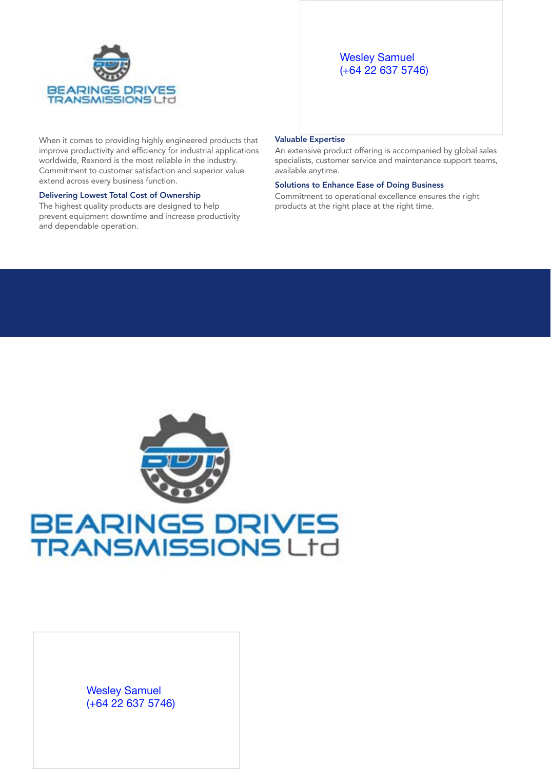BEARINGS DRIVES TRANSMISSIONS Ltd

Wesley Samuel
(+64 22 637 5746)

When it comes to providing highly engineered products that improve productivity and efficiency for industrial applications worldwide, Rexnord is the most reliable in the industry. Commitment to customer satisfaction and superior value extend across every business function.

**Delivering Lowest Total Cost of Ownership**
The highest quality products are designed to help prevent equipment downtime and increase productivity and dependable operation.

**Valuable Expertise**
An extensive product offering is accompanied by global sales specialists, customer service and maintenance support teams, available anytime.

**Solutions to Enhance Ease of Doing Business**
Commitment to operational excellence ensures the right products at the right place at the right time.

BEARINGS DRIVES TRANSMISSIONS Ltd

Wesley Samuel
(+64 22 637 5746)